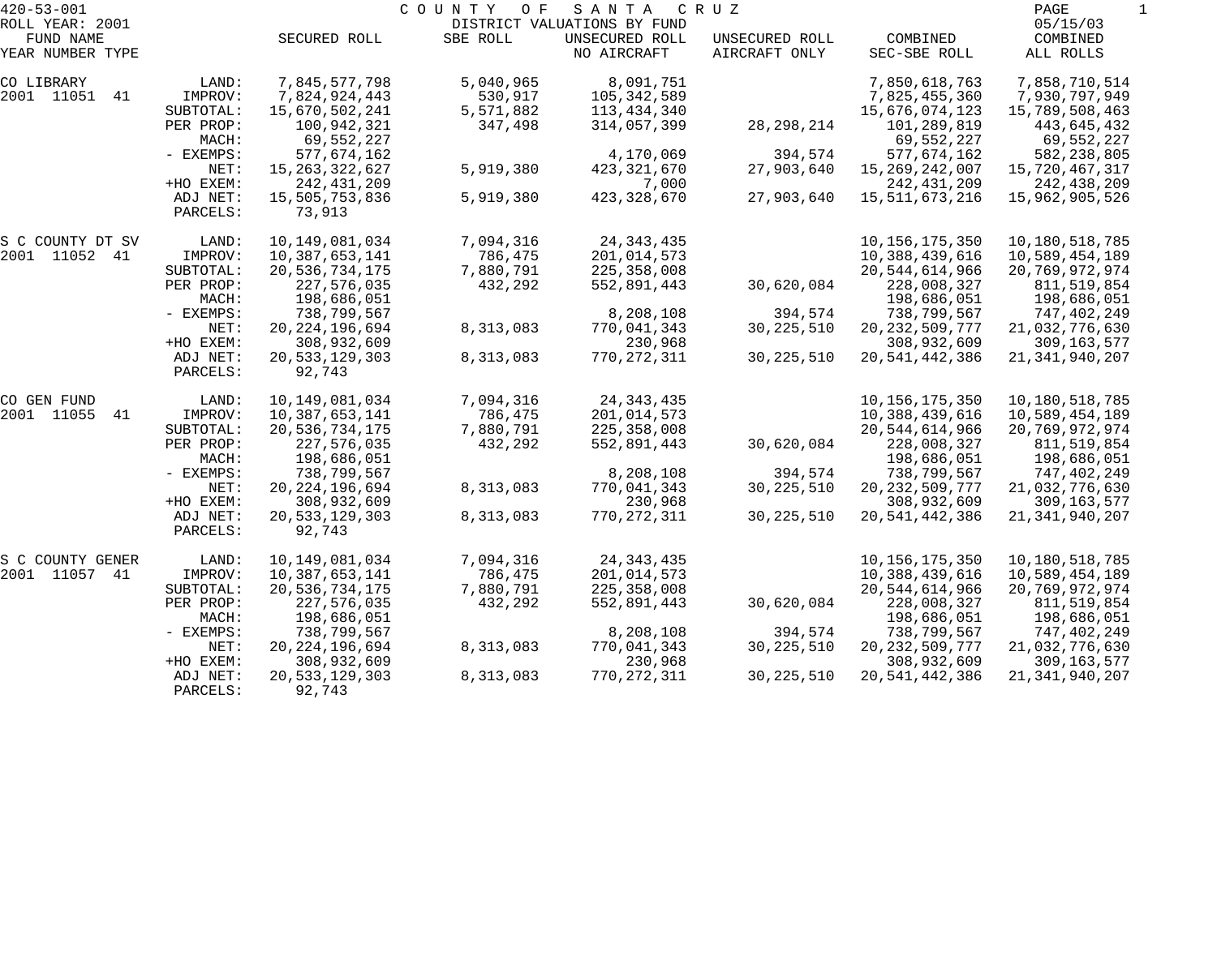420-53-001 COUNTY OF SANTA CRUZ
ROLL YEAR: 2001 DISTRICT VALUATIONS BY FUND 05/15/03

| FUND NAME YEAR NUMBER TYPE | | SECURED ROLL | SBE ROLL | UNSECURED ROLL NO AIRCRAFT | UNSECURED ROLL AIRCRAFT ONLY | COMBINED SEC-SBE ROLL | COMBINED ALL ROLLS |
|---|---|---|---|---|---|---|---|
| CO LIBRARY | LAND: | 7,845,577,798 | 5,040,965 | 8,091,751 | | 7,850,618,763 | 7,858,710,514 |
| 2001 11051 41 | IMPROV: | 7,824,924,443 | 530,917 | 105,342,589 | | 7,825,455,360 | 7,930,797,949 |
| | SUBTOTAL: | 15,670,502,241 | 5,571,882 | 113,434,340 | | 15,676,074,123 | 15,789,508,463 |
| | PER PROP: | 100,942,321 | 347,498 | 314,057,399 | 28,298,214 | 101,289,819 | 443,645,432 |
| | MACH: | 69,552,227 | | | | 69,552,227 | 69,552,227 |
| | - EXEMPS: | 577,674,162 | | 4,170,069 | 394,574 | 577,674,162 | 582,238,805 |
| | NET: | 15,263,322,627 | 5,919,380 | 423,321,670 | 27,903,640 | 15,269,242,007 | 15,720,467,317 |
| | +HO EXEM: | 242,431,209 | | 7,000 | | 242,431,209 | 242,438,209 |
| | ADJ NET: | 15,505,753,836 | 5,919,380 | 423,328,670 | 27,903,640 | 15,511,673,216 | 15,962,905,526 |
| | PARCELS: | 73,913 | | | | | |
| S C COUNTY DT SV | LAND: | 10,149,081,034 | 7,094,316 | 24,343,435 | | 10,156,175,350 | 10,180,518,785 |
| 2001 11052 41 | IMPROV: | 10,387,653,141 | 786,475 | 201,014,573 | | 10,388,439,616 | 10,589,454,189 |
| | SUBTOTAL: | 20,536,734,175 | 7,880,791 | 225,358,008 | | 20,544,614,966 | 20,769,972,974 |
| | PER PROP: | 227,576,035 | 432,292 | 552,891,443 | 30,620,084 | 228,008,327 | 811,519,854 |
| | MACH: | 198,686,051 | | | | 198,686,051 | 198,686,051 |
| | - EXEMPS: | 738,799,567 | | 8,208,108 | 394,574 | 738,799,567 | 747,402,249 |
| | NET: | 20,224,196,694 | 8,313,083 | 770,041,343 | 30,225,510 | 20,232,509,777 | 21,032,776,630 |
| | +HO EXEM: | 308,932,609 | | 230,968 | | 308,932,609 | 309,163,577 |
| | ADJ NET: | 20,533,129,303 | 8,313,083 | 770,272,311 | 30,225,510 | 20,541,442,386 | 21,341,940,207 |
| | PARCELS: | 92,743 | | | | | |
| CO GEN FUND | LAND: | 10,149,081,034 | 7,094,316 | 24,343,435 | | 10,156,175,350 | 10,180,518,785 |
| 2001 11055 41 | IMPROV: | 10,387,653,141 | 786,475 | 201,014,573 | | 10,388,439,616 | 10,589,454,189 |
| | SUBTOTAL: | 20,536,734,175 | 7,880,791 | 225,358,008 | | 20,544,614,966 | 20,769,972,974 |
| | PER PROP: | 227,576,035 | 432,292 | 552,891,443 | 30,620,084 | 228,008,327 | 811,519,854 |
| | MACH: | 198,686,051 | | | | 198,686,051 | 198,686,051 |
| | - EXEMPS: | 738,799,567 | | 8,208,108 | 394,574 | 738,799,567 | 747,402,249 |
| | NET: | 20,224,196,694 | 8,313,083 | 770,041,343 | 30,225,510 | 20,232,509,777 | 21,032,776,630 |
| | +HO EXEM: | 308,932,609 | | 230,968 | | 308,932,609 | 309,163,577 |
| | ADJ NET: | 20,533,129,303 | 8,313,083 | 770,272,311 | 30,225,510 | 20,541,442,386 | 21,341,940,207 |
| | PARCELS: | 92,743 | | | | | |
| S C COUNTY GENER | LAND: | 10,149,081,034 | 7,094,316 | 24,343,435 | | 10,156,175,350 | 10,180,518,785 |
| 2001 11057 41 | IMPROV: | 10,387,653,141 | 786,475 | 201,014,573 | | 10,388,439,616 | 10,589,454,189 |
| | SUBTOTAL: | 20,536,734,175 | 7,880,791 | 225,358,008 | | 20,544,614,966 | 20,769,972,974 |
| | PER PROP: | 227,576,035 | 432,292 | 552,891,443 | 30,620,084 | 228,008,327 | 811,519,854 |
| | MACH: | 198,686,051 | | | | 198,686,051 | 198,686,051 |
| | - EXEMPS: | 738,799,567 | | 8,208,108 | 394,574 | 738,799,567 | 747,402,249 |
| | NET: | 20,224,196,694 | 8,313,083 | 770,041,343 | 30,225,510 | 20,232,509,777 | 21,032,776,630 |
| | +HO EXEM: | 308,932,609 | | 230,968 | | 308,932,609 | 309,163,577 |
| | ADJ NET: | 20,533,129,303 | 8,313,083 | 770,272,311 | 30,225,510 | 20,541,442,386 | 21,341,940,207 |
| | PARCELS: | 92,743 | | | | | |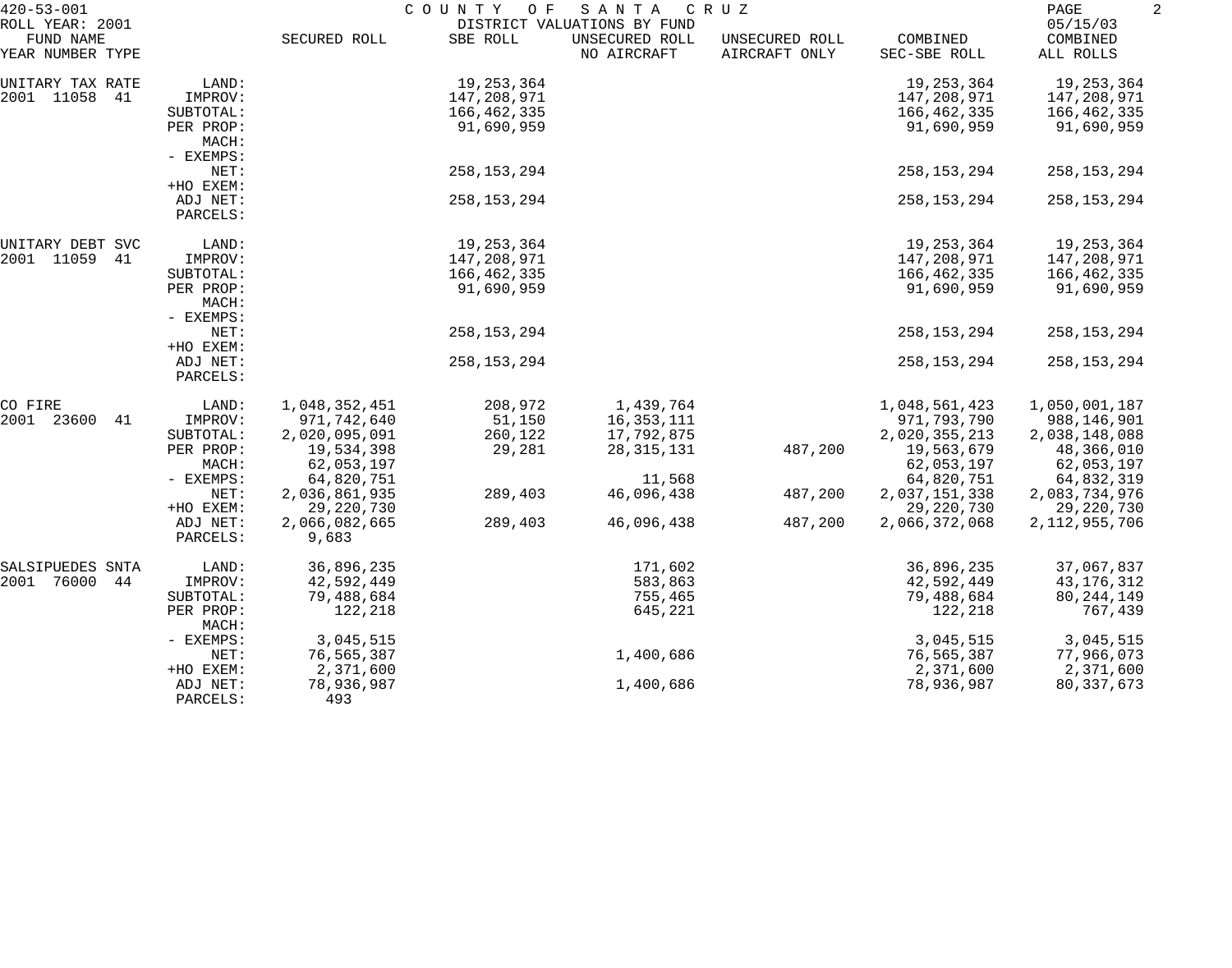420-53-001 COUNTY OF SANTA CRUZ
ROLL YEAR: 2001 DISTRICT VALUATIONS BY FUND 05/15/03

| FUND NAME<br>YEAR NUMBER TYPE | | SECURED ROLL | SBE ROLL | UNSECURED ROLL<br>NO AIRCRAFT | UNSECURED ROLL<br>AIRCRAFT ONLY | COMBINED<br>SEC-SBE ROLL | COMBINED<br>ALL ROLLS |
|---|---|---|---|---|---|---|---|
| UNITARY TAX RATE | LAND: | | 19,253,364 | | | 19,253,364 | 19,253,364 |
| 2001 11058 41 | IMPROV: | | 147,208,971 | | | 147,208,971 | 147,208,971 |
| | SUBTOTAL: | | 166,462,335 | | | 166,462,335 | 166,462,335 |
| | PER PROP: | | 91,690,959 | | | 91,690,959 | 91,690,959 |
| | MACH: | | | | | | |
| | - EXEMPS: | | | | | | |
| | NET: | | 258,153,294 | | | 258,153,294 | 258,153,294 |
| | +HO EXEM: | | | | | | |
| | ADJ NET: | | 258,153,294 | | | 258,153,294 | 258,153,294 |
| | PARCELS: | | | | | | |
| UNITARY DEBT SVC | LAND: | | 19,253,364 | | | 19,253,364 | 19,253,364 |
| 2001 11059 41 | IMPROV: | | 147,208,971 | | | 147,208,971 | 147,208,971 |
| | SUBTOTAL: | | 166,462,335 | | | 166,462,335 | 166,462,335 |
| | PER PROP: | | 91,690,959 | | | 91,690,959 | 91,690,959 |
| | MACH: | | | | | | |
| | - EXEMPS: | | | | | | |
| | NET: | | 258,153,294 | | | 258,153,294 | 258,153,294 |
| | +HO EXEM: | | | | | | |
| | ADJ NET: | | 258,153,294 | | | 258,153,294 | 258,153,294 |
| | PARCELS: | | | | | | |
| CO FIRE | LAND: | 1,048,352,451 | 208,972 | 1,439,764 | | 1,048,561,423 | 1,050,001,187 |
| 2001 23600 41 | IMPROV: | 971,742,640 | 51,150 | 16,353,111 | | 971,793,790 | 988,146,901 |
| | SUBTOTAL: | 2,020,095,091 | 260,122 | 17,792,875 | | 2,020,355,213 | 2,038,148,088 |
| | PER PROP: | 19,534,398 | 29,281 | 28,315,131 | 487,200 | 19,563,679 | 48,366,010 |
| | MACH: | 62,053,197 | | | | 62,053,197 | 62,053,197 |
| | - EXEMPS: | 64,820,751 | | 11,568 | | 64,820,751 | 64,832,319 |
| | NET: | 2,036,861,935 | 289,403 | 46,096,438 | 487,200 | 2,037,151,338 | 2,083,734,976 |
| | +HO EXEM: | 29,220,730 | | | | 29,220,730 | 29,220,730 |
| | ADJ NET: | 2,066,082,665 | 289,403 | 46,096,438 | 487,200 | 2,066,372,068 | 2,112,955,706 |
| | PARCELS: | 9,683 | | | | | |
| SALSIPUEDES SNTA | LAND: | 36,896,235 | | 171,602 | | 36,896,235 | 37,067,837 |
| 2001 76000 44 | IMPROV: | 42,592,449 | | 583,863 | | 42,592,449 | 43,176,312 |
| | SUBTOTAL: | 79,488,684 | | 755,465 | | 79,488,684 | 80,244,149 |
| | PER PROP: | 122,218 | | 645,221 | | 122,218 | 767,439 |
| | MACH: | | | | | | |
| | - EXEMPS: | 3,045,515 | | | | 3,045,515 | 3,045,515 |
| | NET: | 76,565,387 | | 1,400,686 | | 76,565,387 | 77,966,073 |
| | +HO EXEM: | 2,371,600 | | | | 2,371,600 | 2,371,600 |
| | ADJ NET: | 78,936,987 | | 1,400,686 | | 78,936,987 | 80,337,673 |
| | PARCELS: | 493 | | | | | |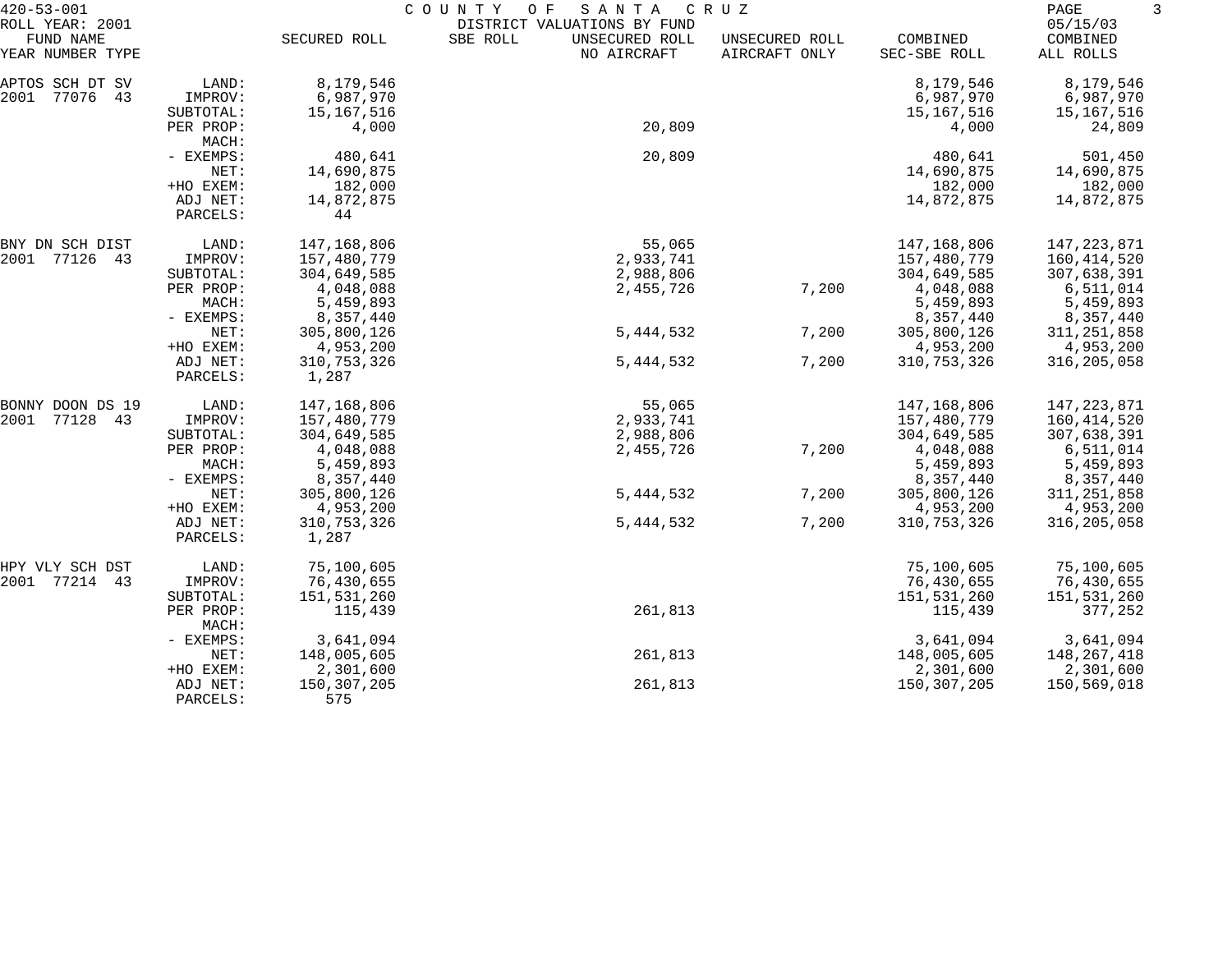420-53-001 COUNTY OF SANTA CRUZ

ROLL YEAR: 2001 DISTRICT VALUATIONS BY FUND 05/15/03

| FUND NAME YEAR NUMBER TYPE | | SECURED ROLL | SBE ROLL | UNSECURED ROLL NO AIRCRAFT | UNSECURED ROLL AIRCRAFT ONLY | COMBINED SEC-SBE ROLL | COMBINED ALL ROLLS |
|---|---|---|---|---|---|---|---|
| APTOS SCH DT SV | LAND: | 8,179,546 | | | | 8,179,546 | 8,179,546 |
| 2001 77076 43 | IMPROV: | 6,987,970 | | | | 6,987,970 | 6,987,970 |
| | SUBTOTAL: | 15,167,516 | | | | 15,167,516 | 15,167,516 |
| | PER PROP: | 4,000 | | 20,809 | | 4,000 | 24,809 |
| | MACH: | | | | | | |
| | - EXEMPS: | 480,641 | | 20,809 | | 480,641 | 501,450 |
| | NET: | 14,690,875 | | | | 14,690,875 | 14,690,875 |
| | +HO EXEM: | 182,000 | | | | 182,000 | 182,000 |
| | ADJ NET: | 14,872,875 | | | | 14,872,875 | 14,872,875 |
| | PARCELS: | 44 | | | | | |
| BNY DN SCH DIST | LAND: | 147,168,806 | | 55,065 | | 147,168,806 | 147,223,871 |
| 2001 77126 43 | IMPROV: | 157,480,779 | | 2,933,741 | | 157,480,779 | 160,414,520 |
| | SUBTOTAL: | 304,649,585 | | 2,988,806 | | 304,649,585 | 307,638,391 |
| | PER PROP: | 4,048,088 | | 2,455,726 | 7,200 | 4,048,088 | 6,511,014 |
| | MACH: | 5,459,893 | | | | 5,459,893 | 5,459,893 |
| | - EXEMPS: | 8,357,440 | | | | 8,357,440 | 8,357,440 |
| | NET: | 305,800,126 | | 5,444,532 | 7,200 | 305,800,126 | 311,251,858 |
| | +HO EXEM: | 4,953,200 | | | | 4,953,200 | 4,953,200 |
| | ADJ NET: | 310,753,326 | | 5,444,532 | 7,200 | 310,753,326 | 316,205,058 |
| | PARCELS: | 1,287 | | | | | |
| BONNY DOON DS 19 | LAND: | 147,168,806 | | 55,065 | | 147,168,806 | 147,223,871 |
| 2001 77128 43 | IMPROV: | 157,480,779 | | 2,933,741 | | 157,480,779 | 160,414,520 |
| | SUBTOTAL: | 304,649,585 | | 2,988,806 | | 304,649,585 | 307,638,391 |
| | PER PROP: | 4,048,088 | | 2,455,726 | 7,200 | 4,048,088 | 6,511,014 |
| | MACH: | 5,459,893 | | | | 5,459,893 | 5,459,893 |
| | - EXEMPS: | 8,357,440 | | | | 8,357,440 | 8,357,440 |
| | NET: | 305,800,126 | | 5,444,532 | 7,200 | 305,800,126 | 311,251,858 |
| | +HO EXEM: | 4,953,200 | | | | 4,953,200 | 4,953,200 |
| | ADJ NET: | 310,753,326 | | 5,444,532 | 7,200 | 310,753,326 | 316,205,058 |
| | PARCELS: | 1,287 | | | | | |
| HPY VLY SCH DST | LAND: | 75,100,605 | | | | 75,100,605 | 75,100,605 |
| 2001 77214 43 | IMPROV: | 76,430,655 | | | | 76,430,655 | 76,430,655 |
| | SUBTOTAL: | 151,531,260 | | | | 151,531,260 | 151,531,260 |
| | PER PROP: | 115,439 | | 261,813 | | 115,439 | 377,252 |
| | MACH: | | | | | | |
| | - EXEMPS: | 3,641,094 | | | | 3,641,094 | 3,641,094 |
| | NET: | 148,005,605 | | 261,813 | | 148,005,605 | 148,267,418 |
| | +HO EXEM: | 2,301,600 | | | | 2,301,600 | 2,301,600 |
| | ADJ NET: | 150,307,205 | | 261,813 | | 150,307,205 | 150,569,018 |
| | PARCELS: | 575 | | | | | |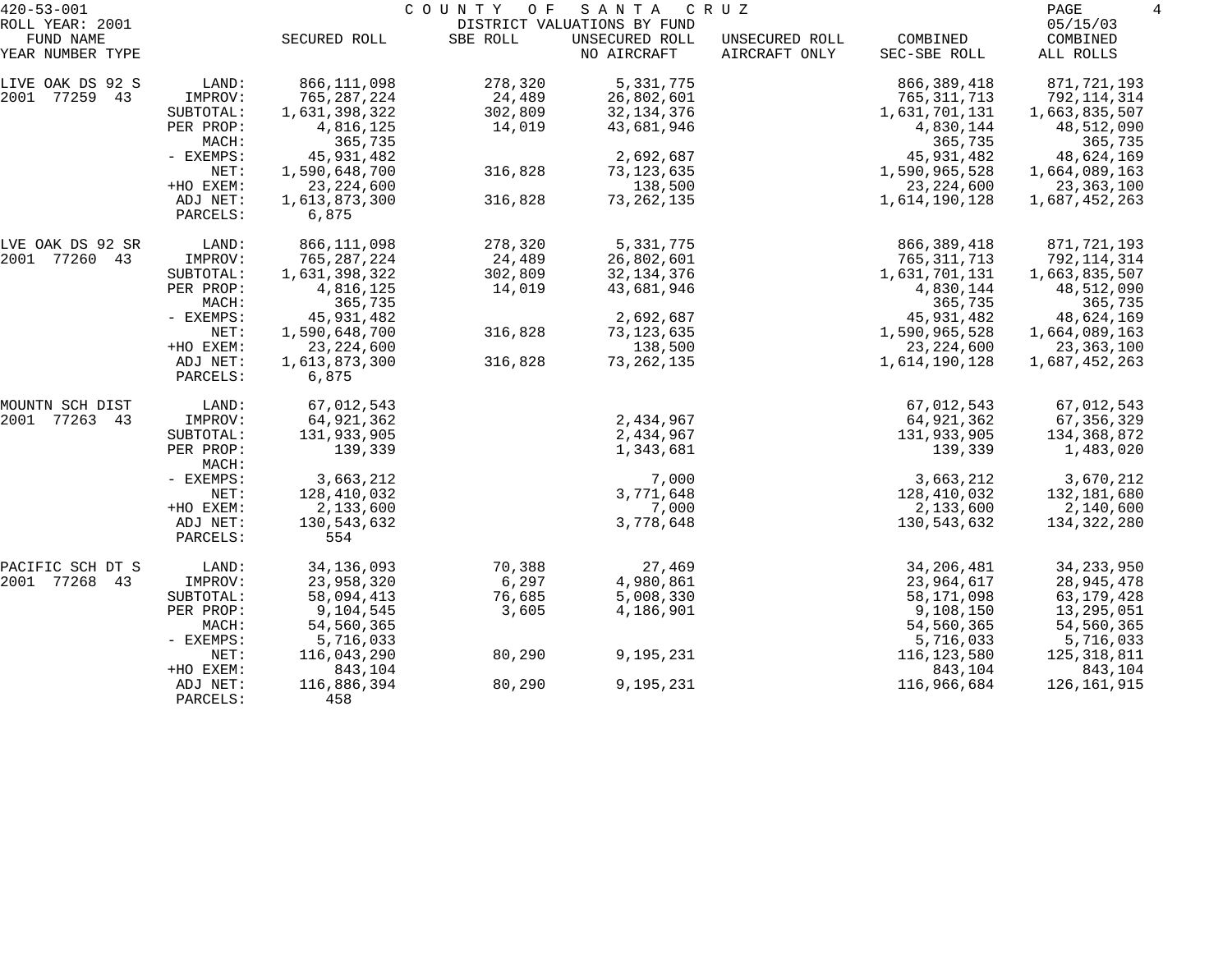420-53-001 COUNTY OF SANTA CRUZ

ROLL YEAR: 2001 DISTRICT VALUATIONS BY FUND 05/15/03

| FUND NAME YEAR NUMBER TYPE | | SECURED ROLL | SBE ROLL | UNSECURED ROLL NO AIRCRAFT | UNSECURED ROLL AIRCRAFT ONLY | COMBINED SEC-SBE ROLL | COMBINED ALL ROLLS |
|---|---|---|---|---|---|---|---|
| LIVE OAK DS 92 S | LAND: | 866,111,098 | 278,320 | 5,331,775 | | 866,389,418 | 871,721,193 |
| 2001 77259 43 | IMPROV: | 765,287,224 | 24,489 | 26,802,601 | | 765,311,713 | 792,114,314 |
| | SUBTOTAL: | 1,631,398,322 | 302,809 | 32,134,376 | | 1,631,701,131 | 1,663,835,507 |
| | PER PROP: | 4,816,125 | 14,019 | 43,681,946 | | 4,830,144 | 48,512,090 |
| | MACH: | 365,735 | | | | 365,735 | 365,735 |
| | - EXEMPS: | 45,931,482 | | 2,692,687 | | 45,931,482 | 48,624,169 |
| | NET: | 1,590,648,700 | 316,828 | 73,123,635 | | 1,590,965,528 | 1,664,089,163 |
| | +HO EXEM: | 23,224,600 | | 138,500 | | 23,224,600 | 23,363,100 |
| | ADJ NET: | 1,613,873,300 | 316,828 | 73,262,135 | | 1,614,190,128 | 1,687,452,263 |
| | PARCELS: | 6,875 | | | | | |
| LVE OAK DS 92 SR | LAND: | 866,111,098 | 278,320 | 5,331,775 | | 866,389,418 | 871,721,193 |
| 2001 77260 43 | IMPROV: | 765,287,224 | 24,489 | 26,802,601 | | 765,311,713 | 792,114,314 |
| | SUBTOTAL: | 1,631,398,322 | 302,809 | 32,134,376 | | 1,631,701,131 | 1,663,835,507 |
| | PER PROP: | 4,816,125 | 14,019 | 43,681,946 | | 4,830,144 | 48,512,090 |
| | MACH: | 365,735 | | | | 365,735 | 365,735 |
| | - EXEMPS: | 45,931,482 | | 2,692,687 | | 45,931,482 | 48,624,169 |
| | NET: | 1,590,648,700 | 316,828 | 73,123,635 | | 1,590,965,528 | 1,664,089,163 |
| | +HO EXEM: | 23,224,600 | | 138,500 | | 23,224,600 | 23,363,100 |
| | ADJ NET: | 1,613,873,300 | 316,828 | 73,262,135 | | 1,614,190,128 | 1,687,452,263 |
| | PARCELS: | 6,875 | | | | | |
| MOUNTN SCH DIST | LAND: | 67,012,543 | | | | 67,012,543 | 67,012,543 |
| 2001 77263 43 | IMPROV: | 64,921,362 | | 2,434,967 | | 64,921,362 | 67,356,329 |
| | SUBTOTAL: | 131,933,905 | | 2,434,967 | | 131,933,905 | 134,368,872 |
| | PER PROP: | 139,339 | | 1,343,681 | | 139,339 | 1,483,020 |
| | MACH: | | | | | | |
| | - EXEMPS: | 3,663,212 | | 7,000 | | 3,663,212 | 3,670,212 |
| | NET: | 128,410,032 | | 3,771,648 | | 128,410,032 | 132,181,680 |
| | +HO EXEM: | 2,133,600 | | 7,000 | | 2,133,600 | 2,140,600 |
| | ADJ NET: | 130,543,632 | | 3,778,648 | | 130,543,632 | 134,322,280 |
| | PARCELS: | 554 | | | | | |
| PACIFIC SCH DT S | LAND: | 34,136,093 | 70,388 | 27,469 | | 34,206,481 | 34,233,950 |
| 2001 77268 43 | IMPROV: | 23,958,320 | 6,297 | 4,980,861 | | 23,964,617 | 28,945,478 |
| | SUBTOTAL: | 58,094,413 | 76,685 | 5,008,330 | | 58,171,098 | 63,179,428 |
| | PER PROP: | 9,104,545 | 3,605 | 4,186,901 | | 9,108,150 | 13,295,051 |
| | MACH: | 54,560,365 | | | | 54,560,365 | 54,560,365 |
| | - EXEMPS: | 5,716,033 | | | | 5,716,033 | 5,716,033 |
| | NET: | 116,043,290 | 80,290 | 9,195,231 | | 116,123,580 | 125,318,811 |
| | +HO EXEM: | 843,104 | | | | 843,104 | 843,104 |
| | ADJ NET: | 116,886,394 | 80,290 | 9,195,231 | | 116,966,684 | 126,161,915 |
| | PARCELS: | 458 | | | | | |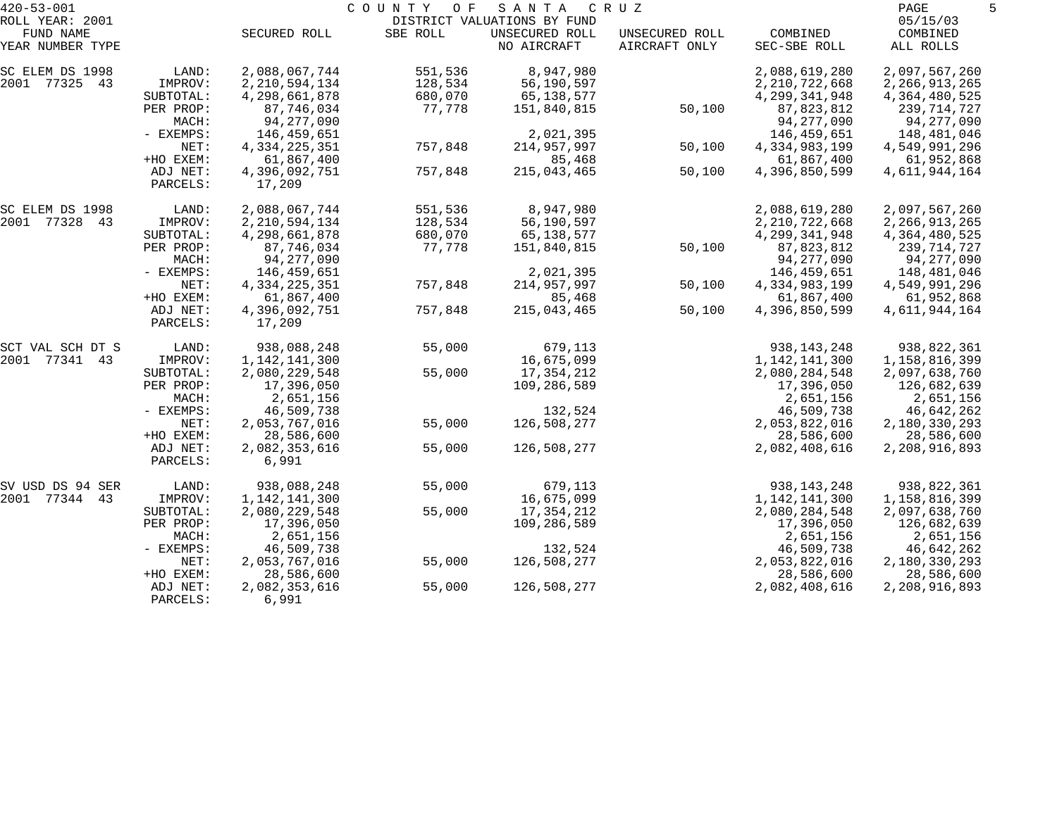420-53-001 COUNTY OF SANTA CRUZ

ROLL YEAR: 2001 DISTRICT VALUATIONS BY FUND 05/15/03

| FUND NAME YEAR NUMBER TYPE | | SECURED ROLL | SBE ROLL | UNSECURED ROLL NO AIRCRAFT | UNSECURED ROLL AIRCRAFT ONLY | COMBINED SEC-SBE ROLL | COMBINED ALL ROLLS |
|---|---|---|---|---|---|---|---|
| SC ELEM DS 1998 | LAND: | 2,088,067,744 | 551,536 | 8,947,980 | | 2,088,619,280 | 2,097,567,260 |
| 2001 77325 43 | IMPROV: | 2,210,594,134 | 128,534 | 56,190,597 | | 2,210,722,668 | 2,266,913,265 |
| | SUBTOTAL: | 4,298,661,878 | 680,070 | 65,138,577 | | 4,299,341,948 | 4,364,480,525 |
| | PER PROP: | 87,746,034 | 77,778 | 151,840,815 | 50,100 | 87,823,812 | 239,714,727 |
| | MACH: | 94,277,090 | | | | 94,277,090 | 94,277,090 |
| | - EXEMPS: | 146,459,651 | | 2,021,395 | | 146,459,651 | 148,481,046 |
| | NET: | 4,334,225,351 | 757,848 | 214,957,997 | 50,100 | 4,334,983,199 | 4,549,991,296 |
| | +HO EXEM: | 61,867,400 | | 85,468 | | 61,867,400 | 61,952,868 |
| | ADJ NET: | 4,396,092,751 | 757,848 | 215,043,465 | 50,100 | 4,396,850,599 | 4,611,944,164 |
| | PARCELS: | 17,209 | | | | | |
| SC ELEM DS 1998 | LAND: | 2,088,067,744 | 551,536 | 8,947,980 | | 2,088,619,280 | 2,097,567,260 |
| 2001 77328 43 | IMPROV: | 2,210,594,134 | 128,534 | 56,190,597 | | 2,210,722,668 | 2,266,913,265 |
| | SUBTOTAL: | 4,298,661,878 | 680,070 | 65,138,577 | | 4,299,341,948 | 4,364,480,525 |
| | PER PROP: | 87,746,034 | 77,778 | 151,840,815 | 50,100 | 87,823,812 | 239,714,727 |
| | MACH: | 94,277,090 | | | | 94,277,090 | 94,277,090 |
| | - EXEMPS: | 146,459,651 | | 2,021,395 | | 146,459,651 | 148,481,046 |
| | NET: | 4,334,225,351 | 757,848 | 214,957,997 | 50,100 | 4,334,983,199 | 4,549,991,296 |
| | +HO EXEM: | 61,867,400 | | 85,468 | | 61,867,400 | 61,952,868 |
| | ADJ NET: | 4,396,092,751 | 757,848 | 215,043,465 | 50,100 | 4,396,850,599 | 4,611,944,164 |
| | PARCELS: | 17,209 | | | | | |
| SCT VAL SCH DT S | LAND: | 938,088,248 | 55,000 | 679,113 | | 938,143,248 | 938,822,361 |
| 2001 77341 43 | IMPROV: | 1,142,141,300 | | 16,675,099 | | 1,142,141,300 | 1,158,816,399 |
| | SUBTOTAL: | 2,080,229,548 | 55,000 | 17,354,212 | | 2,080,284,548 | 2,097,638,760 |
| | PER PROP: | 17,396,050 | | 109,286,589 | | 17,396,050 | 126,682,639 |
| | MACH: | 2,651,156 | | | | 2,651,156 | 2,651,156 |
| | - EXEMPS: | 46,509,738 | | 132,524 | | 46,509,738 | 46,642,262 |
| | NET: | 2,053,767,016 | 55,000 | 126,508,277 | | 2,053,822,016 | 2,180,330,293 |
| | +HO EXEM: | 28,586,600 | | | | 28,586,600 | 28,586,600 |
| | ADJ NET: | 2,082,353,616 | 55,000 | 126,508,277 | | 2,082,408,616 | 2,208,916,893 |
| | PARCELS: | 6,991 | | | | | |
| SV USD DS 94 SER | LAND: | 938,088,248 | 55,000 | 679,113 | | 938,143,248 | 938,822,361 |
| 2001 77344 43 | IMPROV: | 1,142,141,300 | | 16,675,099 | | 1,142,141,300 | 1,158,816,399 |
| | SUBTOTAL: | 2,080,229,548 | 55,000 | 17,354,212 | | 2,080,284,548 | 2,097,638,760 |
| | PER PROP: | 17,396,050 | | 109,286,589 | | 17,396,050 | 126,682,639 |
| | MACH: | 2,651,156 | | | | 2,651,156 | 2,651,156 |
| | - EXEMPS: | 46,509,738 | | 132,524 | | 46,509,738 | 46,642,262 |
| | NET: | 2,053,767,016 | 55,000 | 126,508,277 | | 2,053,822,016 | 2,180,330,293 |
| | +HO EXEM: | 28,586,600 | | | | 28,586,600 | 28,586,600 |
| | ADJ NET: | 2,082,353,616 | 55,000 | 126,508,277 | | 2,082,408,616 | 2,208,916,893 |
| | PARCELS: | 6,991 | | | | | |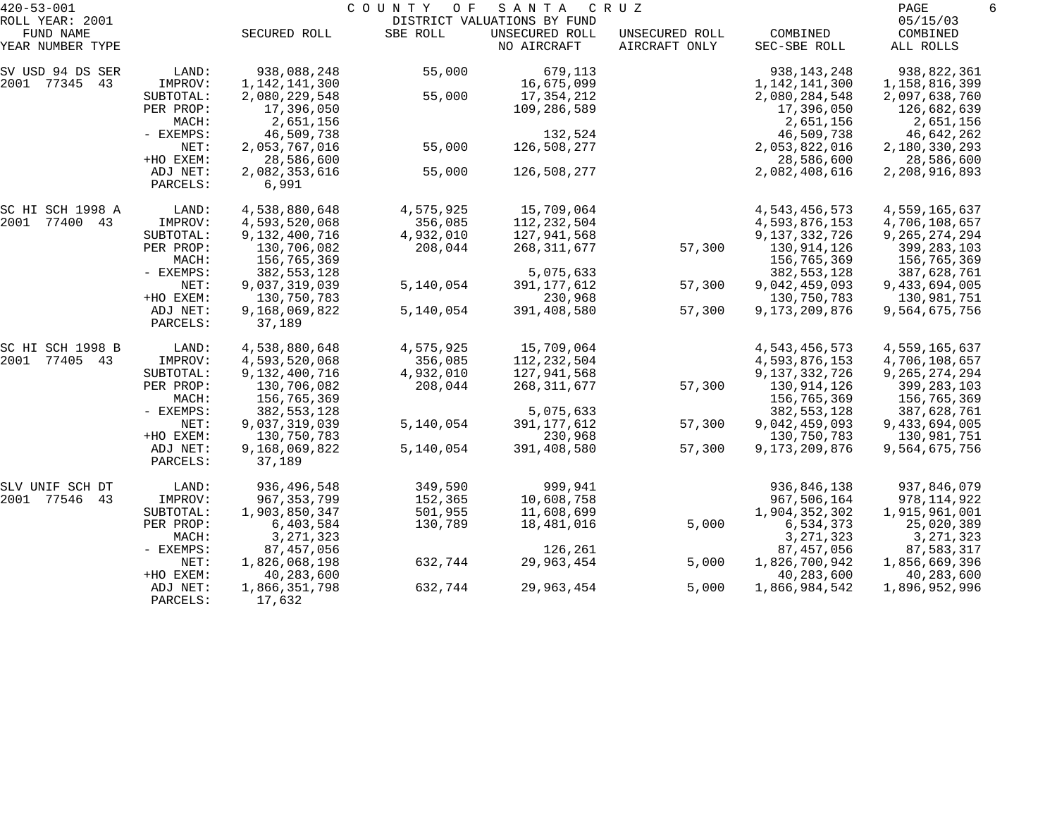420-53-001 COUNTY OF SANTA CRUZ
ROLL YEAR: 2001 DISTRICT VALUATIONS BY FUND 05/15/03

| FUND NAME YEAR NUMBER TYPE | | SECURED ROLL | SBE ROLL | UNSECURED ROLL NO AIRCRAFT | UNSECURED ROLL AIRCRAFT ONLY | COMBINED SEC-SBE ROLL | COMBINED ALL ROLLS |
|---|---|---|---|---|---|---|---|
| SV USD 94 DS SER | LAND: | 938,088,248 | 55,000 | 679,113 | | 938,143,248 | 938,822,361 |
| 2001 77345 43 | IMPROV: | 1,142,141,300 | | 16,675,099 | | 1,142,141,300 | 1,158,816,399 |
| | SUBTOTAL: | 2,080,229,548 | 55,000 | 17,354,212 | | 2,080,284,548 | 2,097,638,760 |
| | PER PROP: | 17,396,050 | | 109,286,589 | | 17,396,050 | 126,682,639 |
| | MACH: | 2,651,156 | | | | 2,651,156 | 2,651,156 |
| | - EXEMPS: | 46,509,738 | | 132,524 | | 46,509,738 | 46,642,262 |
| | NET: | 2,053,767,016 | 55,000 | 126,508,277 | | 2,053,822,016 | 2,180,330,293 |
| | +HO EXEM: | 28,586,600 | | | | 28,586,600 | 28,586,600 |
| | ADJ NET: | 2,082,353,616 | 55,000 | 126,508,277 | | 2,082,408,616 | 2,208,916,893 |
| | PARCELS: | 6,991 | | | | | |
| SC HI SCH 1998 A | LAND: | 4,538,880,648 | 4,575,925 | 15,709,064 | | 4,543,456,573 | 4,559,165,637 |
| 2001 77400 43 | IMPROV: | 4,593,520,068 | 356,085 | 112,232,504 | | 4,593,876,153 | 4,706,108,657 |
| | SUBTOTAL: | 9,132,400,716 | 4,932,010 | 127,941,568 | | 9,137,332,726 | 9,265,274,294 |
| | PER PROP: | 130,706,082 | 208,044 | 268,311,677 | 57,300 | 130,914,126 | 399,283,103 |
| | MACH: | 156,765,369 | | | | 156,765,369 | 156,765,369 |
| | - EXEMPS: | 382,553,128 | | 5,075,633 | | 382,553,128 | 387,628,761 |
| | NET: | 9,037,319,039 | 5,140,054 | 391,177,612 | 57,300 | 9,042,459,093 | 9,433,694,005 |
| | +HO EXEM: | 130,750,783 | | 230,968 | | 130,750,783 | 130,981,751 |
| | ADJ NET: | 9,168,069,822 | 5,140,054 | 391,408,580 | 57,300 | 9,173,209,876 | 9,564,675,756 |
| | PARCELS: | 37,189 | | | | | |
| SC HI SCH 1998 B | LAND: | 4,538,880,648 | 4,575,925 | 15,709,064 | | 4,543,456,573 | 4,559,165,637 |
| 2001 77405 43 | IMPROV: | 4,593,520,068 | 356,085 | 112,232,504 | | 4,593,876,153 | 4,706,108,657 |
| | SUBTOTAL: | 9,132,400,716 | 4,932,010 | 127,941,568 | | 9,137,332,726 | 9,265,274,294 |
| | PER PROP: | 130,706,082 | 208,044 | 268,311,677 | 57,300 | 130,914,126 | 399,283,103 |
| | MACH: | 156,765,369 | | | | 156,765,369 | 156,765,369 |
| | - EXEMPS: | 382,553,128 | | 5,075,633 | | 382,553,128 | 387,628,761 |
| | NET: | 9,037,319,039 | 5,140,054 | 391,177,612 | 57,300 | 9,042,459,093 | 9,433,694,005 |
| | +HO EXEM: | 130,750,783 | | 230,968 | | 130,750,783 | 130,981,751 |
| | ADJ NET: | 9,168,069,822 | 5,140,054 | 391,408,580 | 57,300 | 9,173,209,876 | 9,564,675,756 |
| | PARCELS: | 37,189 | | | | | |
| SLV UNIF SCH DT | LAND: | 936,496,548 | 349,590 | 999,941 | | 936,846,138 | 937,846,079 |
| 2001 77546 43 | IMPROV: | 967,353,799 | 152,365 | 10,608,758 | | 967,506,164 | 978,114,922 |
| | SUBTOTAL: | 1,903,850,347 | 501,955 | 11,608,699 | | 1,904,352,302 | 1,915,961,001 |
| | PER PROP: | 6,403,584 | 130,789 | 18,481,016 | 5,000 | 6,534,373 | 25,020,389 |
| | MACH: | 3,271,323 | | | | 3,271,323 | 3,271,323 |
| | - EXEMPS: | 87,457,056 | | 126,261 | | 87,457,056 | 87,583,317 |
| | NET: | 1,826,068,198 | 632,744 | 29,963,454 | 5,000 | 1,826,700,942 | 1,856,669,396 |
| | +HO EXEM: | 40,283,600 | | | | 40,283,600 | 40,283,600 |
| | ADJ NET: | 1,866,351,798 | 632,744 | 29,963,454 | 5,000 | 1,866,984,542 | 1,896,952,996 |
| | PARCELS: | 17,632 | | | | | |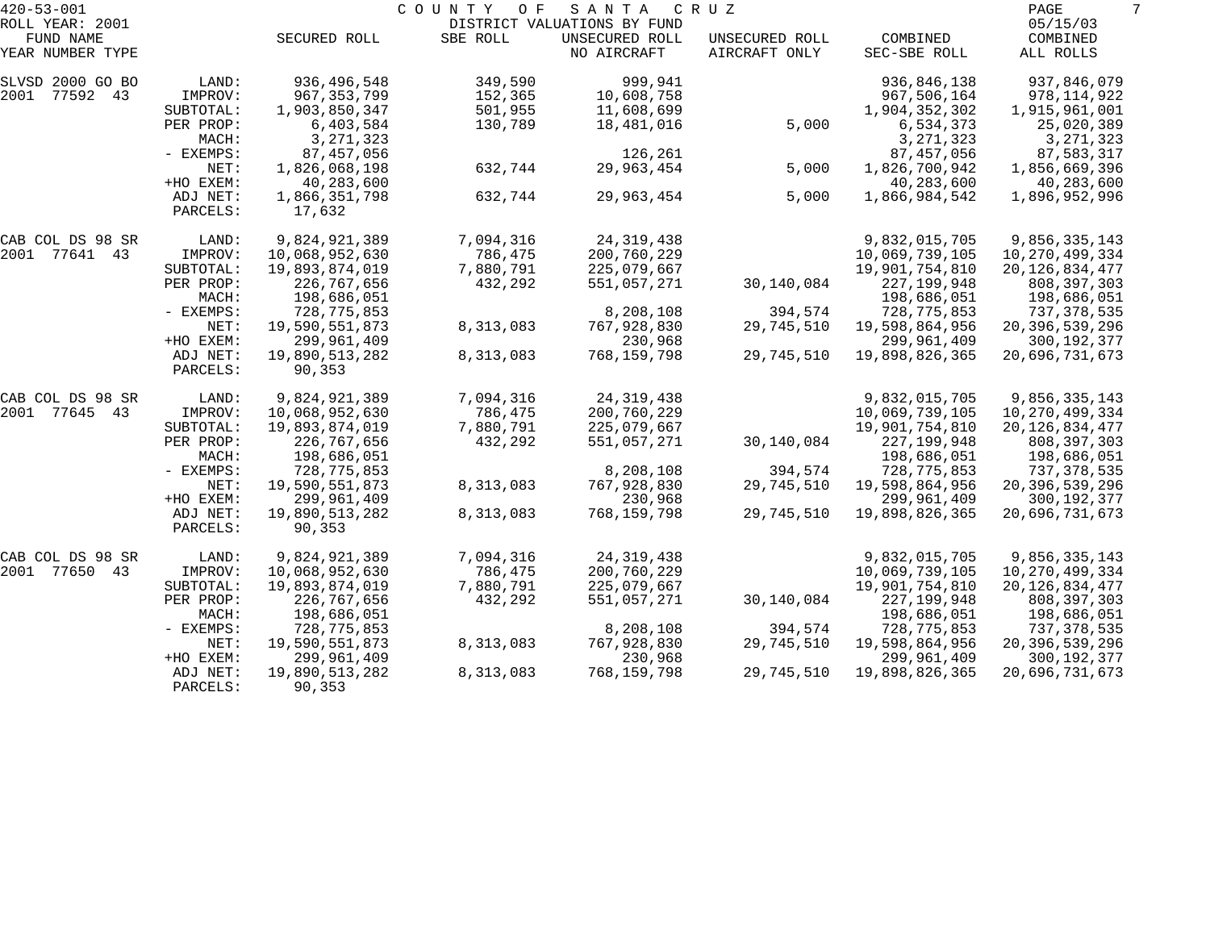420-53-001 COUNTY OF SANTA CRUZ

ROLL YEAR: 2001 — DISTRICT VALUATIONS BY FUND — 05/15/03

| FUND NAME YEAR NUMBER TYPE | | SECURED ROLL | SBE ROLL | UNSECURED ROLL NO AIRCRAFT | UNSECURED ROLL AIRCRAFT ONLY | COMBINED SEC-SBE ROLL | COMBINED ALL ROLLS |
|---|---|---|---|---|---|---|---|
| SLVSD 2000 GO BO | LAND: | 936,496,548 | 349,590 | 999,941 | | 936,846,138 | 937,846,079 |
| 2001 77592 43 | IMPROV: | 967,353,799 | 152,365 | 10,608,758 | | 967,506,164 | 978,114,922 |
| | SUBTOTAL: | 1,903,850,347 | 501,955 | 11,608,699 | | 1,904,352,302 | 1,915,961,001 |
| | PER PROP: | 6,403,584 | 130,789 | 18,481,016 | 5,000 | 6,534,373 | 25,020,389 |
| | MACH: | 3,271,323 | | | | 3,271,323 | 3,271,323 |
| | - EXEMPS: | 87,457,056 | | 126,261 | | 87,457,056 | 87,583,317 |
| | NET: | 1,826,068,198 | 632,744 | 29,963,454 | 5,000 | 1,826,700,942 | 1,856,669,396 |
| | +HO EXEM: | 40,283,600 | | | | 40,283,600 | 40,283,600 |
| | ADJ NET: | 1,866,351,798 | 632,744 | 29,963,454 | 5,000 | 1,866,984,542 | 1,896,952,996 |
| | PARCELS: | 17,632 | | | | | |
| CAB COL DS 98 SR | LAND: | 9,824,921,389 | 7,094,316 | 24,319,438 | | 9,832,015,705 | 9,856,335,143 |
| 2001 77641 43 | IMPROV: | 10,068,952,630 | 786,475 | 200,760,229 | | 10,069,739,105 | 10,270,499,334 |
| | SUBTOTAL: | 19,893,874,019 | 7,880,791 | 225,079,667 | | 19,901,754,810 | 20,126,834,477 |
| | PER PROP: | 226,767,656 | 432,292 | 551,057,271 | 30,140,084 | 227,199,948 | 808,397,303 |
| | MACH: | 198,686,051 | | | | 198,686,051 | 198,686,051 |
| | - EXEMPS: | 728,775,853 | | 8,208,108 | 394,574 | 728,775,853 | 737,378,535 |
| | NET: | 19,590,551,873 | 8,313,083 | 767,928,830 | 29,745,510 | 19,598,864,956 | 20,396,539,296 |
| | +HO EXEM: | 299,961,409 | | 230,968 | | 299,961,409 | 300,192,377 |
| | ADJ NET: | 19,890,513,282 | 8,313,083 | 768,159,798 | 29,745,510 | 19,898,826,365 | 20,696,731,673 |
| | PARCELS: | 90,353 | | | | | |
| CAB COL DS 98 SR | LAND: | 9,824,921,389 | 7,094,316 | 24,319,438 | | 9,832,015,705 | 9,856,335,143 |
| 2001 77645 43 | IMPROV: | 10,068,952,630 | 786,475 | 200,760,229 | | 10,069,739,105 | 10,270,499,334 |
| | SUBTOTAL: | 19,893,874,019 | 7,880,791 | 225,079,667 | | 19,901,754,810 | 20,126,834,477 |
| | PER PROP: | 226,767,656 | 432,292 | 551,057,271 | 30,140,084 | 227,199,948 | 808,397,303 |
| | MACH: | 198,686,051 | | | | 198,686,051 | 198,686,051 |
| | - EXEMPS: | 728,775,853 | | 8,208,108 | 394,574 | 728,775,853 | 737,378,535 |
| | NET: | 19,590,551,873 | 8,313,083 | 767,928,830 | 29,745,510 | 19,598,864,956 | 20,396,539,296 |
| | +HO EXEM: | 299,961,409 | | 230,968 | | 299,961,409 | 300,192,377 |
| | ADJ NET: | 19,890,513,282 | 8,313,083 | 768,159,798 | 29,745,510 | 19,898,826,365 | 20,696,731,673 |
| | PARCELS: | 90,353 | | | | | |
| CAB COL DS 98 SR | LAND: | 9,824,921,389 | 7,094,316 | 24,319,438 | | 9,832,015,705 | 9,856,335,143 |
| 2001 77650 43 | IMPROV: | 10,068,952,630 | 786,475 | 200,760,229 | | 10,069,739,105 | 10,270,499,334 |
| | SUBTOTAL: | 19,893,874,019 | 7,880,791 | 225,079,667 | | 19,901,754,810 | 20,126,834,477 |
| | PER PROP: | 226,767,656 | 432,292 | 551,057,271 | 30,140,084 | 227,199,948 | 808,397,303 |
| | MACH: | 198,686,051 | | | | 198,686,051 | 198,686,051 |
| | - EXEMPS: | 728,775,853 | | 8,208,108 | 394,574 | 728,775,853 | 737,378,535 |
| | NET: | 19,590,551,873 | 8,313,083 | 767,928,830 | 29,745,510 | 19,598,864,956 | 20,396,539,296 |
| | +HO EXEM: | 299,961,409 | | 230,968 | | 299,961,409 | 300,192,377 |
| | ADJ NET: | 19,890,513,282 | 8,313,083 | 768,159,798 | 29,745,510 | 19,898,826,365 | 20,696,731,673 |
| | PARCELS: | 90,353 | | | | | |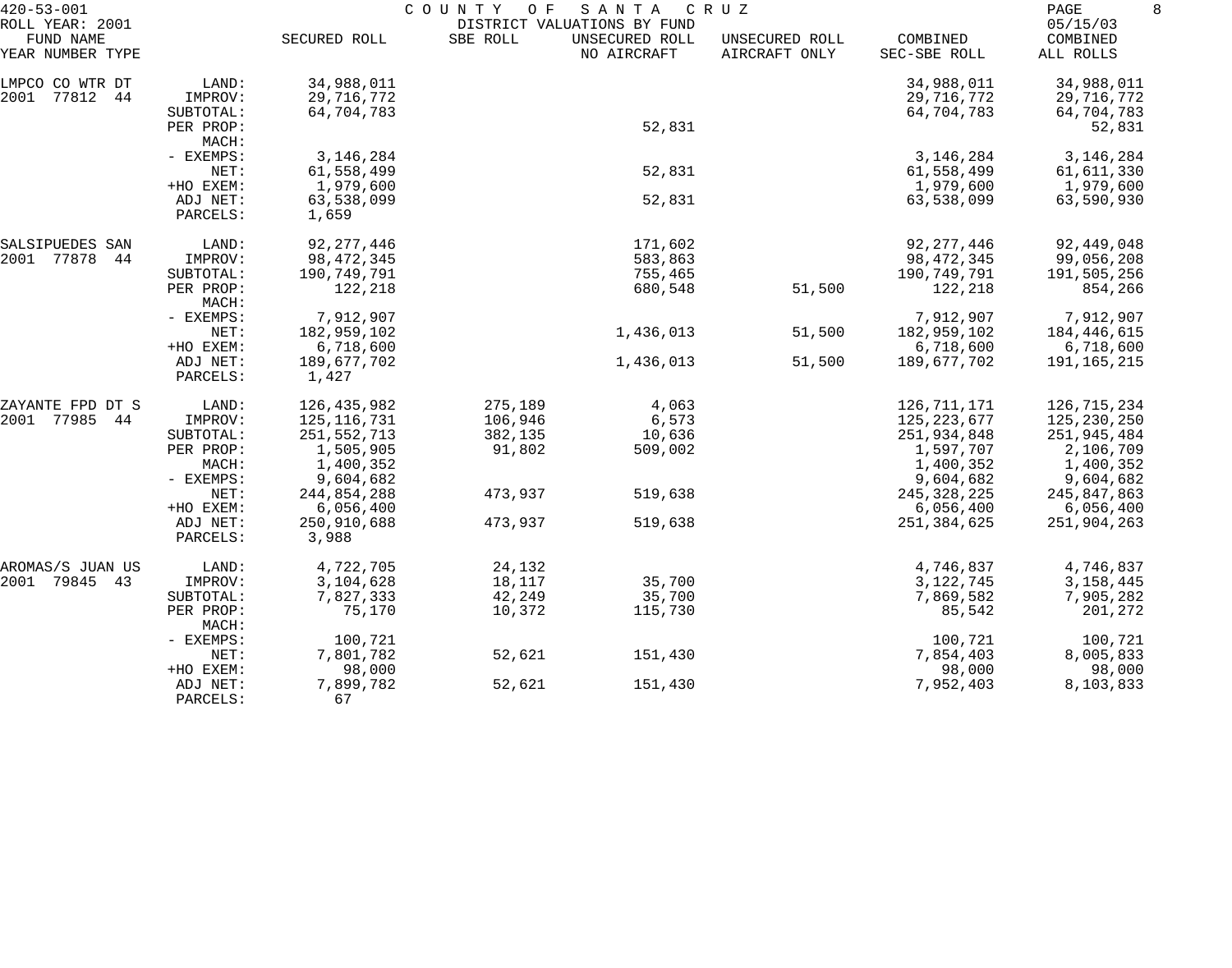420-53-001 COUNTY OF SANTA CRUZ
ROLL YEAR: 2001 DISTRICT VALUATIONS BY FUND 05/15/03

| FUND NAME YEAR NUMBER TYPE | | SECURED ROLL | SBE ROLL | UNSECURED ROLL NO AIRCRAFT | UNSECURED ROLL AIRCRAFT ONLY | COMBINED SEC-SBE ROLL | COMBINED ALL ROLLS |
|---|---|---|---|---|---|---|---|
| LMPCO CO WTR DT | LAND: | 34,988,011 | | | | 34,988,011 | 34,988,011 |
| 2001 77812 44 | IMPROV: | 29,716,772 | | | | 29,716,772 | 29,716,772 |
| | SUBTOTAL: | 64,704,783 | | | | 64,704,783 | 64,704,783 |
| | PER PROP: | | | 52,831 | | | 52,831 |
| | MACH: | | | | | | |
| | - EXEMPS: | 3,146,284 | | | | 3,146,284 | 3,146,284 |
| | NET: | 61,558,499 | | 52,831 | | 61,558,499 | 61,611,330 |
| | +HO EXEM: | 1,979,600 | | | | 1,979,600 | 1,979,600 |
| | ADJ NET: | 63,538,099 | | 52,831 | | 63,538,099 | 63,590,930 |
| | PARCELS: | 1,659 | | | | | |
| SALSIPUEDES SAN | LAND: | 92,277,446 | | 171,602 | | 92,277,446 | 92,449,048 |
| 2001 77878 44 | IMPROV: | 98,472,345 | | 583,863 | | 98,472,345 | 99,056,208 |
| | SUBTOTAL: | 190,749,791 | | 755,465 | | 190,749,791 | 191,505,256 |
| | PER PROP: | 122,218 | | 680,548 | 51,500 | 122,218 | 854,266 |
| | MACH: | | | | | | |
| | - EXEMPS: | 7,912,907 | | | | 7,912,907 | 7,912,907 |
| | NET: | 182,959,102 | | 1,436,013 | 51,500 | 182,959,102 | 184,446,615 |
| | +HO EXEM: | 6,718,600 | | | | 6,718,600 | 6,718,600 |
| | ADJ NET: | 189,677,702 | | 1,436,013 | 51,500 | 189,677,702 | 191,165,215 |
| | PARCELS: | 1,427 | | | | | |
| ZAYANTE FPD DT S | LAND: | 126,435,982 | 275,189 | 4,063 | | 126,711,171 | 126,715,234 |
| 2001 77985 44 | IMPROV: | 125,116,731 | 106,946 | 6,573 | | 125,223,677 | 125,230,250 |
| | SUBTOTAL: | 251,552,713 | 382,135 | 10,636 | | 251,934,848 | 251,945,484 |
| | PER PROP: | 1,505,905 | 91,802 | 509,002 | | 1,597,707 | 2,106,709 |
| | MACH: | 1,400,352 | | | | 1,400,352 | 1,400,352 |
| | - EXEMPS: | 9,604,682 | | | | 9,604,682 | 9,604,682 |
| | NET: | 244,854,288 | 473,937 | 519,638 | | 245,328,225 | 245,847,863 |
| | +HO EXEM: | 6,056,400 | | | | 6,056,400 | 6,056,400 |
| | ADJ NET: | 250,910,688 | 473,937 | 519,638 | | 251,384,625 | 251,904,263 |
| | PARCELS: | 3,988 | | | | | |
| AROMAS/S JUAN US | LAND: | 4,722,705 | 24,132 | | | 4,746,837 | 4,746,837 |
| 2001 79845 43 | IMPROV: | 3,104,628 | 18,117 | 35,700 | | 3,122,745 | 3,158,445 |
| | SUBTOTAL: | 7,827,333 | 42,249 | 35,700 | | 7,869,582 | 7,905,282 |
| | PER PROP: | 75,170 | 10,372 | 115,730 | | 85,542 | 201,272 |
| | MACH: | | | | | | |
| | - EXEMPS: | 100,721 | | | | 100,721 | 100,721 |
| | NET: | 7,801,782 | 52,621 | 151,430 | | 7,854,403 | 8,005,833 |
| | +HO EXEM: | 98,000 | | | | 98,000 | 98,000 |
| | ADJ NET: | 7,899,782 | 52,621 | 151,430 | | 7,952,403 | 8,103,833 |
| | PARCELS: | 67 | | | | | |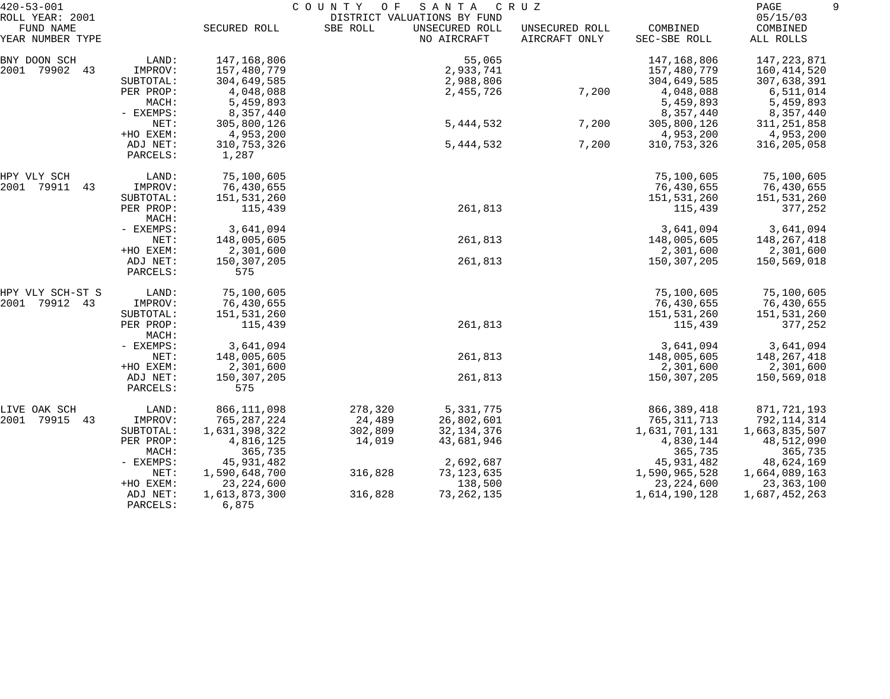420-53-001 COUNTY OF SANTA CRUZ
ROLL YEAR: 2001 DISTRICT VALUATIONS BY FUND 05/15/03

| FUND NAME YEAR NUMBER TYPE | | SECURED ROLL | SBE ROLL | UNSECURED ROLL NO AIRCRAFT | UNSECURED ROLL AIRCRAFT ONLY | COMBINED SEC-SBE ROLL | COMBINED ALL ROLLS |
|---|---|---|---|---|---|---|---|
| BNY DOON SCH | LAND: | 147,168,806 | | 55,065 | | 147,168,806 | 147,223,871 |
| 2001 79902 43 | IMPROV: | 157,480,779 | | 2,933,741 | | 157,480,779 | 160,414,520 |
| | SUBTOTAL: | 304,649,585 | | 2,988,806 | | 304,649,585 | 307,638,391 |
| | PER PROP: | 4,048,088 | | 2,455,726 | 7,200 | 4,048,088 | 6,511,014 |
| | MACH: | 5,459,893 | | | | 5,459,893 | 5,459,893 |
| | - EXEMPS: | 8,357,440 | | | | 8,357,440 | 8,357,440 |
| | NET: | 305,800,126 | | 5,444,532 | 7,200 | 305,800,126 | 311,251,858 |
| | +HO EXEM: | 4,953,200 | | | | 4,953,200 | 4,953,200 |
| | ADJ NET: | 310,753,326 | | 5,444,532 | 7,200 | 310,753,326 | 316,205,058 |
| | PARCELS: | 1,287 | | | | | |
| HPY VLY SCH | LAND: | 75,100,605 | | | | 75,100,605 | 75,100,605 |
| 2001 79911 43 | IMPROV: | 76,430,655 | | | | 76,430,655 | 76,430,655 |
| | SUBTOTAL: | 151,531,260 | | | | 151,531,260 | 151,531,260 |
| | PER PROP: | 115,439 | | 261,813 | | 115,439 | 377,252 |
| | MACH: | | | | | | |
| | - EXEMPS: | 3,641,094 | | | | 3,641,094 | 3,641,094 |
| | NET: | 148,005,605 | | 261,813 | | 148,005,605 | 148,267,418 |
| | +HO EXEM: | 2,301,600 | | | | 2,301,600 | 2,301,600 |
| | ADJ NET: | 150,307,205 | | 261,813 | | 150,307,205 | 150,569,018 |
| | PARCELS: | 575 | | | | | |
| HPY VLY SCH-ST S | LAND: | 75,100,605 | | | | 75,100,605 | 75,100,605 |
| 2001 79912 43 | IMPROV: | 76,430,655 | | | | 76,430,655 | 76,430,655 |
| | SUBTOTAL: | 151,531,260 | | | | 151,531,260 | 151,531,260 |
| | PER PROP: | 115,439 | | 261,813 | | 115,439 | 377,252 |
| | MACH: | | | | | | |
| | - EXEMPS: | 3,641,094 | | | | 3,641,094 | 3,641,094 |
| | NET: | 148,005,605 | | 261,813 | | 148,005,605 | 148,267,418 |
| | +HO EXEM: | 2,301,600 | | | | 2,301,600 | 2,301,600 |
| | ADJ NET: | 150,307,205 | | 261,813 | | 150,307,205 | 150,569,018 |
| | PARCELS: | 575 | | | | | |
| LIVE OAK SCH | LAND: | 866,111,098 | 278,320 | 5,331,775 | | 866,389,418 | 871,721,193 |
| 2001 79915 43 | IMPROV: | 765,287,224 | 24,489 | 26,802,601 | | 765,311,713 | 792,114,314 |
| | SUBTOTAL: | 1,631,398,322 | 302,809 | 32,134,376 | | 1,631,701,131 | 1,663,835,507 |
| | PER PROP: | 4,816,125 | 14,019 | 43,681,946 | | 4,830,144 | 48,512,090 |
| | MACH: | 365,735 | | | | 365,735 | 365,735 |
| | - EXEMPS: | 45,931,482 | | 2,692,687 | | 45,931,482 | 48,624,169 |
| | NET: | 1,590,648,700 | 316,828 | 73,123,635 | | 1,590,965,528 | 1,664,089,163 |
| | +HO EXEM: | 23,224,600 | | 138,500 | | 23,224,600 | 23,363,100 |
| | ADJ NET: | 1,613,873,300 | 316,828 | 73,262,135 | | 1,614,190,128 | 1,687,452,263 |
| | PARCELS: | 6,875 | | | | | |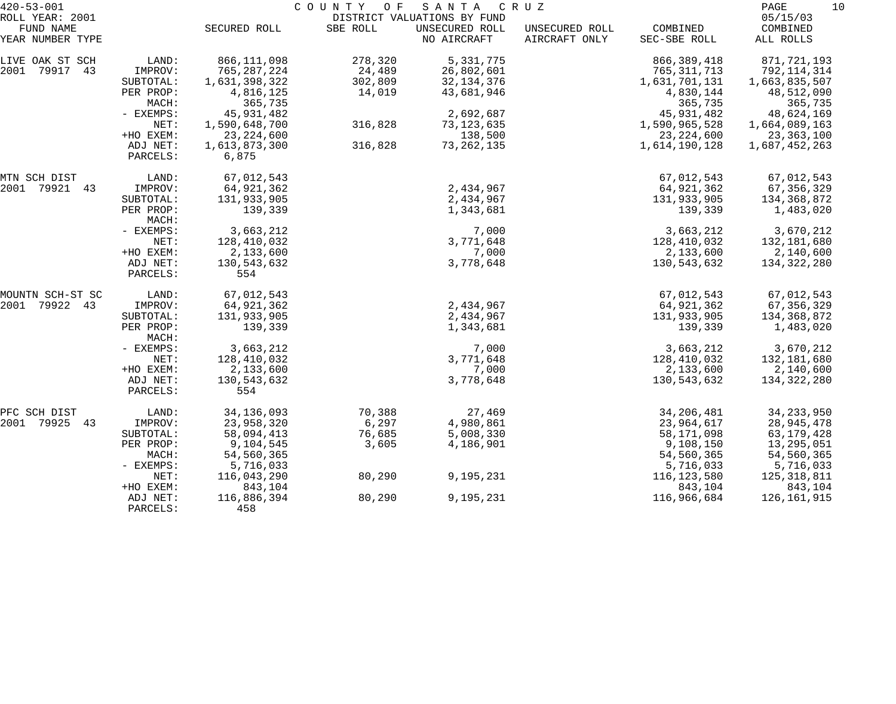420-53-001 COUNTY OF SANTA CRUZ
ROLL YEAR: 2001 DISTRICT VALUATIONS BY FUND 05/15/03

| FUND NAME YEAR NUMBER TYPE | | SECURED ROLL | SBE ROLL | UNSECURED ROLL NO AIRCRAFT | UNSECURED ROLL AIRCRAFT ONLY | COMBINED SEC-SBE ROLL | COMBINED ALL ROLLS |
|---|---|---|---|---|---|---|---|
| LIVE OAK ST SCH | LAND: | 866,111,098 | 278,320 | 5,331,775 | | 866,389,418 | 871,721,193 |
| 2001 79917 43 | IMPROV: | 765,287,224 | 24,489 | 26,802,601 | | 765,311,713 | 792,114,314 |
| | SUBTOTAL: | 1,631,398,322 | 302,809 | 32,134,376 | | 1,631,701,131 | 1,663,835,507 |
| | PER PROP: | 4,816,125 | 14,019 | 43,681,946 | | 4,830,144 | 48,512,090 |
| | MACH: | 365,735 | | | | 365,735 | 365,735 |
| | - EXEMPS: | 45,931,482 | | 2,692,687 | | 45,931,482 | 48,624,169 |
| | NET: | 1,590,648,700 | 316,828 | 73,123,635 | | 1,590,965,528 | 1,664,089,163 |
| | +HO EXEM: | 23,224,600 | | 138,500 | | 23,224,600 | 23,363,100 |
| | ADJ NET: | 1,613,873,300 | 316,828 | 73,262,135 | | 1,614,190,128 | 1,687,452,263 |
| | PARCELS: | 6,875 | | | | | |
| MTN SCH DIST | LAND: | 67,012,543 | | | | 67,012,543 | 67,012,543 |
| 2001 79921 43 | IMPROV: | 64,921,362 | | 2,434,967 | | 64,921,362 | 67,356,329 |
| | SUBTOTAL: | 131,933,905 | | 2,434,967 | | 131,933,905 | 134,368,872 |
| | PER PROP: | 139,339 | | 1,343,681 | | 139,339 | 1,483,020 |
| | MACH: | | | | | | |
| | - EXEMPS: | 3,663,212 | | 7,000 | | 3,663,212 | 3,670,212 |
| | NET: | 128,410,032 | | 3,771,648 | | 128,410,032 | 132,181,680 |
| | +HO EXEM: | 2,133,600 | | 7,000 | | 2,133,600 | 2,140,600 |
| | ADJ NET: | 130,543,632 | | 3,778,648 | | 130,543,632 | 134,322,280 |
| | PARCELS: | 554 | | | | | |
| MOUNTN SCH-ST SC | LAND: | 67,012,543 | | | | 67,012,543 | 67,012,543 |
| 2001 79922 43 | IMPROV: | 64,921,362 | | 2,434,967 | | 64,921,362 | 67,356,329 |
| | SUBTOTAL: | 131,933,905 | | 2,434,967 | | 131,933,905 | 134,368,872 |
| | PER PROP: | 139,339 | | 1,343,681 | | 139,339 | 1,483,020 |
| | MACH: | | | | | | |
| | - EXEMPS: | 3,663,212 | | 7,000 | | 3,663,212 | 3,670,212 |
| | NET: | 128,410,032 | | 3,771,648 | | 128,410,032 | 132,181,680 |
| | +HO EXEM: | 2,133,600 | | 7,000 | | 2,133,600 | 2,140,600 |
| | ADJ NET: | 130,543,632 | | 3,778,648 | | 130,543,632 | 134,322,280 |
| | PARCELS: | 554 | | | | | |
| PFC SCH DIST | LAND: | 34,136,093 | 70,388 | 27,469 | | 34,206,481 | 34,233,950 |
| 2001 79925 43 | IMPROV: | 23,958,320 | 6,297 | 4,980,861 | | 23,964,617 | 28,945,478 |
| | SUBTOTAL: | 58,094,413 | 76,685 | 5,008,330 | | 58,171,098 | 63,179,428 |
| | PER PROP: | 9,104,545 | 3,605 | 4,186,901 | | 9,108,150 | 13,295,051 |
| | MACH: | 54,560,365 | | | | 54,560,365 | 54,560,365 |
| | - EXEMPS: | 5,716,033 | | | | 5,716,033 | 5,716,033 |
| | NET: | 116,043,290 | 80,290 | 9,195,231 | | 116,123,580 | 125,318,811 |
| | +HO EXEM: | 843,104 | | | | 843,104 | 843,104 |
| | ADJ NET: | 116,886,394 | 80,290 | 9,195,231 | | 116,966,684 | 126,161,915 |
| | PARCELS: | 458 | | | | | |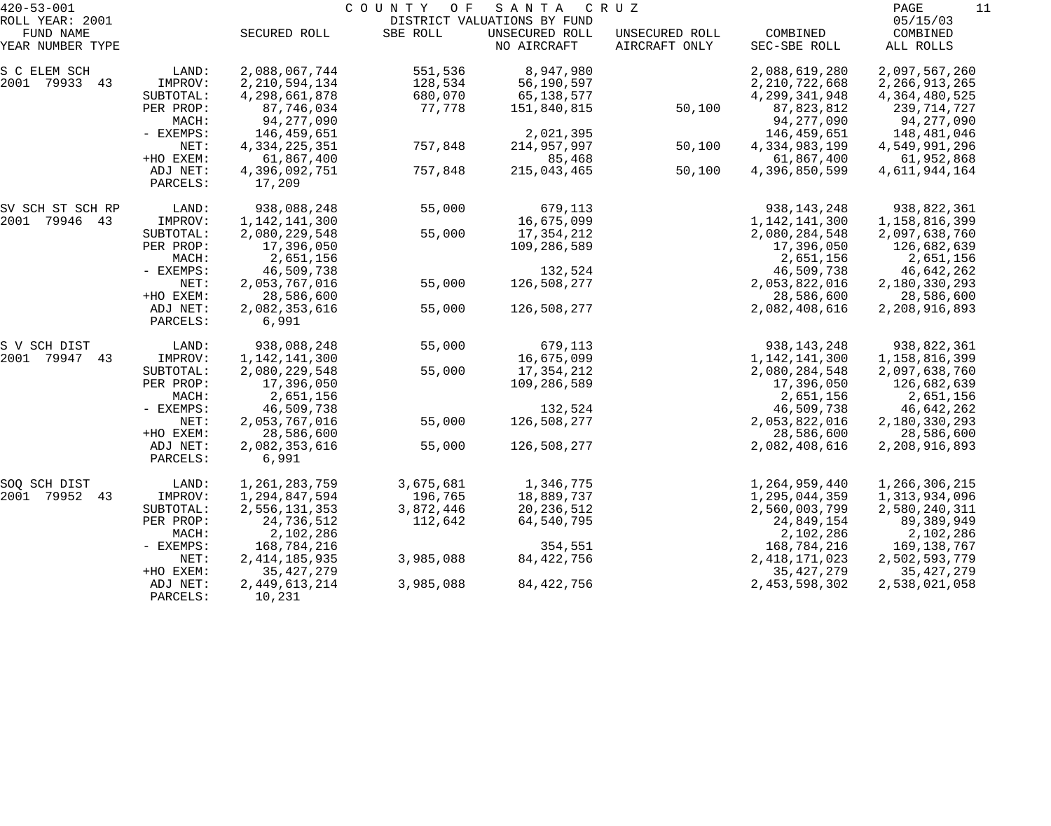420-53-001 COUNTY OF SANTA CRUZ
ROLL YEAR: 2001 DISTRICT VALUATIONS BY FUND 05/15/03

| FUND NAME YEAR NUMBER TYPE | | SECURED ROLL | SBE ROLL | UNSECURED ROLL NO AIRCRAFT | UNSECURED ROLL AIRCRAFT ONLY | COMBINED SEC-SBE ROLL | COMBINED ALL ROLLS |
|---|---|---|---|---|---|---|---|
| S C ELEM SCH | LAND: | 2,088,067,744 | 551,536 | 8,947,980 | | 2,088,619,280 | 2,097,567,260 |
| 2001 79933 43 | IMPROV: | 2,210,594,134 | 128,534 | 56,190,597 | | 2,210,722,668 | 2,266,913,265 |
| | SUBTOTAL: | 4,298,661,878 | 680,070 | 65,138,577 | | 4,299,341,948 | 4,364,480,525 |
| | PER PROP: | 87,746,034 | 77,778 | 151,840,815 | 50,100 | 87,823,812 | 239,714,727 |
| | MACH: | 94,277,090 | | | | 94,277,090 | 94,277,090 |
| | - EXEMPS: | 146,459,651 | | 2,021,395 | | 146,459,651 | 148,481,046 |
| | NET: | 4,334,225,351 | 757,848 | 214,957,997 | 50,100 | 4,334,983,199 | 4,549,991,296 |
| | +HO EXEM: | 61,867,400 | | 85,468 | | 61,867,400 | 61,952,868 |
| | ADJ NET: | 4,396,092,751 | 757,848 | 215,043,465 | 50,100 | 4,396,850,599 | 4,611,944,164 |
| | PARCELS: | 17,209 | | | | | |
| SV SCH ST SCH RP | LAND: | 938,088,248 | 55,000 | 679,113 | | 938,143,248 | 938,822,361 |
| 2001 79946 43 | IMPROV: | 1,142,141,300 | | 16,675,099 | | 1,142,141,300 | 1,158,816,399 |
| | SUBTOTAL: | 2,080,229,548 | 55,000 | 17,354,212 | | 2,080,284,548 | 2,097,638,760 |
| | PER PROP: | 17,396,050 | | 109,286,589 | | 17,396,050 | 126,682,639 |
| | MACH: | 2,651,156 | | | | 2,651,156 | 2,651,156 |
| | - EXEMPS: | 46,509,738 | | 132,524 | | 46,509,738 | 46,642,262 |
| | NET: | 2,053,767,016 | 55,000 | 126,508,277 | | 2,053,822,016 | 2,180,330,293 |
| | +HO EXEM: | 28,586,600 | | | | 28,586,600 | 28,586,600 |
| | ADJ NET: | 2,082,353,616 | 55,000 | 126,508,277 | | 2,082,408,616 | 2,208,916,893 |
| | PARCELS: | 6,991 | | | | | |
| S V SCH DIST | LAND: | 938,088,248 | 55,000 | 679,113 | | 938,143,248 | 938,822,361 |
| 2001 79947 43 | IMPROV: | 1,142,141,300 | | 16,675,099 | | 1,142,141,300 | 1,158,816,399 |
| | SUBTOTAL: | 2,080,229,548 | 55,000 | 17,354,212 | | 2,080,284,548 | 2,097,638,760 |
| | PER PROP: | 17,396,050 | | 109,286,589 | | 17,396,050 | 126,682,639 |
| | MACH: | 2,651,156 | | | | 2,651,156 | 2,651,156 |
| | - EXEMPS: | 46,509,738 | | 132,524 | | 46,509,738 | 46,642,262 |
| | NET: | 2,053,767,016 | 55,000 | 126,508,277 | | 2,053,822,016 | 2,180,330,293 |
| | +HO EXEM: | 28,586,600 | | | | 28,586,600 | 28,586,600 |
| | ADJ NET: | 2,082,353,616 | 55,000 | 126,508,277 | | 2,082,408,616 | 2,208,916,893 |
| | PARCELS: | 6,991 | | | | | |
| SOQ SCH DIST | LAND: | 1,261,283,759 | 3,675,681 | 1,346,775 | | 1,264,959,440 | 1,266,306,215 |
| 2001 79952 43 | IMPROV: | 1,294,847,594 | 196,765 | 18,889,737 | | 1,295,044,359 | 1,313,934,096 |
| | SUBTOTAL: | 2,556,131,353 | 3,872,446 | 20,236,512 | | 2,560,003,799 | 2,580,240,311 |
| | PER PROP: | 24,736,512 | 112,642 | 64,540,795 | | 24,849,154 | 89,389,949 |
| | MACH: | 2,102,286 | | | | 2,102,286 | 2,102,286 |
| | - EXEMPS: | 168,784,216 | | 354,551 | | 168,784,216 | 169,138,767 |
| | NET: | 2,414,185,935 | 3,985,088 | 84,422,756 | | 2,418,171,023 | 2,502,593,779 |
| | +HO EXEM: | 35,427,279 | | | | 35,427,279 | 35,427,279 |
| | ADJ NET: | 2,449,613,214 | 3,985,088 | 84,422,756 | | 2,453,598,302 | 2,538,021,058 |
| | PARCELS: | 10,231 | | | | | |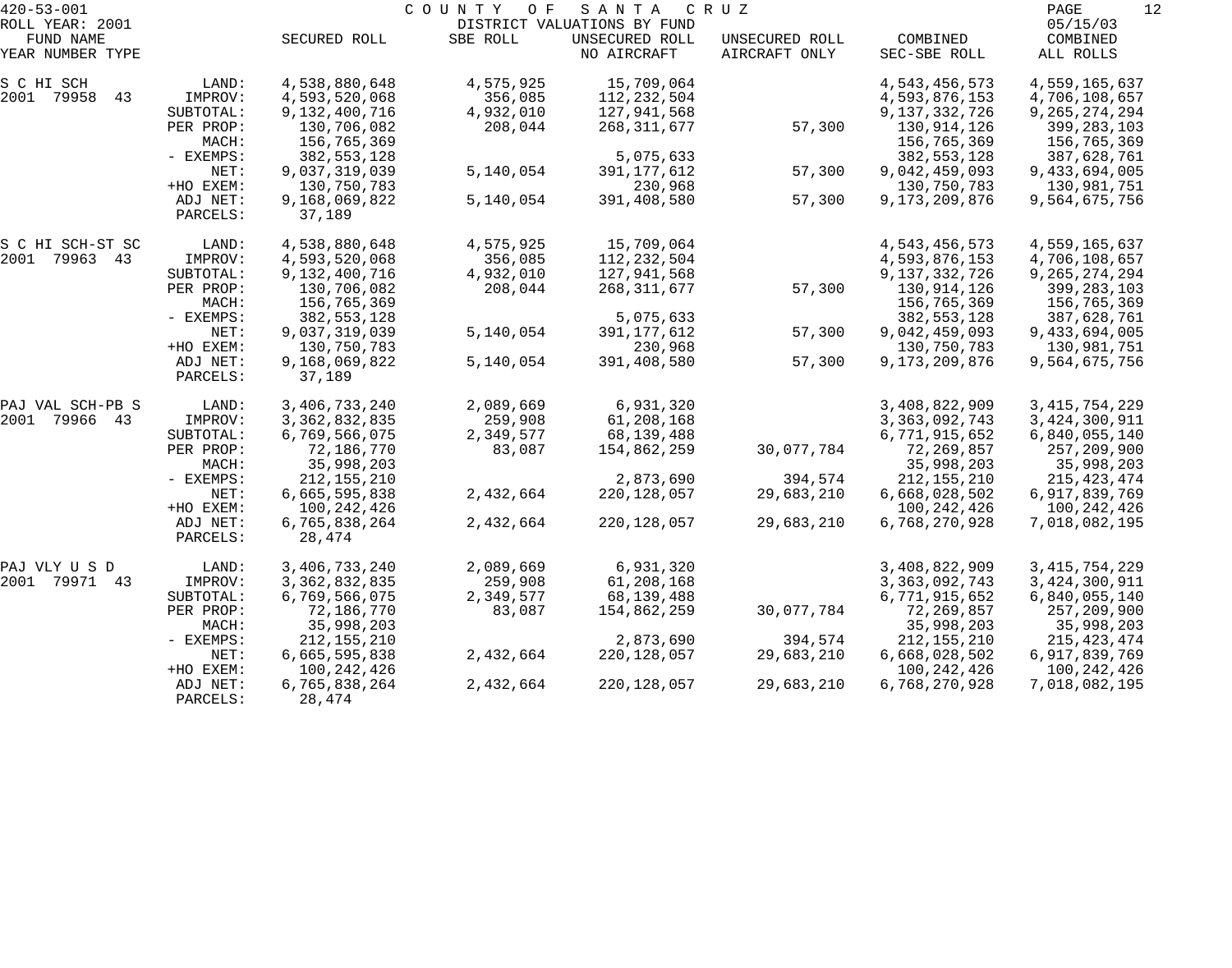420-53-001 COUNTY OF SANTA CRUZ

ROLL YEAR: 2001 DISTRICT VALUATIONS BY FUND 05/15/03

| FUND NAME YEAR NUMBER TYPE | | SECURED ROLL | SBE ROLL | UNSECURED ROLL NO AIRCRAFT | UNSECURED ROLL AIRCRAFT ONLY | COMBINED SEC-SBE ROLL | COMBINED ALL ROLLS |
|---|---|---|---|---|---|---|---|
| S C HI SCH | LAND: | 4,538,880,648 | 4,575,925 | 15,709,064 | | 4,543,456,573 | 4,559,165,637 |
| 2001 79958 43 | IMPROV: | 4,593,520,068 | 356,085 | 112,232,504 | | 4,593,876,153 | 4,706,108,657 |
| | SUBTOTAL: | 9,132,400,716 | 4,932,010 | 127,941,568 | | 9,137,332,726 | 9,265,274,294 |
| | PER PROP: | 130,706,082 | 208,044 | 268,311,677 | 57,300 | 130,914,126 | 399,283,103 |
| | MACH: | 156,765,369 | | | | 156,765,369 | 156,765,369 |
| | - EXEMPS: | 382,553,128 | | 5,075,633 | | 382,553,128 | 387,628,761 |
| | NET: | 9,037,319,039 | 5,140,054 | 391,177,612 | 57,300 | 9,042,459,093 | 9,433,694,005 |
| | +HO EXEM: | 130,750,783 | | 230,968 | | 130,750,783 | 130,981,751 |
| | ADJ NET: | 9,168,069,822 | 5,140,054 | 391,408,580 | 57,300 | 9,173,209,876 | 9,564,675,756 |
| | PARCELS: | 37,189 | | | | | |
| S C HI SCH-ST SC | LAND: | 4,538,880,648 | 4,575,925 | 15,709,064 | | 4,543,456,573 | 4,559,165,637 |
| 2001 79963 43 | IMPROV: | 4,593,520,068 | 356,085 | 112,232,504 | | 4,593,876,153 | 4,706,108,657 |
| | SUBTOTAL: | 9,132,400,716 | 4,932,010 | 127,941,568 | | 9,137,332,726 | 9,265,274,294 |
| | PER PROP: | 130,706,082 | 208,044 | 268,311,677 | 57,300 | 130,914,126 | 399,283,103 |
| | MACH: | 156,765,369 | | | | 156,765,369 | 156,765,369 |
| | - EXEMPS: | 382,553,128 | | 5,075,633 | | 382,553,128 | 387,628,761 |
| | NET: | 9,037,319,039 | 5,140,054 | 391,177,612 | 57,300 | 9,042,459,093 | 9,433,694,005 |
| | +HO EXEM: | 130,750,783 | | 230,968 | | 130,750,783 | 130,981,751 |
| | ADJ NET: | 9,168,069,822 | 5,140,054 | 391,408,580 | 57,300 | 9,173,209,876 | 9,564,675,756 |
| | PARCELS: | 37,189 | | | | | |
| PAJ VAL SCH-PB S | LAND: | 3,406,733,240 | 2,089,669 | 6,931,320 | | 3,408,822,909 | 3,415,754,229 |
| 2001 79966 43 | IMPROV: | 3,362,832,835 | 259,908 | 61,208,168 | | 3,363,092,743 | 3,424,300,911 |
| | SUBTOTAL: | 6,769,566,075 | 2,349,577 | 68,139,488 | | 6,771,915,652 | 6,840,055,140 |
| | PER PROP: | 72,186,770 | 83,087 | 154,862,259 | 30,077,784 | 72,269,857 | 257,209,900 |
| | MACH: | 35,998,203 | | | | 35,998,203 | 35,998,203 |
| | - EXEMPS: | 212,155,210 | | 2,873,690 | 394,574 | 212,155,210 | 215,423,474 |
| | NET: | 6,665,595,838 | 2,432,664 | 220,128,057 | 29,683,210 | 6,668,028,502 | 6,917,839,769 |
| | +HO EXEM: | 100,242,426 | | | | 100,242,426 | 100,242,426 |
| | ADJ NET: | 6,765,838,264 | 2,432,664 | 220,128,057 | 29,683,210 | 6,768,270,928 | 7,018,082,195 |
| | PARCELS: | 28,474 | | | | | |
| PAJ VLY U S D | LAND: | 3,406,733,240 | 2,089,669 | 6,931,320 | | 3,408,822,909 | 3,415,754,229 |
| 2001 79971 43 | IMPROV: | 3,362,832,835 | 259,908 | 61,208,168 | | 3,363,092,743 | 3,424,300,911 |
| | SUBTOTAL: | 6,769,566,075 | 2,349,577 | 68,139,488 | | 6,771,915,652 | 6,840,055,140 |
| | PER PROP: | 72,186,770 | 83,087 | 154,862,259 | 30,077,784 | 72,269,857 | 257,209,900 |
| | MACH: | 35,998,203 | | | | 35,998,203 | 35,998,203 |
| | - EXEMPS: | 212,155,210 | | 2,873,690 | 394,574 | 212,155,210 | 215,423,474 |
| | NET: | 6,665,595,838 | 2,432,664 | 220,128,057 | 29,683,210 | 6,668,028,502 | 6,917,839,769 |
| | +HO EXEM: | 100,242,426 | | | | 100,242,426 | 100,242,426 |
| | ADJ NET: | 6,765,838,264 | 2,432,664 | 220,128,057 | 29,683,210 | 6,768,270,928 | 7,018,082,195 |
| | PARCELS: | 28,474 | | | | | |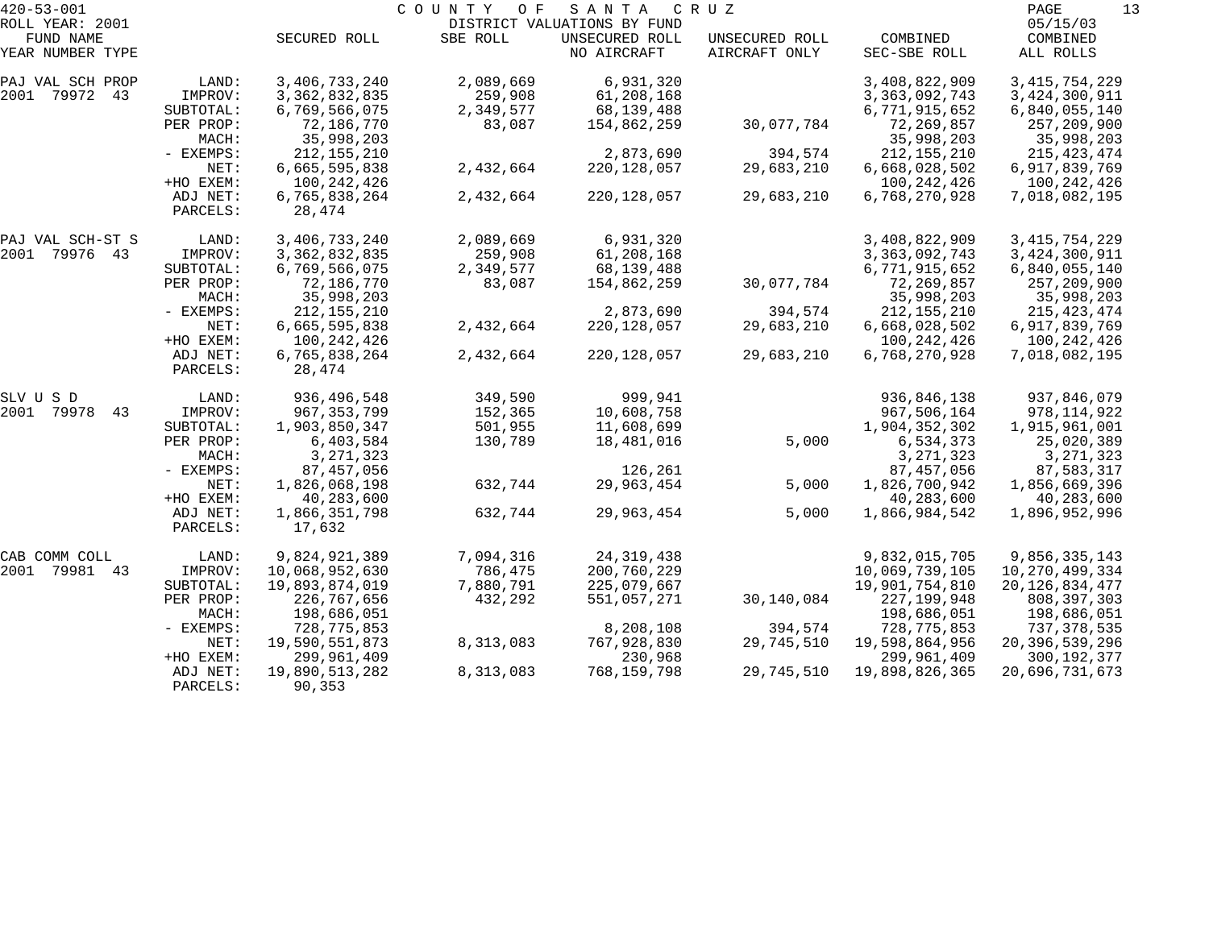420-53-001 COUNTY OF SANTA CRUZ
ROLL YEAR: 2001 DISTRICT VALUATIONS BY FUND 05/15/03

| FUND NAME YEAR NUMBER TYPE | | SECURED ROLL | SBE ROLL | UNSECURED ROLL NO AIRCRAFT | UNSECURED ROLL AIRCRAFT ONLY | COMBINED SEC-SBE ROLL | COMBINED ALL ROLLS |
|---|---|---|---|---|---|---|---|
| PAJ VAL SCH PROP | LAND: | 3,406,733,240 | 2,089,669 | 6,931,320 | | 3,408,822,909 | 3,415,754,229 |
| 2001 79972 43 | IMPROV: | 3,362,832,835 | 259,908 | 61,208,168 | | 3,363,092,743 | 3,424,300,911 |
| | SUBTOTAL: | 6,769,566,075 | 2,349,577 | 68,139,488 | | 6,771,915,652 | 6,840,055,140 |
| | PER PROP: | 72,186,770 | 83,087 | 154,862,259 | 30,077,784 | 72,269,857 | 257,209,900 |
| | MACH: | 35,998,203 | | | | 35,998,203 | 35,998,203 |
| | - EXEMPS: | 212,155,210 | | 2,873,690 | 394,574 | 212,155,210 | 215,423,474 |
| | NET: | 6,665,595,838 | 2,432,664 | 220,128,057 | 29,683,210 | 6,668,028,502 | 6,917,839,769 |
| | +HO EXEM: | 100,242,426 | | | | 100,242,426 | 100,242,426 |
| | ADJ NET: | 6,765,838,264 | 2,432,664 | 220,128,057 | 29,683,210 | 6,768,270,928 | 7,018,082,195 |
| | PARCELS: | 28,474 | | | | | |
| PAJ VAL SCH-ST S | LAND: | 3,406,733,240 | 2,089,669 | 6,931,320 | | 3,408,822,909 | 3,415,754,229 |
| 2001 79976 43 | IMPROV: | 3,362,832,835 | 259,908 | 61,208,168 | | 3,363,092,743 | 3,424,300,911 |
| | SUBTOTAL: | 6,769,566,075 | 2,349,577 | 68,139,488 | | 6,771,915,652 | 6,840,055,140 |
| | PER PROP: | 72,186,770 | 83,087 | 154,862,259 | 30,077,784 | 72,269,857 | 257,209,900 |
| | MACH: | 35,998,203 | | | | 35,998,203 | 35,998,203 |
| | - EXEMPS: | 212,155,210 | | 2,873,690 | 394,574 | 212,155,210 | 215,423,474 |
| | NET: | 6,665,595,838 | 2,432,664 | 220,128,057 | 29,683,210 | 6,668,028,502 | 6,917,839,769 |
| | +HO EXEM: | 100,242,426 | | | | 100,242,426 | 100,242,426 |
| | ADJ NET: | 6,765,838,264 | 2,432,664 | 220,128,057 | 29,683,210 | 6,768,270,928 | 7,018,082,195 |
| | PARCELS: | 28,474 | | | | | |
| SLV U S D | LAND: | 936,496,548 | 349,590 | 999,941 | | 936,846,138 | 937,846,079 |
| 2001 79978 43 | IMPROV: | 967,353,799 | 152,365 | 10,608,758 | | 967,506,164 | 978,114,922 |
| | SUBTOTAL: | 1,903,850,347 | 501,955 | 11,608,699 | | 1,904,352,302 | 1,915,961,001 |
| | PER PROP: | 6,403,584 | 130,789 | 18,481,016 | 5,000 | 6,534,373 | 25,020,389 |
| | MACH: | 3,271,323 | | | | 3,271,323 | 3,271,323 |
| | - EXEMPS: | 87,457,056 | | 126,261 | | 87,457,056 | 87,583,317 |
| | NET: | 1,826,068,198 | 632,744 | 29,963,454 | 5,000 | 1,826,700,942 | 1,856,669,396 |
| | +HO EXEM: | 40,283,600 | | | | 40,283,600 | 40,283,600 |
| | ADJ NET: | 1,866,351,798 | 632,744 | 29,963,454 | 5,000 | 1,866,984,542 | 1,896,952,996 |
| | PARCELS: | 17,632 | | | | | |
| CAB COMM COLL | LAND: | 9,824,921,389 | 7,094,316 | 24,319,438 | | 9,832,015,705 | 9,856,335,143 |
| 2001 79981 43 | IMPROV: | 10,068,952,630 | 786,475 | 200,760,229 | | 10,069,739,105 | 10,270,499,334 |
| | SUBTOTAL: | 19,893,874,019 | 7,880,791 | 225,079,667 | | 19,901,754,810 | 20,126,834,477 |
| | PER PROP: | 226,767,656 | 432,292 | 551,057,271 | 30,140,084 | 227,199,948 | 808,397,303 |
| | MACH: | 198,686,051 | | | | 198,686,051 | 198,686,051 |
| | - EXEMPS: | 728,775,853 | | 8,208,108 | 394,574 | 728,775,853 | 737,378,535 |
| | NET: | 19,590,551,873 | 8,313,083 | 767,928,830 | 29,745,510 | 19,598,864,956 | 20,396,539,296 |
| | +HO EXEM: | 299,961,409 | | 230,968 | | 299,961,409 | 300,192,377 |
| | ADJ NET: | 19,890,513,282 | 8,313,083 | 768,159,798 | 29,745,510 | 19,898,826,365 | 20,696,731,673 |
| | PARCELS: | 90,353 | | | | | |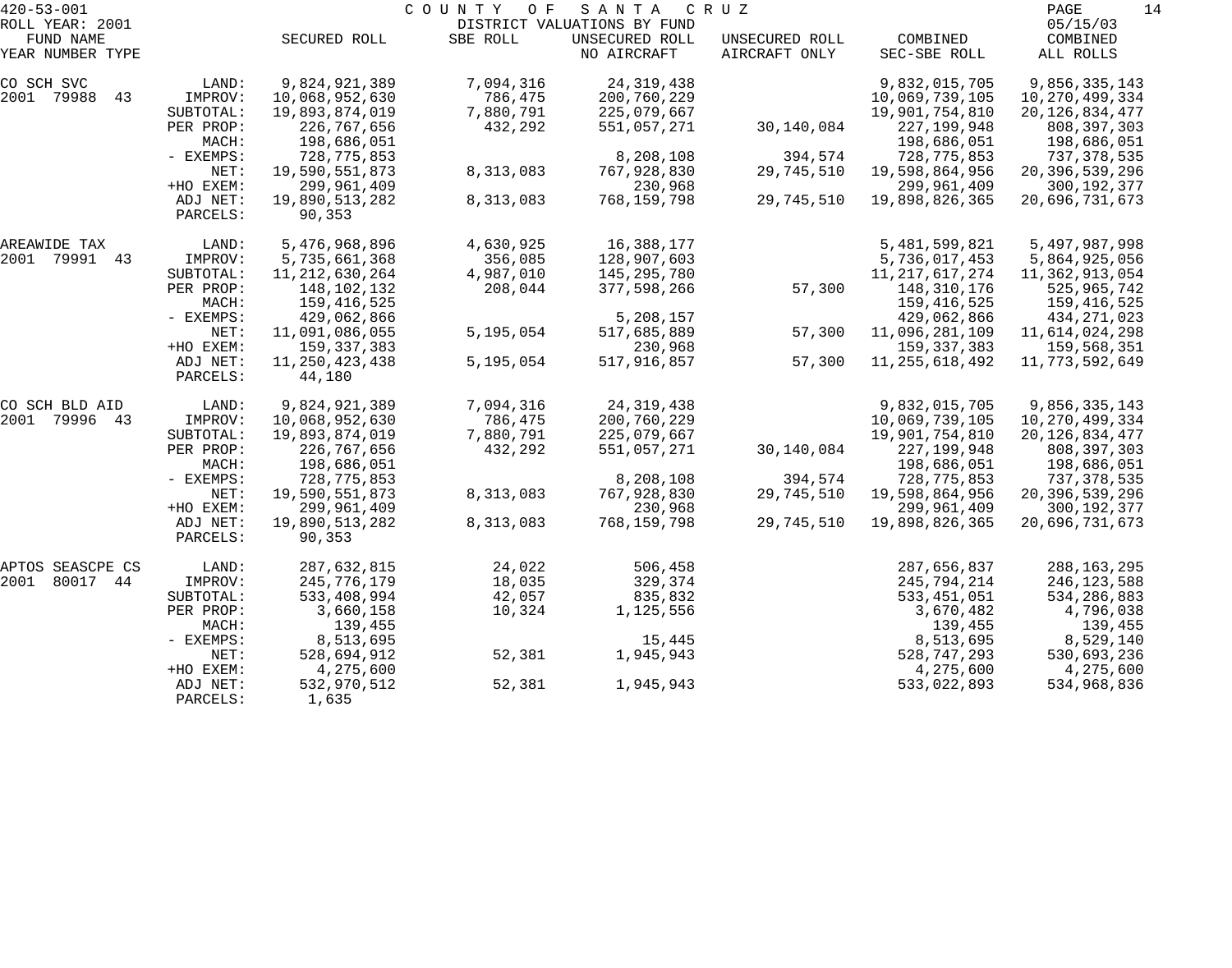420-53-001 COUNTY OF SANTA CRUZ

ROLL YEAR: 2001 DISTRICT VALUATIONS BY FUND 05/15/03

| FUND NAME YEAR NUMBER TYPE | | SECURED ROLL | SBE ROLL | UNSECURED ROLL NO AIRCRAFT | UNSECURED ROLL AIRCRAFT ONLY | COMBINED SEC-SBE ROLL | COMBINED ALL ROLLS |
|---|---|---|---|---|---|---|---|
| CO SCH SVC | LAND: | 9,824,921,389 | 7,094,316 | 24,319,438 | | 9,832,015,705 | 9,856,335,143 |
| 2001 79988 43 | IMPROV: | 10,068,952,630 | 786,475 | 200,760,229 | | 10,069,739,105 | 10,270,499,334 |
| | SUBTOTAL: | 19,893,874,019 | 7,880,791 | 225,079,667 | | 19,901,754,810 | 20,126,834,477 |
| | PER PROP: | 226,767,656 | 432,292 | 551,057,271 | 30,140,084 | 227,199,948 | 808,397,303 |
| | MACH: | 198,686,051 | | | | 198,686,051 | 198,686,051 |
| | - EXEMPS: | 728,775,853 | | 8,208,108 | 394,574 | 728,775,853 | 737,378,535 |
| | NET: | 19,590,551,873 | 8,313,083 | 767,928,830 | 29,745,510 | 19,598,864,956 | 20,396,539,296 |
| | +HO EXEM: | 299,961,409 | | 230,968 | | 299,961,409 | 300,192,377 |
| | ADJ NET: | 19,890,513,282 | 8,313,083 | 768,159,798 | 29,745,510 | 19,898,826,365 | 20,696,731,673 |
| | PARCELS: | 90,353 | | | | | |
| AREAWIDE TAX | LAND: | 5,476,968,896 | 4,630,925 | 16,388,177 | | 5,481,599,821 | 5,497,987,998 |
| 2001 79991 43 | IMPROV: | 5,735,661,368 | 356,085 | 128,907,603 | | 5,736,017,453 | 5,864,925,056 |
| | SUBTOTAL: | 11,212,630,264 | 4,987,010 | 145,295,780 | | 11,217,617,274 | 11,362,913,054 |
| | PER PROP: | 148,102,132 | 208,044 | 377,598,266 | 57,300 | 148,310,176 | 525,965,742 |
| | MACH: | 159,416,525 | | | | 159,416,525 | 159,416,525 |
| | - EXEMPS: | 429,062,866 | | 5,208,157 | | 429,062,866 | 434,271,023 |
| | NET: | 11,091,086,055 | 5,195,054 | 517,685,889 | 57,300 | 11,096,281,109 | 11,614,024,298 |
| | +HO EXEM: | 159,337,383 | | 230,968 | | 159,337,383 | 159,568,351 |
| | ADJ NET: | 11,250,423,438 | 5,195,054 | 517,916,857 | 57,300 | 11,255,618,492 | 11,773,592,649 |
| | PARCELS: | 44,180 | | | | | |
| CO SCH BLD AID | LAND: | 9,824,921,389 | 7,094,316 | 24,319,438 | | 9,832,015,705 | 9,856,335,143 |
| 2001 79996 43 | IMPROV: | 10,068,952,630 | 786,475 | 200,760,229 | | 10,069,739,105 | 10,270,499,334 |
| | SUBTOTAL: | 19,893,874,019 | 7,880,791 | 225,079,667 | | 19,901,754,810 | 20,126,834,477 |
| | PER PROP: | 226,767,656 | 432,292 | 551,057,271 | 30,140,084 | 227,199,948 | 808,397,303 |
| | MACH: | 198,686,051 | | | | 198,686,051 | 198,686,051 |
| | - EXEMPS: | 728,775,853 | | 8,208,108 | 394,574 | 728,775,853 | 737,378,535 |
| | NET: | 19,590,551,873 | 8,313,083 | 767,928,830 | 29,745,510 | 19,598,864,956 | 20,396,539,296 |
| | +HO EXEM: | 299,961,409 | | 230,968 | | 299,961,409 | 300,192,377 |
| | ADJ NET: | 19,890,513,282 | 8,313,083 | 768,159,798 | 29,745,510 | 19,898,826,365 | 20,696,731,673 |
| | PARCELS: | 90,353 | | | | | |
| APTOS SEASCPE CS | LAND: | 287,632,815 | 24,022 | 506,458 | | 287,656,837 | 288,163,295 |
| 2001 80017 44 | IMPROV: | 245,776,179 | 18,035 | 329,374 | | 245,794,214 | 246,123,588 |
| | SUBTOTAL: | 533,408,994 | 42,057 | 835,832 | | 533,451,051 | 534,286,883 |
| | PER PROP: | 3,660,158 | 10,324 | 1,125,556 | | 3,670,482 | 4,796,038 |
| | MACH: | 139,455 | | | | 139,455 | 139,455 |
| | - EXEMPS: | 8,513,695 | | 15,445 | | 8,513,695 | 8,529,140 |
| | NET: | 528,694,912 | 52,381 | 1,945,943 | | 528,747,293 | 530,693,236 |
| | +HO EXEM: | 4,275,600 | | | | 4,275,600 | 4,275,600 |
| | ADJ NET: | 532,970,512 | 52,381 | 1,945,943 | | 533,022,893 | 534,968,836 |
| | PARCELS: | 1,635 | | | | | |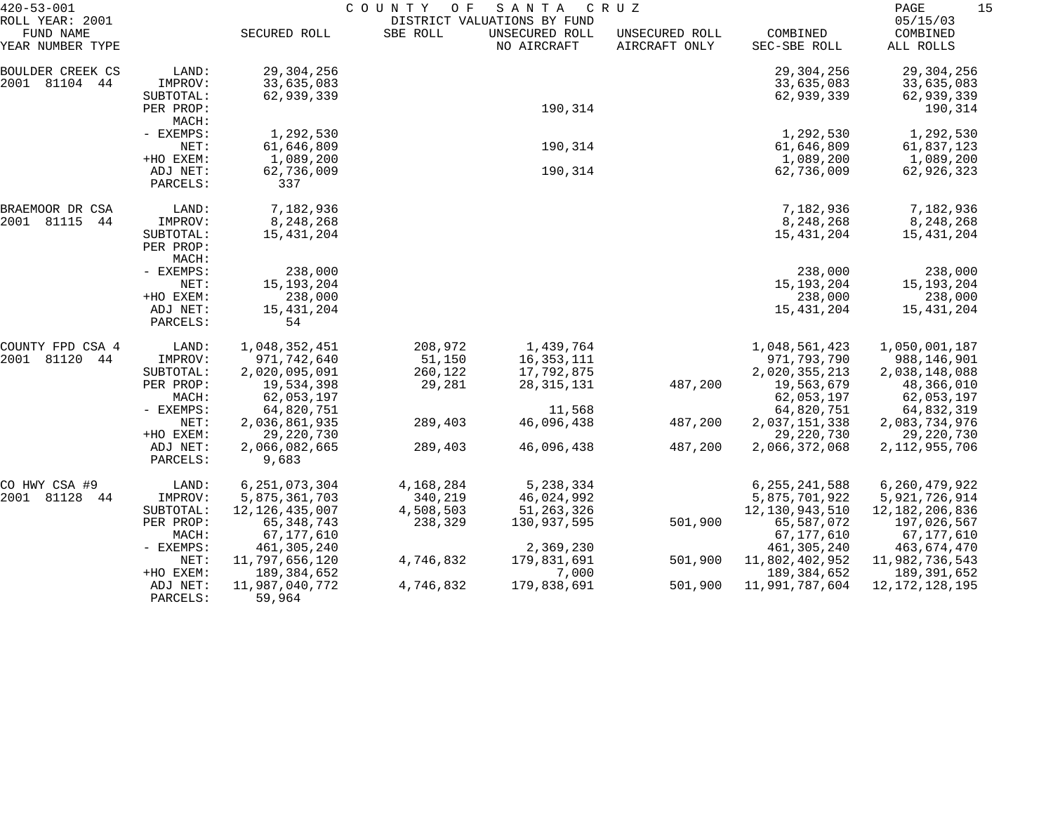420-53-001 COUNTY OF SANTA CRUZ

ROLL YEAR: 2001 DISTRICT VALUATIONS BY FUND 05/15/03

| FUND NAME YEAR NUMBER TYPE | | SECURED ROLL | SBE ROLL | UNSECURED ROLL NO AIRCRAFT | UNSECURED ROLL AIRCRAFT ONLY | COMBINED SEC-SBE ROLL | COMBINED ALL ROLLS |
|---|---|---|---|---|---|---|---|
| BOULDER CREEK CS | LAND: | 29,304,256 | | | | 29,304,256 | 29,304,256 |
| 2001 81104 44 | IMPROV: | 33,635,083 | | | | 33,635,083 | 33,635,083 |
| | SUBTOTAL: | 62,939,339 | | | | 62,939,339 | 62,939,339 |
| | PER PROP: | | | 190,314 | | | 190,314 |
| | MACH: | | | | | | |
| | - EXEMPS: | 1,292,530 | | | | 1,292,530 | 1,292,530 |
| | NET: | 61,646,809 | | 190,314 | | 61,646,809 | 61,837,123 |
| | +HO EXEM: | 1,089,200 | | | | 1,089,200 | 1,089,200 |
| | ADJ NET: | 62,736,009 | | 190,314 | | 62,736,009 | 62,926,323 |
| | PARCELS: | 337 | | | | | |
| BRAEMOOR DR CSA | LAND: | 7,182,936 | | | | 7,182,936 | 7,182,936 |
| 2001 81115 44 | IMPROV: | 8,248,268 | | | | 8,248,268 | 8,248,268 |
| | SUBTOTAL: | 15,431,204 | | | | 15,431,204 | 15,431,204 |
| | PER PROP: | | | | | | |
| | MACH: | | | | | | |
| | - EXEMPS: | 238,000 | | | | 238,000 | 238,000 |
| | NET: | 15,193,204 | | | | 15,193,204 | 15,193,204 |
| | +HO EXEM: | 238,000 | | | | 238,000 | 238,000 |
| | ADJ NET: | 15,431,204 | | | | 15,431,204 | 15,431,204 |
| | PARCELS: | 54 | | | | | |
| COUNTY FPD CSA 4 | LAND: | 1,048,352,451 | 208,972 | 1,439,764 | | 1,048,561,423 | 1,050,001,187 |
| 2001 81120 44 | IMPROV: | 971,742,640 | 51,150 | 16,353,111 | | 971,793,790 | 988,146,901 |
| | SUBTOTAL: | 2,020,095,091 | 260,122 | 17,792,875 | | 2,020,355,213 | 2,038,148,088 |
| | PER PROP: | 19,534,398 | 29,281 | 28,315,131 | 487,200 | 19,563,679 | 48,366,010 |
| | MACH: | 62,053,197 | | | | 62,053,197 | 62,053,197 |
| | - EXEMPS: | 64,820,751 | | 11,568 | | 64,820,751 | 64,832,319 |
| | NET: | 2,036,861,935 | 289,403 | 46,096,438 | 487,200 | 2,037,151,338 | 2,083,734,976 |
| | +HO EXEM: | 29,220,730 | | | | 29,220,730 | 29,220,730 |
| | ADJ NET: | 2,066,082,665 | 289,403 | 46,096,438 | 487,200 | 2,066,372,068 | 2,112,955,706 |
| | PARCELS: | 9,683 | | | | | |
| CO HWY CSA #9 | LAND: | 6,251,073,304 | 4,168,284 | 5,238,334 | | 6,255,241,588 | 6,260,479,922 |
| 2001 81128 44 | IMPROV: | 5,875,361,703 | 340,219 | 46,024,992 | | 5,875,701,922 | 5,921,726,914 |
| | SUBTOTAL: | 12,126,435,007 | 4,508,503 | 51,263,326 | | 12,130,943,510 | 12,182,206,836 |
| | PER PROP: | 65,348,743 | 238,329 | 130,937,595 | 501,900 | 65,587,072 | 197,026,567 |
| | MACH: | 67,177,610 | | | | 67,177,610 | 67,177,610 |
| | - EXEMPS: | 461,305,240 | | 2,369,230 | | 461,305,240 | 463,674,470 |
| | NET: | 11,797,656,120 | 4,746,832 | 179,831,691 | 501,900 | 11,802,402,952 | 11,982,736,543 |
| | +HO EXEM: | 189,384,652 | | 7,000 | | 189,384,652 | 189,391,652 |
| | ADJ NET: | 11,987,040,772 | 4,746,832 | 179,838,691 | 501,900 | 11,991,787,604 | 12,172,128,195 |
| | PARCELS: | 59,964 | | | | | |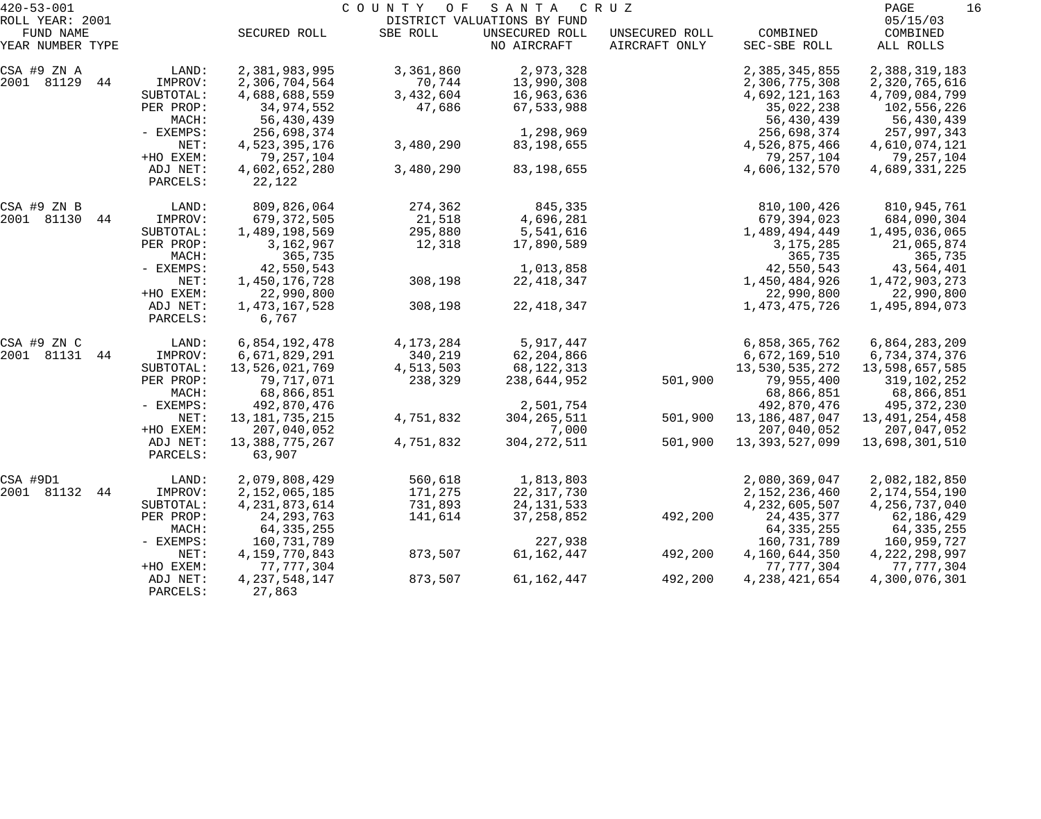420-53-001 COUNTY OF SANTA CRUZ

ROLL YEAR: 2001 DISTRICT VALUATIONS BY FUND 05/15/03

| FUND NAME YEAR NUMBER TYPE | | SECURED ROLL | SBE ROLL | UNSECURED ROLL NO AIRCRAFT | UNSECURED ROLL AIRCRAFT ONLY | COMBINED SEC-SBE ROLL | COMBINED ALL ROLLS |
|---|---|---|---|---|---|---|---|
| CSA #9 ZN A | LAND: | 2,381,983,995 | 3,361,860 | 2,973,328 | | 2,385,345,855 | 2,388,319,183 |
| 2001 81129 44 | IMPROV: | 2,306,704,564 | 70,744 | 13,990,308 | | 2,306,775,308 | 2,320,765,616 |
| | SUBTOTAL: | 4,688,688,559 | 3,432,604 | 16,963,636 | | 4,692,121,163 | 4,709,084,799 |
| | PER PROP: | 34,974,552 | 47,686 | 67,533,988 | | 35,022,238 | 102,556,226 |
| | MACH: | 56,430,439 | | | | 56,430,439 | 56,430,439 |
| | - EXEMPS: | 256,698,374 | | 1,298,969 | | 256,698,374 | 257,997,343 |
| | NET: | 4,523,395,176 | 3,480,290 | 83,198,655 | | 4,526,875,466 | 4,610,074,121 |
| | +HO EXEM: | 79,257,104 | | | | 79,257,104 | 79,257,104 |
| | ADJ NET: | 4,602,652,280 | 3,480,290 | 83,198,655 | | 4,606,132,570 | 4,689,331,225 |
| | PARCELS: | 22,122 | | | | | |
| CSA #9 ZN B | LAND: | 809,826,064 | 274,362 | 845,335 | | 810,100,426 | 810,945,761 |
| 2001 81130 44 | IMPROV: | 679,372,505 | 21,518 | 4,696,281 | | 679,394,023 | 684,090,304 |
| | SUBTOTAL: | 1,489,198,569 | 295,880 | 5,541,616 | | 1,489,494,449 | 1,495,036,065 |
| | PER PROP: | 3,162,967 | 12,318 | 17,890,589 | | 3,175,285 | 21,065,874 |
| | MACH: | 365,735 | | | | 365,735 | 365,735 |
| | - EXEMPS: | 42,550,543 | | 1,013,858 | | 42,550,543 | 43,564,401 |
| | NET: | 1,450,176,728 | 308,198 | 22,418,347 | | 1,450,484,926 | 1,472,903,273 |
| | +HO EXEM: | 22,990,800 | | | | 22,990,800 | 22,990,800 |
| | ADJ NET: | 1,473,167,528 | 308,198 | 22,418,347 | | 1,473,475,726 | 1,495,894,073 |
| | PARCELS: | 6,767 | | | | | |
| CSA #9 ZN C | LAND: | 6,854,192,478 | 4,173,284 | 5,917,447 | | 6,858,365,762 | 6,864,283,209 |
| 2001 81131 44 | IMPROV: | 6,671,829,291 | 340,219 | 62,204,866 | | 6,672,169,510 | 6,734,374,376 |
| | SUBTOTAL: | 13,526,021,769 | 4,513,503 | 68,122,313 | | 13,530,535,272 | 13,598,657,585 |
| | PER PROP: | 79,717,071 | 238,329 | 238,644,952 | 501,900 | 79,955,400 | 319,102,252 |
| | MACH: | 68,866,851 | | | | 68,866,851 | 68,866,851 |
| | - EXEMPS: | 492,870,476 | | 2,501,754 | | 492,870,476 | 495,372,230 |
| | NET: | 13,181,735,215 | 4,751,832 | 304,265,511 | 501,900 | 13,186,487,047 | 13,491,254,458 |
| | +HO EXEM: | 207,040,052 | | 7,000 | | 207,040,052 | 207,047,052 |
| | ADJ NET: | 13,388,775,267 | 4,751,832 | 304,272,511 | 501,900 | 13,393,527,099 | 13,698,301,510 |
| | PARCELS: | 63,907 | | | | | |
| CSA #9D1 | LAND: | 2,079,808,429 | 560,618 | 1,813,803 | | 2,080,369,047 | 2,082,182,850 |
| 2001 81132 44 | IMPROV: | 2,152,065,185 | 171,275 | 22,317,730 | | 2,152,236,460 | 2,174,554,190 |
| | SUBTOTAL: | 4,231,873,614 | 731,893 | 24,131,533 | | 4,232,605,507 | 4,256,737,040 |
| | PER PROP: | 24,293,763 | 141,614 | 37,258,852 | 492,200 | 24,435,377 | 62,186,429 |
| | MACH: | 64,335,255 | | | | 64,335,255 | 64,335,255 |
| | - EXEMPS: | 160,731,789 | | 227,938 | | 160,731,789 | 160,959,727 |
| | NET: | 4,159,770,843 | 873,507 | 61,162,447 | 492,200 | 4,160,644,350 | 4,222,298,997 |
| | +HO EXEM: | 77,777,304 | | | | 77,777,304 | 77,777,304 |
| | ADJ NET: | 4,237,548,147 | 873,507 | 61,162,447 | 492,200 | 4,238,421,654 | 4,300,076,301 |
| | PARCELS: | 27,863 | | | | | |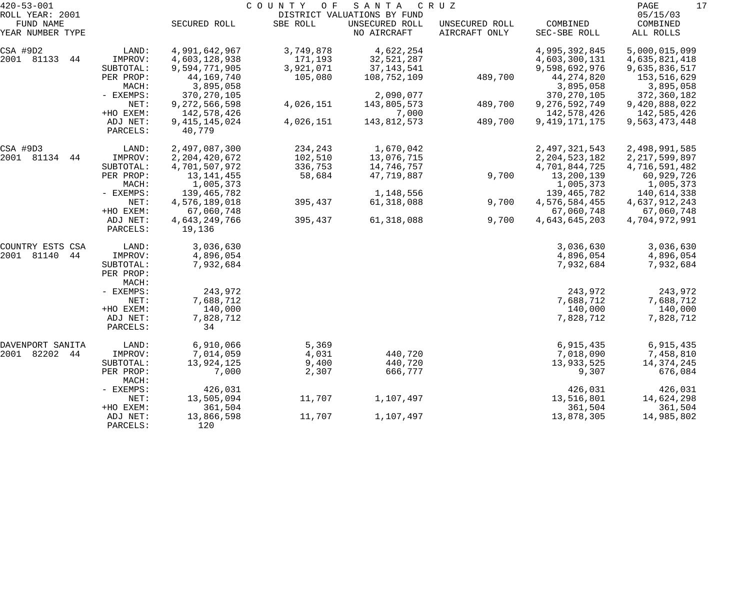420-53-001 COUNTY OF SANTA CRUZ
ROLL YEAR: 2001 DISTRICT VALUATIONS BY FUND 05/15/03

| FUND NAME YEAR NUMBER TYPE | | SECURED ROLL | SBE ROLL | UNSECURED ROLL NO AIRCRAFT | UNSECURED ROLL AIRCRAFT ONLY | COMBINED SEC-SBE ROLL | COMBINED ALL ROLLS |
|---|---|---|---|---|---|---|---|
| CSA #9D2 | LAND: | 4,991,642,967 | 3,749,878 | 4,622,254 | | 4,995,392,845 | 5,000,015,099 |
| 2001 81133 44 | IMPROV: | 4,603,128,938 | 171,193 | 32,521,287 | | 4,603,300,131 | 4,635,821,418 |
| | SUBTOTAL: | 9,594,771,905 | 3,921,071 | 37,143,541 | | 9,598,692,976 | 9,635,836,517 |
| | PER PROP: | 44,169,740 | 105,080 | 108,752,109 | 489,700 | 44,274,820 | 153,516,629 |
| | MACH: | 3,895,058 | | | | 3,895,058 | 3,895,058 |
| | - EXEMPS: | 370,270,105 | | 2,090,077 | | 370,270,105 | 372,360,182 |
| | NET: | 9,272,566,598 | 4,026,151 | 143,805,573 | 489,700 | 9,276,592,749 | 9,420,888,022 |
| | +HO EXEM: | 142,578,426 | | 7,000 | | 142,578,426 | 142,585,426 |
| | ADJ NET: | 9,415,145,024 | 4,026,151 | 143,812,573 | 489,700 | 9,419,171,175 | 9,563,473,448 |
| | PARCELS: | 40,779 | | | | | |
| CSA #9D3 | LAND: | 2,497,087,300 | 234,243 | 1,670,042 | | 2,497,321,543 | 2,498,991,585 |
| 2001 81134 44 | IMPROV: | 2,204,420,672 | 102,510 | 13,076,715 | | 2,204,523,182 | 2,217,599,897 |
| | SUBTOTAL: | 4,701,507,972 | 336,753 | 14,746,757 | | 4,701,844,725 | 4,716,591,482 |
| | PER PROP: | 13,141,455 | 58,684 | 47,719,887 | 9,700 | 13,200,139 | 60,929,726 |
| | MACH: | 1,005,373 | | | | 1,005,373 | 1,005,373 |
| | - EXEMPS: | 139,465,782 | | 1,148,556 | | 139,465,782 | 140,614,338 |
| | NET: | 4,576,189,018 | 395,437 | 61,318,088 | 9,700 | 4,576,584,455 | 4,637,912,243 |
| | +HO EXEM: | 67,060,748 | | | | 67,060,748 | 67,060,748 |
| | ADJ NET: | 4,643,249,766 | 395,437 | 61,318,088 | 9,700 | 4,643,645,203 | 4,704,972,991 |
| | PARCELS: | 19,136 | | | | | |
| COUNTRY ESTS CSA | LAND: | 3,036,630 | | | | 3,036,630 | 3,036,630 |
| 2001 81140 44 | IMPROV: | 4,896,054 | | | | 4,896,054 | 4,896,054 |
| | SUBTOTAL: | 7,932,684 | | | | 7,932,684 | 7,932,684 |
| | PER PROP: | | | | | | |
| | MACH: | | | | | | |
| | - EXEMPS: | 243,972 | | | | 243,972 | 243,972 |
| | NET: | 7,688,712 | | | | 7,688,712 | 7,688,712 |
| | +HO EXEM: | 140,000 | | | | 140,000 | 140,000 |
| | ADJ NET: | 7,828,712 | | | | 7,828,712 | 7,828,712 |
| | PARCELS: | 34 | | | | | |
| DAVENPORT SANITA | LAND: | 6,910,066 | 5,369 | | | 6,915,435 | 6,915,435 |
| 2001 82202 44 | IMPROV: | 7,014,059 | 4,031 | 440,720 | | 7,018,090 | 7,458,810 |
| | SUBTOTAL: | 13,924,125 | 9,400 | 440,720 | | 13,933,525 | 14,374,245 |
| | PER PROP: | 7,000 | 2,307 | 666,777 | | 9,307 | 676,084 |
| | MACH: | | | | | | |
| | - EXEMPS: | 426,031 | | | | 426,031 | 426,031 |
| | NET: | 13,505,094 | 11,707 | 1,107,497 | | 13,516,801 | 14,624,298 |
| | +HO EXEM: | 361,504 | | | | 361,504 | 361,504 |
| | ADJ NET: | 13,866,598 | 11,707 | 1,107,497 | | 13,878,305 | 14,985,802 |
| | PARCELS: | 120 | | | | | |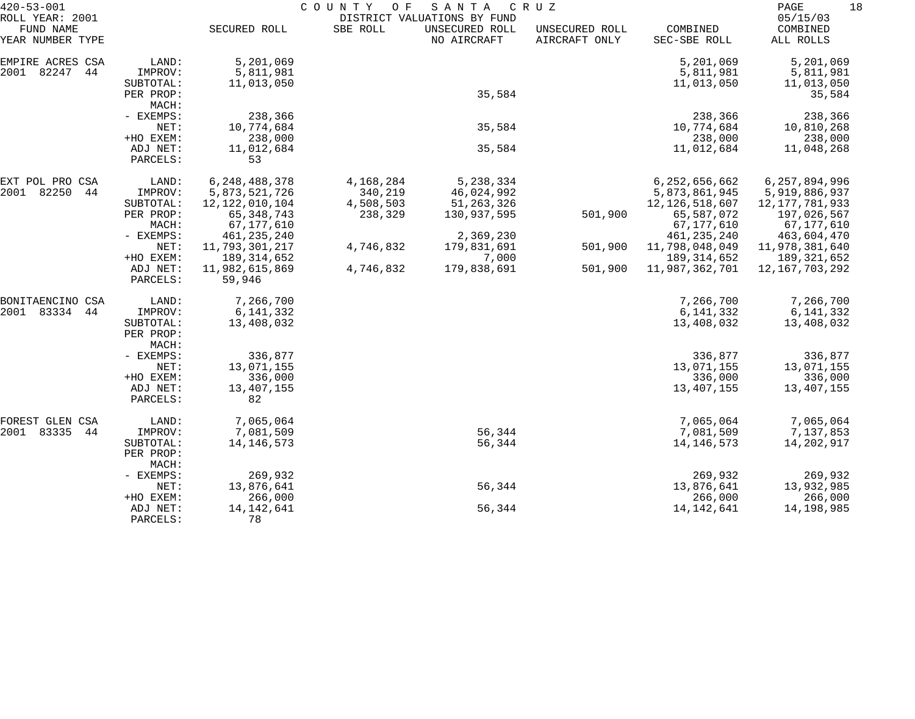420-53-001 COUNTY OF SANTA CRUZ
ROLL YEAR: 2001 DISTRICT VALUATIONS BY FUND 05/15/03

| FUND NAME YEAR NUMBER TYPE | | SECURED ROLL | SBE ROLL | UNSECURED ROLL NO AIRCRAFT | UNSECURED ROLL AIRCRAFT ONLY | COMBINED SEC-SBE ROLL | COMBINED ALL ROLLS |
|---|---|---|---|---|---|---|---|
| EMPIRE ACRES CSA | LAND: | 5,201,069 | | | | 5,201,069 | 5,201,069 |
| 2001 82247 44 | IMPROV: | 5,811,981 | | | | 5,811,981 | 5,811,981 |
| | SUBTOTAL: | 11,013,050 | | | | 11,013,050 | 11,013,050 |
| | PER PROP: | | | 35,584 | | | 35,584 |
| | MACH: | | | | | | |
| | - EXEMPS: | 238,366 | | | | 238,366 | 238,366 |
| | NET: | 10,774,684 | | 35,584 | | 10,774,684 | 10,810,268 |
| | +HO EXEM: | 238,000 | | | | 238,000 | 238,000 |
| | ADJ NET: | 11,012,684 | | 35,584 | | 11,012,684 | 11,048,268 |
| | PARCELS: | 53 | | | | | |
| EXT POL PRO CSA | LAND: | 6,248,488,378 | 4,168,284 | 5,238,334 | | 6,252,656,662 | 6,257,894,996 |
| 2001 82250 44 | IMPROV: | 5,873,521,726 | 340,219 | 46,024,992 | | 5,873,861,945 | 5,919,886,937 |
| | SUBTOTAL: | 12,122,010,104 | 4,508,503 | 51,263,326 | | 12,126,518,607 | 12,177,781,933 |
| | PER PROP: | 65,348,743 | 238,329 | 130,937,595 | 501,900 | 65,587,072 | 197,026,567 |
| | MACH: | 67,177,610 | | | | 67,177,610 | 67,177,610 |
| | - EXEMPS: | 461,235,240 | | 2,369,230 | | 461,235,240 | 463,604,470 |
| | NET: | 11,793,301,217 | 4,746,832 | 179,831,691 | 501,900 | 11,798,048,049 | 11,978,381,640 |
| | +HO EXEM: | 189,314,652 | | 7,000 | | 189,314,652 | 189,321,652 |
| | ADJ NET: | 11,982,615,869 | 4,746,832 | 179,838,691 | 501,900 | 11,987,362,701 | 12,167,703,292 |
| | PARCELS: | 59,946 | | | | | |
| BONITAENCINO CSA | LAND: | 7,266,700 | | | | 7,266,700 | 7,266,700 |
| 2001 83334 44 | IMPROV: | 6,141,332 | | | | 6,141,332 | 6,141,332 |
| | SUBTOTAL: | 13,408,032 | | | | 13,408,032 | 13,408,032 |
| | PER PROP: | | | | | | |
| | MACH: | | | | | | |
| | - EXEMPS: | 336,877 | | | | 336,877 | 336,877 |
| | NET: | 13,071,155 | | | | 13,071,155 | 13,071,155 |
| | +HO EXEM: | 336,000 | | | | 336,000 | 336,000 |
| | ADJ NET: | 13,407,155 | | | | 13,407,155 | 13,407,155 |
| | PARCELS: | 82 | | | | | |
| FOREST GLEN CSA | LAND: | 7,065,064 | | | | 7,065,064 | 7,065,064 |
| 2001 83335 44 | IMPROV: | 7,081,509 | | 56,344 | | 7,081,509 | 7,137,853 |
| | SUBTOTAL: | 14,146,573 | | 56,344 | | 14,146,573 | 14,202,917 |
| | PER PROP: | | | | | | |
| | MACH: | | | | | | |
| | - EXEMPS: | 269,932 | | | | 269,932 | 269,932 |
| | NET: | 13,876,641 | | 56,344 | | 13,876,641 | 13,932,985 |
| | +HO EXEM: | 266,000 | | | | 266,000 | 266,000 |
| | ADJ NET: | 14,142,641 | | 56,344 | | 14,142,641 | 14,198,985 |
| | PARCELS: | 78 | | | | | |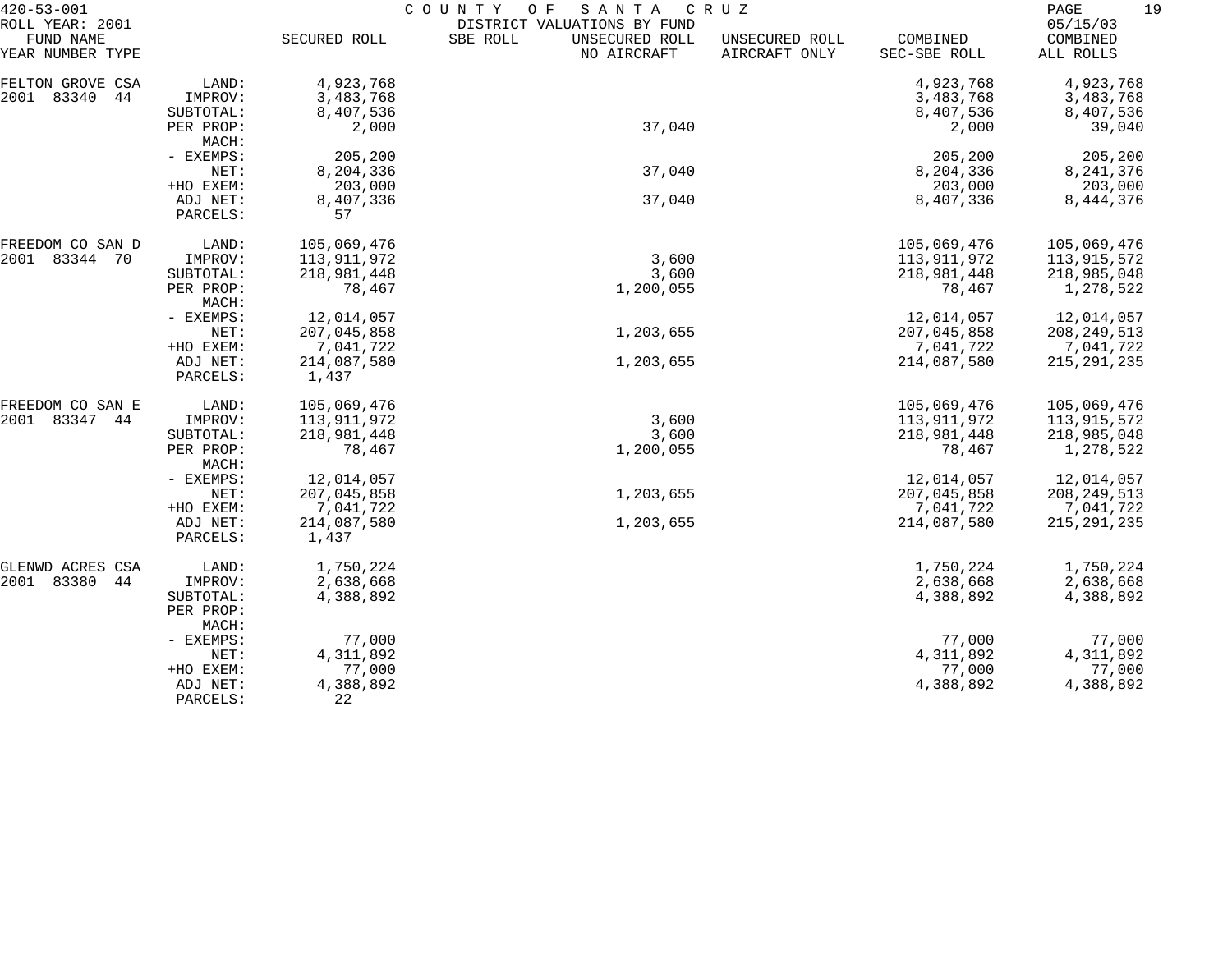420-53-001 — COUNTY OF SANTA CRUZ — DISTRICT VALUATIONS BY FUND

ROLL YEAR: 2001 — 05/15/03

| FUND NAME YEAR NUMBER TYPE | | SECURED ROLL | SBE ROLL | UNSECURED ROLL NO AIRCRAFT | UNSECURED ROLL AIRCRAFT ONLY | COMBINED SEC-SBE ROLL | COMBINED ALL ROLLS |
|---|---|---|---|---|---|---|---|
| FELTON GROVE CSA | LAND: | 4,923,768 | | | | 4,923,768 | 4,923,768 |
| 2001 83340 44 | IMPROV: | 3,483,768 | | | | 3,483,768 | 3,483,768 |
| | SUBTOTAL: | 8,407,536 | | | | 8,407,536 | 8,407,536 |
| | PER PROP: | 2,000 | | 37,040 | | 2,000 | 39,040 |
| | MACH: | | | | | | |
| | - EXEMPS: | 205,200 | | | | 205,200 | 205,200 |
| | NET: | 8,204,336 | | 37,040 | | 8,204,336 | 8,241,376 |
| | +HO EXEM: | 203,000 | | | | 203,000 | 203,000 |
| | ADJ NET: | 8,407,336 | | 37,040 | | 8,407,336 | 8,444,376 |
| | PARCELS: | 57 | | | | | |
| FREEDOM CO SAN D | LAND: | 105,069,476 | | | | 105,069,476 | 105,069,476 |
| 2001 83344 70 | IMPROV: | 113,911,972 | | 3,600 | | 113,911,972 | 113,915,572 |
| | SUBTOTAL: | 218,981,448 | | 3,600 | | 218,981,448 | 218,985,048 |
| | PER PROP: | 78,467 | | 1,200,055 | | 78,467 | 1,278,522 |
| | MACH: | | | | | | |
| | - EXEMPS: | 12,014,057 | | | | 12,014,057 | 12,014,057 |
| | NET: | 207,045,858 | | 1,203,655 | | 207,045,858 | 208,249,513 |
| | +HO EXEM: | 7,041,722 | | | | 7,041,722 | 7,041,722 |
| | ADJ NET: | 214,087,580 | | 1,203,655 | | 214,087,580 | 215,291,235 |
| | PARCELS: | 1,437 | | | | | |
| FREEDOM CO SAN E | LAND: | 105,069,476 | | | | 105,069,476 | 105,069,476 |
| 2001 83347 44 | IMPROV: | 113,911,972 | | 3,600 | | 113,911,972 | 113,915,572 |
| | SUBTOTAL: | 218,981,448 | | 3,600 | | 218,981,448 | 218,985,048 |
| | PER PROP: | 78,467 | | 1,200,055 | | 78,467 | 1,278,522 |
| | MACH: | | | | | | |
| | - EXEMPS: | 12,014,057 | | | | 12,014,057 | 12,014,057 |
| | NET: | 207,045,858 | | 1,203,655 | | 207,045,858 | 208,249,513 |
| | +HO EXEM: | 7,041,722 | | | | 7,041,722 | 7,041,722 |
| | ADJ NET: | 214,087,580 | | 1,203,655 | | 214,087,580 | 215,291,235 |
| | PARCELS: | 1,437 | | | | | |
| GLENWD ACRES CSA | LAND: | 1,750,224 | | | | 1,750,224 | 1,750,224 |
| 2001 83380 44 | IMPROV: | 2,638,668 | | | | 2,638,668 | 2,638,668 |
| | SUBTOTAL: | 4,388,892 | | | | 4,388,892 | 4,388,892 |
| | PER PROP: | | | | | | |
| | MACH: | | | | | | |
| | - EXEMPS: | 77,000 | | | | 77,000 | 77,000 |
| | NET: | 4,311,892 | | | | 4,311,892 | 4,311,892 |
| | +HO EXEM: | 77,000 | | | | 77,000 | 77,000 |
| | ADJ NET: | 4,388,892 | | | | 4,388,892 | 4,388,892 |
| | PARCELS: | 22 | | | | | |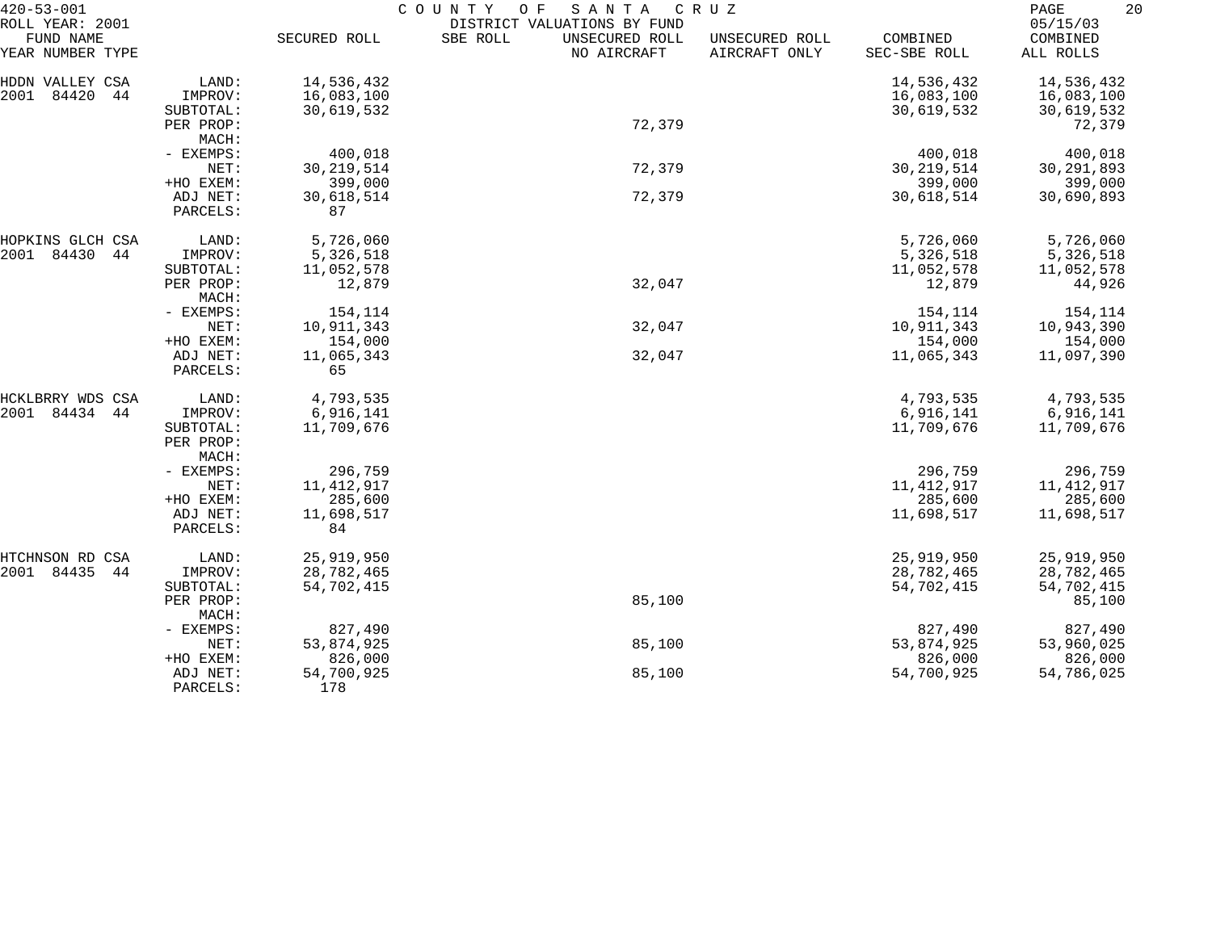420-53-001 COUNTY OF SANTA CRUZ
ROLL YEAR: 2001 DISTRICT VALUATIONS BY FUND 05/15/03

| FUND NAME YEAR NUMBER TYPE | | SECURED ROLL | SBE ROLL | UNSECURED ROLL NO AIRCRAFT | UNSECURED ROLL AIRCRAFT ONLY | COMBINED SEC-SBE ROLL | COMBINED ALL ROLLS |
|---|---|---|---|---|---|---|---|
| HDDN VALLEY CSA | LAND: | 14,536,432 | | | | 14,536,432 | 14,536,432 |
| 2001 84420 44 | IMPROV: | 16,083,100 | | | | 16,083,100 | 16,083,100 |
| | SUBTOTAL: | 30,619,532 | | | | 30,619,532 | 30,619,532 |
| | PER PROP: | | | 72,379 | | | 72,379 |
| | MACH: | | | | | | |
| | - EXEMPS: | 400,018 | | | | 400,018 | 400,018 |
| | NET: | 30,219,514 | | 72,379 | | 30,219,514 | 30,291,893 |
| | +HO EXEM: | 399,000 | | | | 399,000 | 399,000 |
| | ADJ NET: | 30,618,514 | | 72,379 | | 30,618,514 | 30,690,893 |
| | PARCELS: | 87 | | | | | |
| HOPKINS GLCH CSA | LAND: | 5,726,060 | | | | 5,726,060 | 5,726,060 |
| 2001 84430 44 | IMPROV: | 5,326,518 | | | | 5,326,518 | 5,326,518 |
| | SUBTOTAL: | 11,052,578 | | | | 11,052,578 | 11,052,578 |
| | PER PROP: | 12,879 | | 32,047 | | 12,879 | 44,926 |
| | MACH: | | | | | | |
| | - EXEMPS: | 154,114 | | | | 154,114 | 154,114 |
| | NET: | 10,911,343 | | 32,047 | | 10,911,343 | 10,943,390 |
| | +HO EXEM: | 154,000 | | | | 154,000 | 154,000 |
| | ADJ NET: | 11,065,343 | | 32,047 | | 11,065,343 | 11,097,390 |
| | PARCELS: | 65 | | | | | |
| HCKLBRRY WDS CSA | LAND: | 4,793,535 | | | | 4,793,535 | 4,793,535 |
| 2001 84434 44 | IMPROV: | 6,916,141 | | | | 6,916,141 | 6,916,141 |
| | SUBTOTAL: | 11,709,676 | | | | 11,709,676 | 11,709,676 |
| | PER PROP: | | | | | | |
| | MACH: | | | | | | |
| | - EXEMPS: | 296,759 | | | | 296,759 | 296,759 |
| | NET: | 11,412,917 | | | | 11,412,917 | 11,412,917 |
| | +HO EXEM: | 285,600 | | | | 285,600 | 285,600 |
| | ADJ NET: | 11,698,517 | | | | 11,698,517 | 11,698,517 |
| | PARCELS: | 84 | | | | | |
| HTCHNSON RD CSA | LAND: | 25,919,950 | | | | 25,919,950 | 25,919,950 |
| 2001 84435 44 | IMPROV: | 28,782,465 | | | | 28,782,465 | 28,782,465 |
| | SUBTOTAL: | 54,702,415 | | | | 54,702,415 | 54,702,415 |
| | PER PROP: | | | 85,100 | | | 85,100 |
| | MACH: | | | | | | |
| | - EXEMPS: | 827,490 | | | | 827,490 | 827,490 |
| | NET: | 53,874,925 | | 85,100 | | 53,874,925 | 53,960,025 |
| | +HO EXEM: | 826,000 | | | | 826,000 | 826,000 |
| | ADJ NET: | 54,700,925 | | 85,100 | | 54,700,925 | 54,786,025 |
| | PARCELS: | 178 | | | | | |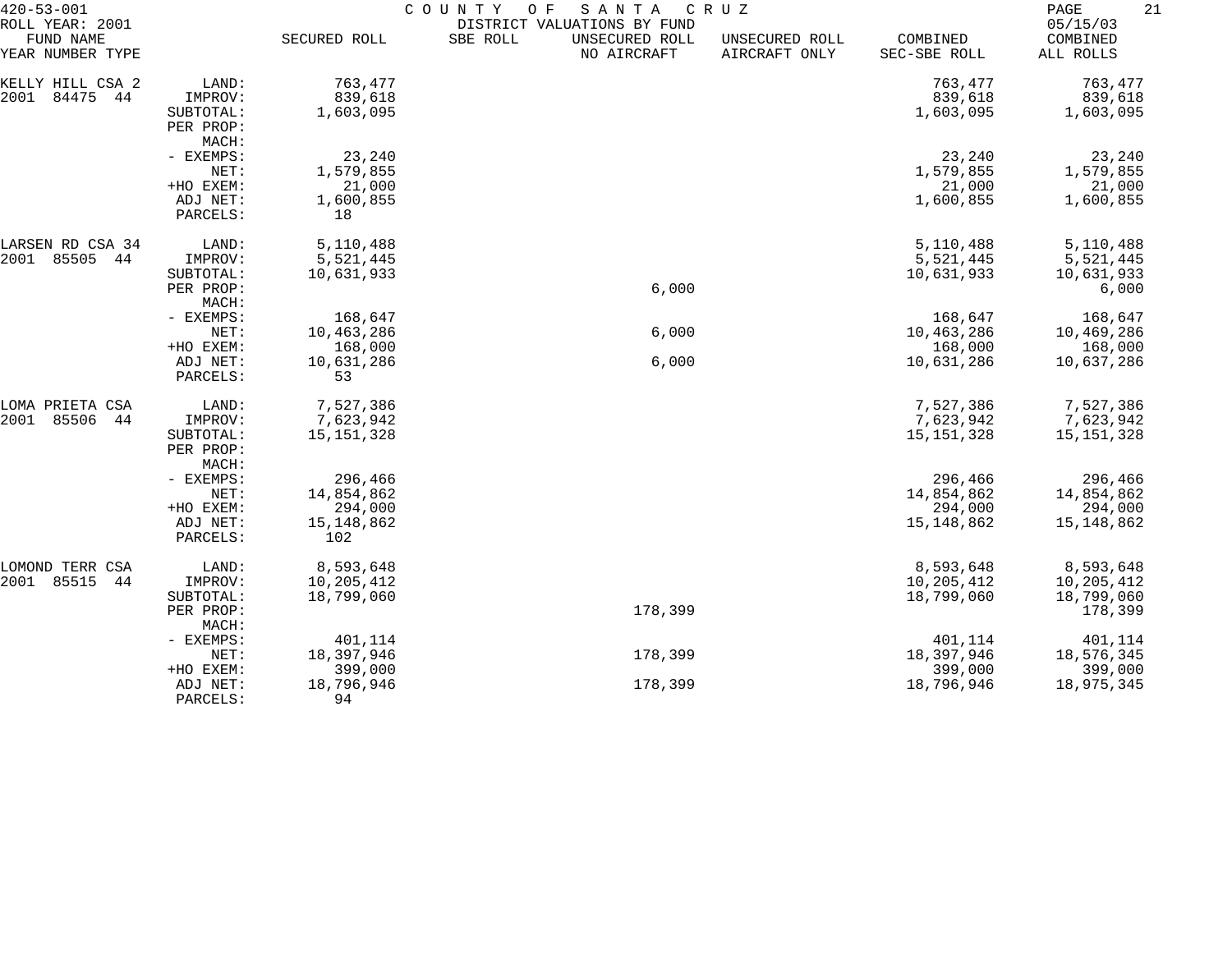420-53-001 — COUNTY OF SANTA CRUZ — DISTRICT VALUATIONS BY FUND

ROLL YEAR: 2001 — 05/15/03

| FUND NAME<br>YEAR NUMBER TYPE | | SECURED ROLL | SBE ROLL | UNSECURED ROLL<br>NO AIRCRAFT | UNSECURED ROLL<br>AIRCRAFT ONLY | COMBINED<br>SEC-SBE ROLL | COMBINED<br>ALL ROLLS |
|---|---|---|---|---|---|---|---|
| KELLY HILL CSA 2 | LAND: | 763,477 | | | | 763,477 | 763,477 |
| 2001 84475 44 | IMPROV: | 839,618 | | | | 839,618 | 839,618 |
| | SUBTOTAL: | 1,603,095 | | | | 1,603,095 | 1,603,095 |
| | PER PROP: | | | | | | |
| | MACH: | | | | | | |
| | - EXEMPS: | 23,240 | | | | 23,240 | 23,240 |
| | NET: | 1,579,855 | | | | 1,579,855 | 1,579,855 |
| | +HO EXEM: | 21,000 | | | | 21,000 | 21,000 |
| | ADJ NET: | 1,600,855 | | | | 1,600,855 | 1,600,855 |
| | PARCELS: | 18 | | | | | |
| LARSEN RD CSA 34 | LAND: | 5,110,488 | | | | 5,110,488 | 5,110,488 |
| 2001 85505 44 | IMPROV: | 5,521,445 | | | | 5,521,445 | 5,521,445 |
| | SUBTOTAL: | 10,631,933 | | | | 10,631,933 | 10,631,933 |
| | PER PROP: | | | 6,000 | | | 6,000 |
| | MACH: | | | | | | |
| | - EXEMPS: | 168,647 | | | | 168,647 | 168,647 |
| | NET: | 10,463,286 | | 6,000 | | 10,463,286 | 10,469,286 |
| | +HO EXEM: | 168,000 | | | | 168,000 | 168,000 |
| | ADJ NET: | 10,631,286 | | 6,000 | | 10,631,286 | 10,637,286 |
| | PARCELS: | 53 | | | | | |
| LOMA PRIETA CSA | LAND: | 7,527,386 | | | | 7,527,386 | 7,527,386 |
| 2001 85506 44 | IMPROV: | 7,623,942 | | | | 7,623,942 | 7,623,942 |
| | SUBTOTAL: | 15,151,328 | | | | 15,151,328 | 15,151,328 |
| | PER PROP: | | | | | | |
| | MACH: | | | | | | |
| | - EXEMPS: | 296,466 | | | | 296,466 | 296,466 |
| | NET: | 14,854,862 | | | | 14,854,862 | 14,854,862 |
| | +HO EXEM: | 294,000 | | | | 294,000 | 294,000 |
| | ADJ NET: | 15,148,862 | | | | 15,148,862 | 15,148,862 |
| | PARCELS: | 102 | | | | | |
| LOMOND TERR CSA | LAND: | 8,593,648 | | | | 8,593,648 | 8,593,648 |
| 2001 85515 44 | IMPROV: | 10,205,412 | | | | 10,205,412 | 10,205,412 |
| | SUBTOTAL: | 18,799,060 | | | | 18,799,060 | 18,799,060 |
| | PER PROP: | | | 178,399 | | | 178,399 |
| | MACH: | | | | | | |
| | - EXEMPS: | 401,114 | | | | 401,114 | 401,114 |
| | NET: | 18,397,946 | | 178,399 | | 18,397,946 | 18,576,345 |
| | +HO EXEM: | 399,000 | | | | 399,000 | 399,000 |
| | ADJ NET: | 18,796,946 | | 178,399 | | 18,796,946 | 18,975,345 |
| | PARCELS: | 94 | | | | | |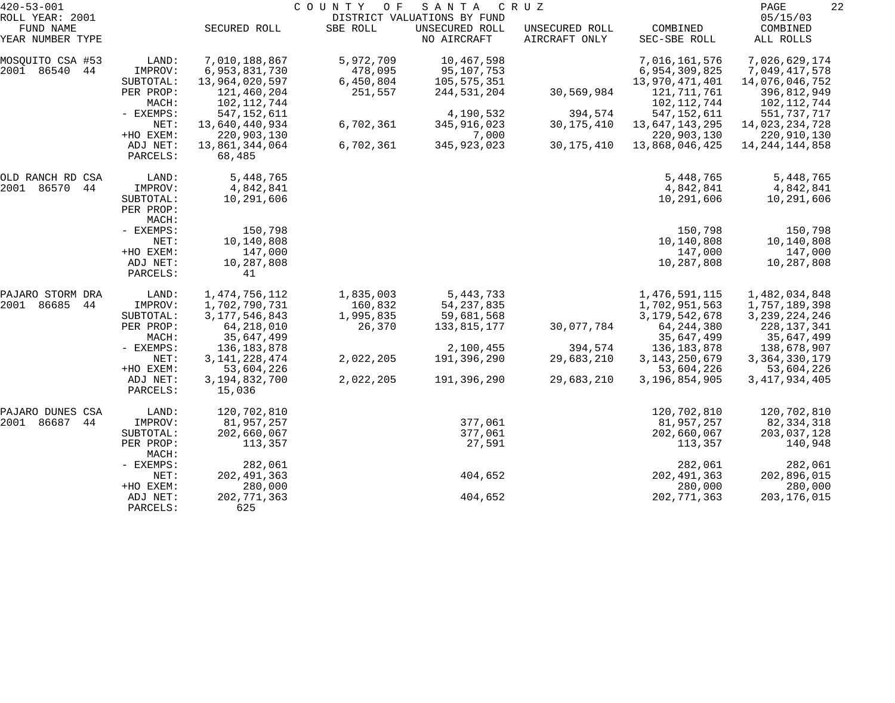420-53-001 COUNTY OF SANTA CRUZ

ROLL YEAR: 2001 DISTRICT VALUATIONS BY FUND 05/15/03

| FUND NAME<br>YEAR NUMBER TYPE | | SECURED ROLL | SBE ROLL | UNSECURED ROLL<br>NO AIRCRAFT | UNSECURED ROLL<br>AIRCRAFT ONLY | COMBINED<br>SEC-SBE ROLL | COMBINED<br>ALL ROLLS |
|---|---|---|---|---|---|---|---|
| MOSQUITO CSA #53 | LAND: | 7,010,188,867 | 5,972,709 | 10,467,598 | | 7,016,161,576 | 7,026,629,174 |
| 2001 86540 44 | IMPROV: | 6,953,831,730 | 478,095 | 95,107,753 | | 6,954,309,825 | 7,049,417,578 |
| | SUBTOTAL: | 13,964,020,597 | 6,450,804 | 105,575,351 | | 13,970,471,401 | 14,076,046,752 |
| | PER PROP: | 121,460,204 | 251,557 | 244,531,204 | 30,569,984 | 121,711,761 | 396,812,949 |
| | MACH: | 102,112,744 | | | | 102,112,744 | 102,112,744 |
| | - EXEMPS: | 547,152,611 | | 4,190,532 | 394,574 | 547,152,611 | 551,737,717 |
| | NET: | 13,640,440,934 | 6,702,361 | 345,916,023 | 30,175,410 | 13,647,143,295 | 14,023,234,728 |
| | +HO EXEM: | 220,903,130 | | 7,000 | | 220,903,130 | 220,910,130 |
| | ADJ NET: | 13,861,344,064 | 6,702,361 | 345,923,023 | 30,175,410 | 13,868,046,425 | 14,244,144,858 |
| | PARCELS: | 68,485 | | | | | |
| OLD RANCH RD CSA | LAND: | 5,448,765 | | | | 5,448,765 | 5,448,765 |
| 2001 86570 44 | IMPROV: | 4,842,841 | | | | 4,842,841 | 4,842,841 |
| | SUBTOTAL: | 10,291,606 | | | | 10,291,606 | 10,291,606 |
| | PER PROP: | | | | | | |
| | MACH: | | | | | | |
| | - EXEMPS: | 150,798 | | | | 150,798 | 150,798 |
| | NET: | 10,140,808 | | | | 10,140,808 | 10,140,808 |
| | +HO EXEM: | 147,000 | | | | 147,000 | 147,000 |
| | ADJ NET: | 10,287,808 | | | | 10,287,808 | 10,287,808 |
| | PARCELS: | 41 | | | | | |
| PAJARO STORM DRA | LAND: | 1,474,756,112 | 1,835,003 | 5,443,733 | | 1,476,591,115 | 1,482,034,848 |
| 2001 86685 44 | IMPROV: | 1,702,790,731 | 160,832 | 54,237,835 | | 1,702,951,563 | 1,757,189,398 |
| | SUBTOTAL: | 3,177,546,843 | 1,995,835 | 59,681,568 | | 3,179,542,678 | 3,239,224,246 |
| | PER PROP: | 64,218,010 | 26,370 | 133,815,177 | 30,077,784 | 64,244,380 | 228,137,341 |
| | MACH: | 35,647,499 | | | | 35,647,499 | 35,647,499 |
| | - EXEMPS: | 136,183,878 | | 2,100,455 | 394,574 | 136,183,878 | 138,678,907 |
| | NET: | 3,141,228,474 | 2,022,205 | 191,396,290 | 29,683,210 | 3,143,250,679 | 3,364,330,179 |
| | +HO EXEM: | 53,604,226 | | | | 53,604,226 | 53,604,226 |
| | ADJ NET: | 3,194,832,700 | 2,022,205 | 191,396,290 | 29,683,210 | 3,196,854,905 | 3,417,934,405 |
| | PARCELS: | 15,036 | | | | | |
| PAJARO DUNES CSA | LAND: | 120,702,810 | | | | 120,702,810 | 120,702,810 |
| 2001 86687 44 | IMPROV: | 81,957,257 | | 377,061 | | 81,957,257 | 82,334,318 |
| | SUBTOTAL: | 202,660,067 | | 377,061 | | 202,660,067 | 203,037,128 |
| | PER PROP: | 113,357 | | 27,591 | | 113,357 | 140,948 |
| | MACH: | | | | | | |
| | - EXEMPS: | 282,061 | | | | 282,061 | 282,061 |
| | NET: | 202,491,363 | | 404,652 | | 202,491,363 | 202,896,015 |
| | +HO EXEM: | 280,000 | | | | 280,000 | 280,000 |
| | ADJ NET: | 202,771,363 | | 404,652 | | 202,771,363 | 203,176,015 |
| | PARCELS: | 625 | | | | | |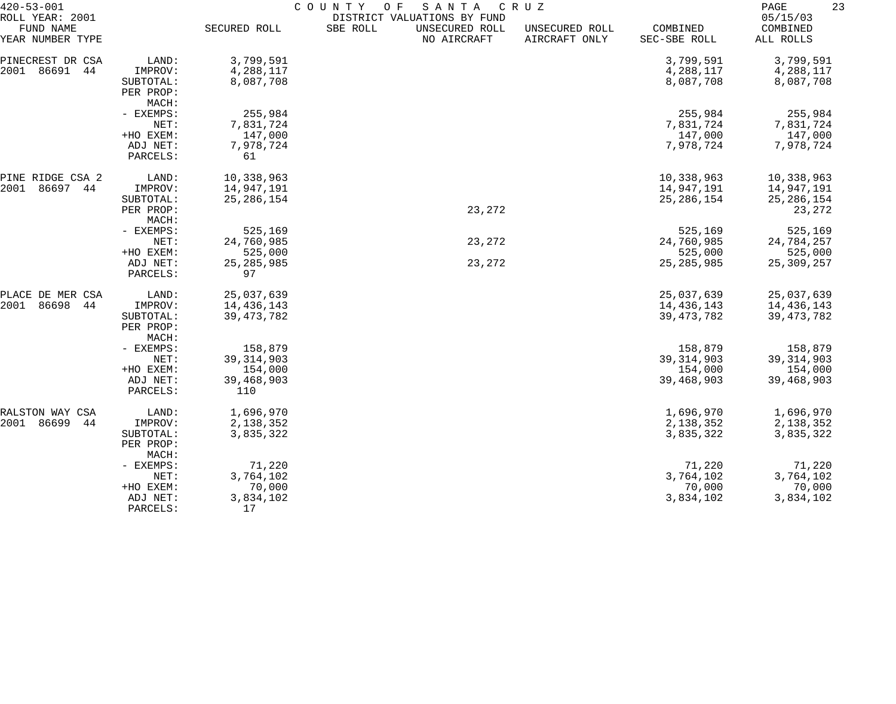420-53-001 COUNTY OF SANTA CRUZ
ROLL YEAR: 2001 DISTRICT VALUATIONS BY FUND 05/15/03

| FUND NAME YEAR NUMBER TYPE | | SECURED ROLL | SBE ROLL | UNSECURED ROLL NO AIRCRAFT | UNSECURED ROLL AIRCRAFT ONLY | COMBINED SEC-SBE ROLL | COMBINED ALL ROLLS |
|---|---|---|---|---|---|---|---|
| PINECREST DR CSA | LAND: | 3,799,591 | | | | 3,799,591 | 3,799,591 |
| 2001 86691 44 | IMPROV: | 4,288,117 | | | | 4,288,117 | 4,288,117 |
| | SUBTOTAL: | 8,087,708 | | | | 8,087,708 | 8,087,708 |
| | PER PROP: | | | | | | |
| | MACH: | | | | | | |
| | - EXEMPS: | 255,984 | | | | 255,984 | 255,984 |
| | NET: | 7,831,724 | | | | 7,831,724 | 7,831,724 |
| | +HO EXEM: | 147,000 | | | | 147,000 | 147,000 |
| | ADJ NET: | 7,978,724 | | | | 7,978,724 | 7,978,724 |
| | PARCELS: | 61 | | | | | |
| PINE RIDGE CSA 2 | LAND: | 10,338,963 | | | | 10,338,963 | 10,338,963 |
| 2001 86697 44 | IMPROV: | 14,947,191 | | | | 14,947,191 | 14,947,191 |
| | SUBTOTAL: | 25,286,154 | | | | 25,286,154 | 25,286,154 |
| | PER PROP: | | | 23,272 | | | 23,272 |
| | MACH: | | | | | | |
| | - EXEMPS: | 525,169 | | | | 525,169 | 525,169 |
| | NET: | 24,760,985 | | 23,272 | | 24,760,985 | 24,784,257 |
| | +HO EXEM: | 525,000 | | | | 525,000 | 525,000 |
| | ADJ NET: | 25,285,985 | | 23,272 | | 25,285,985 | 25,309,257 |
| | PARCELS: | 97 | | | | | |
| PLACE DE MER CSA | LAND: | 25,037,639 | | | | 25,037,639 | 25,037,639 |
| 2001 86698 44 | IMPROV: | 14,436,143 | | | | 14,436,143 | 14,436,143 |
| | SUBTOTAL: | 39,473,782 | | | | 39,473,782 | 39,473,782 |
| | PER PROP: | | | | | | |
| | MACH: | | | | | | |
| | - EXEMPS: | 158,879 | | | | 158,879 | 158,879 |
| | NET: | 39,314,903 | | | | 39,314,903 | 39,314,903 |
| | +HO EXEM: | 154,000 | | | | 154,000 | 154,000 |
| | ADJ NET: | 39,468,903 | | | | 39,468,903 | 39,468,903 |
| | PARCELS: | 110 | | | | | |
| RALSTON WAY CSA | LAND: | 1,696,970 | | | | 1,696,970 | 1,696,970 |
| 2001 86699 44 | IMPROV: | 2,138,352 | | | | 2,138,352 | 2,138,352 |
| | SUBTOTAL: | 3,835,322 | | | | 3,835,322 | 3,835,322 |
| | PER PROP: | | | | | | |
| | MACH: | | | | | | |
| | - EXEMPS: | 71,220 | | | | 71,220 | 71,220 |
| | NET: | 3,764,102 | | | | 3,764,102 | 3,764,102 |
| | +HO EXEM: | 70,000 | | | | 70,000 | 70,000 |
| | ADJ NET: | 3,834,102 | | | | 3,834,102 | 3,834,102 |
| | PARCELS: | 17 | | | | | |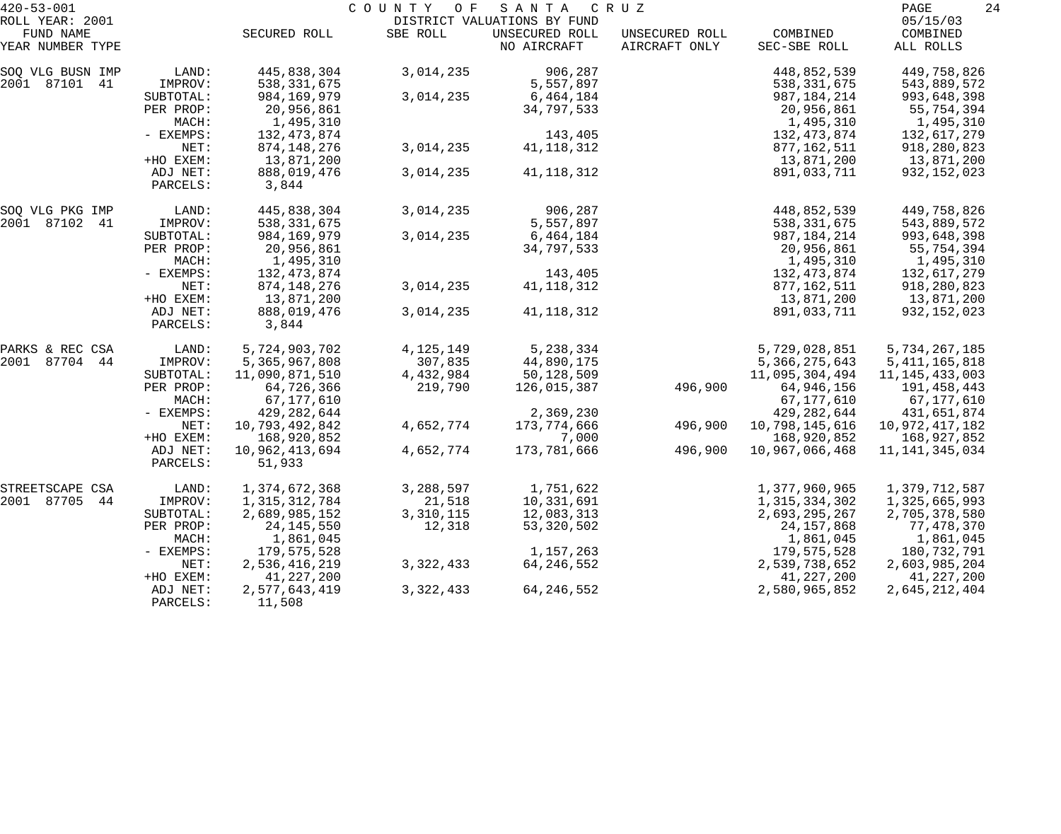COUNTY OF SANTA CRUZ
DISTRICT VALUATIONS BY FUND

420-53-001
ROLL YEAR: 2001
05/15/03

| FUND NAME YEAR NUMBER TYPE | | SECURED ROLL | SBE ROLL | UNSECURED ROLL NO AIRCRAFT | UNSECURED ROLL AIRCRAFT ONLY | COMBINED SEC-SBE ROLL | COMBINED ALL ROLLS |
|---|---|---|---|---|---|---|---|
| SOQ VLG BUSN IMP | LAND: | 445,838,304 | 3,014,235 | 906,287 | | 448,852,539 | 449,758,826 |
| 2001 87101 41 | IMPROV: | 538,331,675 | | 5,557,897 | | 538,331,675 | 543,889,572 |
| | SUBTOTAL: | 984,169,979 | 3,014,235 | 6,464,184 | | 987,184,214 | 993,648,398 |
| | PER PROP: | 20,956,861 | | 34,797,533 | | 20,956,861 | 55,754,394 |
| | MACH: | 1,495,310 | | | | 1,495,310 | 1,495,310 |
| | - EXEMPS: | 132,473,874 | | 143,405 | | 132,473,874 | 132,617,279 |
| | NET: | 874,148,276 | 3,014,235 | 41,118,312 | | 877,162,511 | 918,280,823 |
| | +HO EXEM: | 13,871,200 | | | | 13,871,200 | 13,871,200 |
| | ADJ NET: | 888,019,476 | 3,014,235 | 41,118,312 | | 891,033,711 | 932,152,023 |
| | PARCELS: | 3,844 | | | | | |
| SOQ VLG PKG IMP | LAND: | 445,838,304 | 3,014,235 | 906,287 | | 448,852,539 | 449,758,826 |
| 2001 87102 41 | IMPROV: | 538,331,675 | | 5,557,897 | | 538,331,675 | 543,889,572 |
| | SUBTOTAL: | 984,169,979 | 3,014,235 | 6,464,184 | | 987,184,214 | 993,648,398 |
| | PER PROP: | 20,956,861 | | 34,797,533 | | 20,956,861 | 55,754,394 |
| | MACH: | 1,495,310 | | | | 1,495,310 | 1,495,310 |
| | - EXEMPS: | 132,473,874 | | 143,405 | | 132,473,874 | 132,617,279 |
| | NET: | 874,148,276 | 3,014,235 | 41,118,312 | | 877,162,511 | 918,280,823 |
| | +HO EXEM: | 13,871,200 | | | | 13,871,200 | 13,871,200 |
| | ADJ NET: | 888,019,476 | 3,014,235 | 41,118,312 | | 891,033,711 | 932,152,023 |
| | PARCELS: | 3,844 | | | | | |
| PARKS & REC CSA | LAND: | 5,724,903,702 | 4,125,149 | 5,238,334 | | 5,729,028,851 | 5,734,267,185 |
| 2001 87704 44 | IMPROV: | 5,365,967,808 | 307,835 | 44,890,175 | | 5,366,275,643 | 5,411,165,818 |
| | SUBTOTAL: | 11,090,871,510 | 4,432,984 | 50,128,509 | | 11,095,304,494 | 11,145,433,003 |
| | PER PROP: | 64,726,366 | 219,790 | 126,015,387 | 496,900 | 64,946,156 | 191,458,443 |
| | MACH: | 67,177,610 | | | | 67,177,610 | 67,177,610 |
| | - EXEMPS: | 429,282,644 | | 2,369,230 | | 429,282,644 | 431,651,874 |
| | NET: | 10,793,492,842 | 4,652,774 | 173,774,666 | 496,900 | 10,798,145,616 | 10,972,417,182 |
| | +HO EXEM: | 168,920,852 | | 7,000 | | 168,920,852 | 168,927,852 |
| | ADJ NET: | 10,962,413,694 | 4,652,774 | 173,781,666 | 496,900 | 10,967,066,468 | 11,141,345,034 |
| | PARCELS: | 51,933 | | | | | |
| STREETSCAPE CSA | LAND: | 1,374,672,368 | 3,288,597 | 1,751,622 | | 1,377,960,965 | 1,379,712,587 |
| 2001 87705 44 | IMPROV: | 1,315,312,784 | 21,518 | 10,331,691 | | 1,315,334,302 | 1,325,665,993 |
| | SUBTOTAL: | 2,689,985,152 | 3,310,115 | 12,083,313 | | 2,693,295,267 | 2,705,378,580 |
| | PER PROP: | 24,145,550 | 12,318 | 53,320,502 | | 24,157,868 | 77,478,370 |
| | MACH: | 1,861,045 | | | | 1,861,045 | 1,861,045 |
| | - EXEMPS: | 179,575,528 | | 1,157,263 | | 179,575,528 | 180,732,791 |
| | NET: | 2,536,416,219 | 3,322,433 | 64,246,552 | | 2,539,738,652 | 2,603,985,204 |
| | +HO EXEM: | 41,227,200 | | | | 41,227,200 | 41,227,200 |
| | ADJ NET: | 2,577,643,419 | 3,322,433 | 64,246,552 | | 2,580,965,852 | 2,645,212,404 |
| | PARCELS: | 11,508 | | | | | |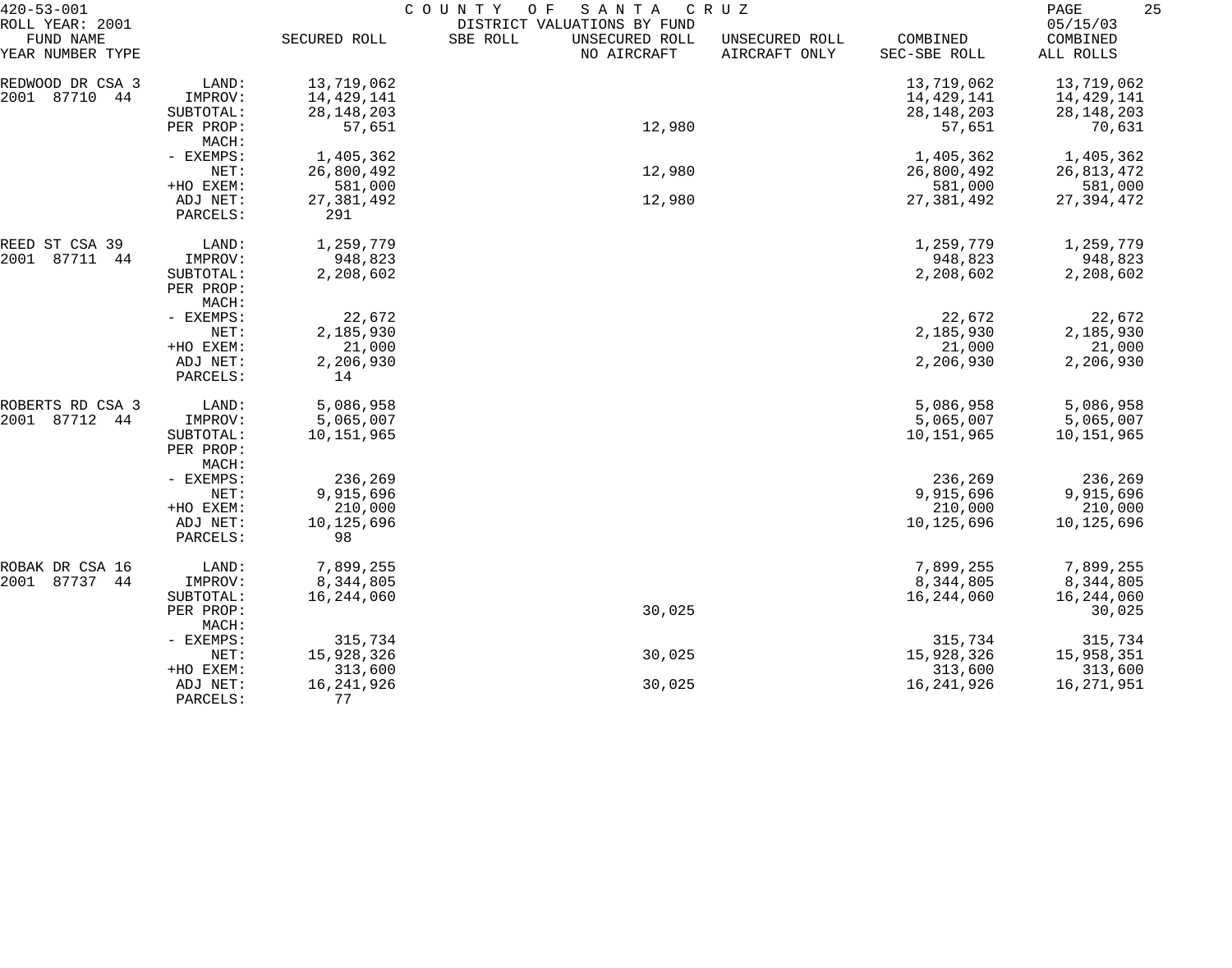420-53-001 COUNTY OF SANTA CRUZ
ROLL YEAR: 2001 DISTRICT VALUATIONS BY FUND 05/15/03

| FUND NAME YEAR NUMBER TYPE | | SECURED ROLL | SBE ROLL | UNSECURED ROLL NO AIRCRAFT | UNSECURED ROLL AIRCRAFT ONLY | COMBINED SEC-SBE ROLL | COMBINED ALL ROLLS |
|---|---|---|---|---|---|---|---|
| REDWOOD DR CSA 3 | LAND: | 13,719,062 | | | | 13,719,062 | 13,719,062 |
| 2001 87710 44 | IMPROV: | 14,429,141 | | | | 14,429,141 | 14,429,141 |
| | SUBTOTAL: | 28,148,203 | | | | 28,148,203 | 28,148,203 |
| | PER PROP: | 57,651 | | 12,980 | | 57,651 | 70,631 |
| | MACH: | | | | | | |
| | - EXEMPS: | 1,405,362 | | | | 1,405,362 | 1,405,362 |
| | NET: | 26,800,492 | | 12,980 | | 26,800,492 | 26,813,472 |
| | +HO EXEM: | 581,000 | | | | 581,000 | 581,000 |
| | ADJ NET: | 27,381,492 | | 12,980 | | 27,381,492 | 27,394,472 |
| | PARCELS: | 291 | | | | | |
| REED ST CSA 39 | LAND: | 1,259,779 | | | | 1,259,779 | 1,259,779 |
| 2001 87711 44 | IMPROV: | 948,823 | | | | 948,823 | 948,823 |
| | SUBTOTAL: | 2,208,602 | | | | 2,208,602 | 2,208,602 |
| | PER PROP: | | | | | | |
| | MACH: | | | | | | |
| | - EXEMPS: | 22,672 | | | | 22,672 | 22,672 |
| | NET: | 2,185,930 | | | | 2,185,930 | 2,185,930 |
| | +HO EXEM: | 21,000 | | | | 21,000 | 21,000 |
| | ADJ NET: | 2,206,930 | | | | 2,206,930 | 2,206,930 |
| | PARCELS: | 14 | | | | | |
| ROBERTS RD CSA 3 | LAND: | 5,086,958 | | | | 5,086,958 | 5,086,958 |
| 2001 87712 44 | IMPROV: | 5,065,007 | | | | 5,065,007 | 5,065,007 |
| | SUBTOTAL: | 10,151,965 | | | | 10,151,965 | 10,151,965 |
| | PER PROP: | | | | | | |
| | MACH: | | | | | | |
| | - EXEMPS: | 236,269 | | | | 236,269 | 236,269 |
| | NET: | 9,915,696 | | | | 9,915,696 | 9,915,696 |
| | +HO EXEM: | 210,000 | | | | 210,000 | 210,000 |
| | ADJ NET: | 10,125,696 | | | | 10,125,696 | 10,125,696 |
| | PARCELS: | 98 | | | | | |
| ROBAK DR CSA 16 | LAND: | 7,899,255 | | | | 7,899,255 | 7,899,255 |
| 2001 87737 44 | IMPROV: | 8,344,805 | | | | 8,344,805 | 8,344,805 |
| | SUBTOTAL: | 16,244,060 | | | | 16,244,060 | 16,244,060 |
| | PER PROP: | | | 30,025 | | | 30,025 |
| | MACH: | | | | | | |
| | - EXEMPS: | 315,734 | | | | 315,734 | 315,734 |
| | NET: | 15,928,326 | | 30,025 | | 15,928,326 | 15,958,351 |
| | +HO EXEM: | 313,600 | | | | 313,600 | 313,600 |
| | ADJ NET: | 16,241,926 | | 30,025 | | 16,241,926 | 16,271,951 |
| | PARCELS: | 77 | | | | | |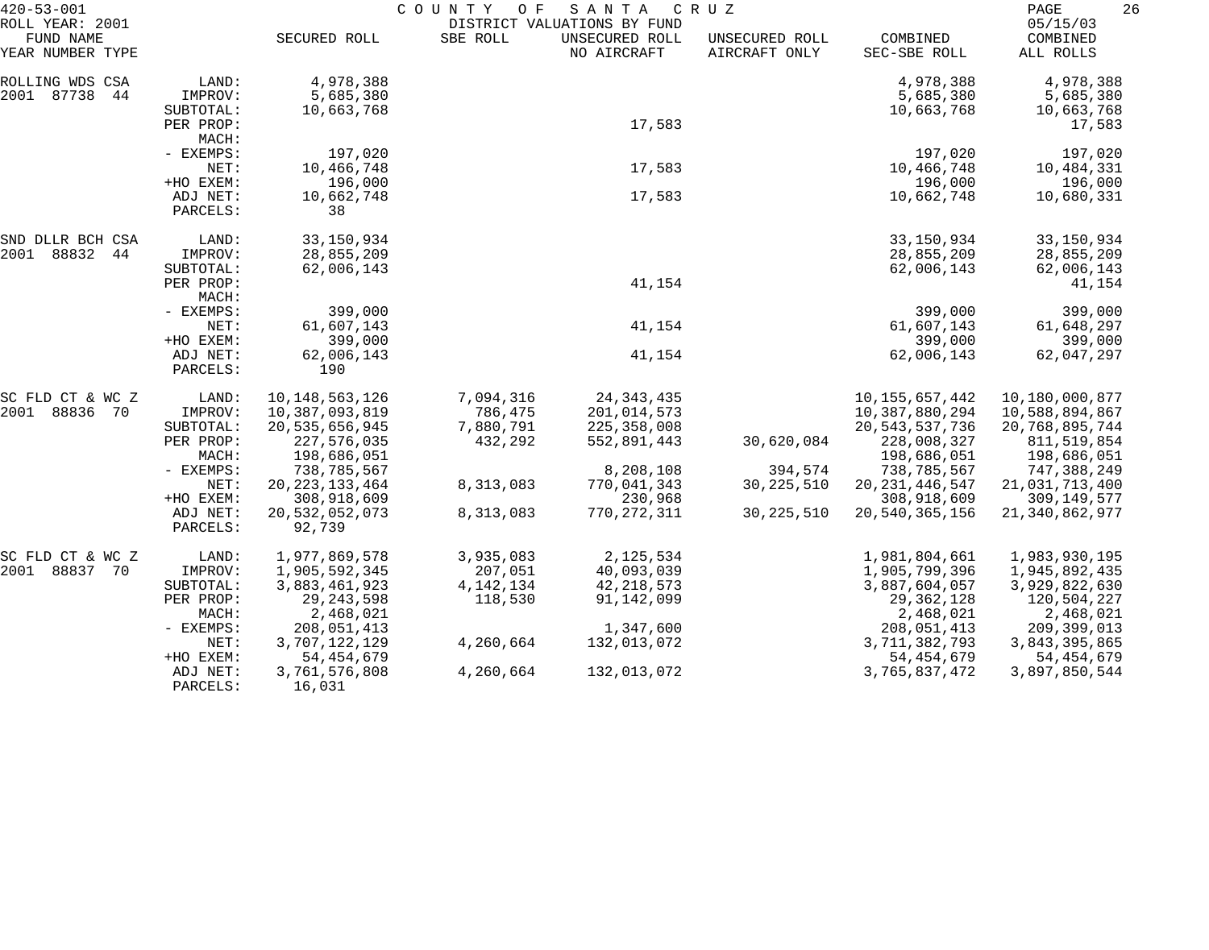420-53-001 COUNTY OF SANTA CRUZ
ROLL YEAR: 2001 DISTRICT VALUATIONS BY FUND 05/15/03

| FUND NAME YEAR NUMBER TYPE | | SECURED ROLL | SBE ROLL | UNSECURED ROLL NO AIRCRAFT | UNSECURED ROLL AIRCRAFT ONLY | COMBINED SEC-SBE ROLL | COMBINED ALL ROLLS |
|---|---|---|---|---|---|---|---|
| ROLLING WDS CSA | LAND: | 4,978,388 | | | | 4,978,388 | 4,978,388 |
| 2001 87738 44 | IMPROV: | 5,685,380 | | | | 5,685,380 | 5,685,380 |
| | SUBTOTAL: | 10,663,768 | | | | 10,663,768 | 10,663,768 |
| | PER PROP: | | | 17,583 | | | 17,583 |
| | MACH: | | | | | | |
| | - EXEMPS: | 197,020 | | | | 197,020 | 197,020 |
| | NET: | 10,466,748 | | 17,583 | | 10,466,748 | 10,484,331 |
| | +HO EXEM: | 196,000 | | | | 196,000 | 196,000 |
| | ADJ NET: | 10,662,748 | | 17,583 | | 10,662,748 | 10,680,331 |
| | PARCELS: | 38 | | | | | |
| SND DLLR BCH CSA | LAND: | 33,150,934 | | | | 33,150,934 | 33,150,934 |
| 2001 88832 44 | IMPROV: | 28,855,209 | | | | 28,855,209 | 28,855,209 |
| | SUBTOTAL: | 62,006,143 | | | | 62,006,143 | 62,006,143 |
| | PER PROP: | | | 41,154 | | | 41,154 |
| | MACH: | | | | | | |
| | - EXEMPS: | 399,000 | | | | 399,000 | 399,000 |
| | NET: | 61,607,143 | | 41,154 | | 61,607,143 | 61,648,297 |
| | +HO EXEM: | 399,000 | | | | 399,000 | 399,000 |
| | ADJ NET: | 62,006,143 | | 41,154 | | 62,006,143 | 62,047,297 |
| | PARCELS: | 190 | | | | | |
| SC FLD CT & WC Z | LAND: | 10,148,563,126 | 7,094,316 | 24,343,435 | | 10,155,657,442 | 10,180,000,877 |
| 2001 88836 70 | IMPROV: | 10,387,093,819 | 786,475 | 201,014,573 | | 10,387,880,294 | 10,588,894,867 |
| | SUBTOTAL: | 20,535,656,945 | 7,880,791 | 225,358,008 | | 20,543,537,736 | 20,768,895,744 |
| | PER PROP: | 227,576,035 | 432,292 | 552,891,443 | 30,620,084 | 228,008,327 | 811,519,854 |
| | MACH: | 198,686,051 | | | | 198,686,051 | 198,686,051 |
| | - EXEMPS: | 738,785,567 | | 8,208,108 | 394,574 | 738,785,567 | 747,388,249 |
| | NET: | 20,223,133,464 | 8,313,083 | 770,041,343 | 30,225,510 | 20,231,446,547 | 21,031,713,400 |
| | +HO EXEM: | 308,918,609 | | 230,968 | | 308,918,609 | 309,149,577 |
| | ADJ NET: | 20,532,052,073 | 8,313,083 | 770,272,311 | 30,225,510 | 20,540,365,156 | 21,340,862,977 |
| | PARCELS: | 92,739 | | | | | |
| SC FLD CT & WC Z | LAND: | 1,977,869,578 | 3,935,083 | 2,125,534 | | 1,981,804,661 | 1,983,930,195 |
| 2001 88837 70 | IMPROV: | 1,905,592,345 | 207,051 | 40,093,039 | | 1,905,799,396 | 1,945,892,435 |
| | SUBTOTAL: | 3,883,461,923 | 4,142,134 | 42,218,573 | | 3,887,604,057 | 3,929,822,630 |
| | PER PROP: | 29,243,598 | 118,530 | 91,142,099 | | 29,362,128 | 120,504,227 |
| | MACH: | 2,468,021 | | | | 2,468,021 | 2,468,021 |
| | - EXEMPS: | 208,051,413 | | 1,347,600 | | 208,051,413 | 209,399,013 |
| | NET: | 3,707,122,129 | 4,260,664 | 132,013,072 | | 3,711,382,793 | 3,843,395,865 |
| | +HO EXEM: | 54,454,679 | | | | 54,454,679 | 54,454,679 |
| | ADJ NET: | 3,761,576,808 | 4,260,664 | 132,013,072 | | 3,765,837,472 | 3,897,850,544 |
| | PARCELS: | 16,031 | | | | | |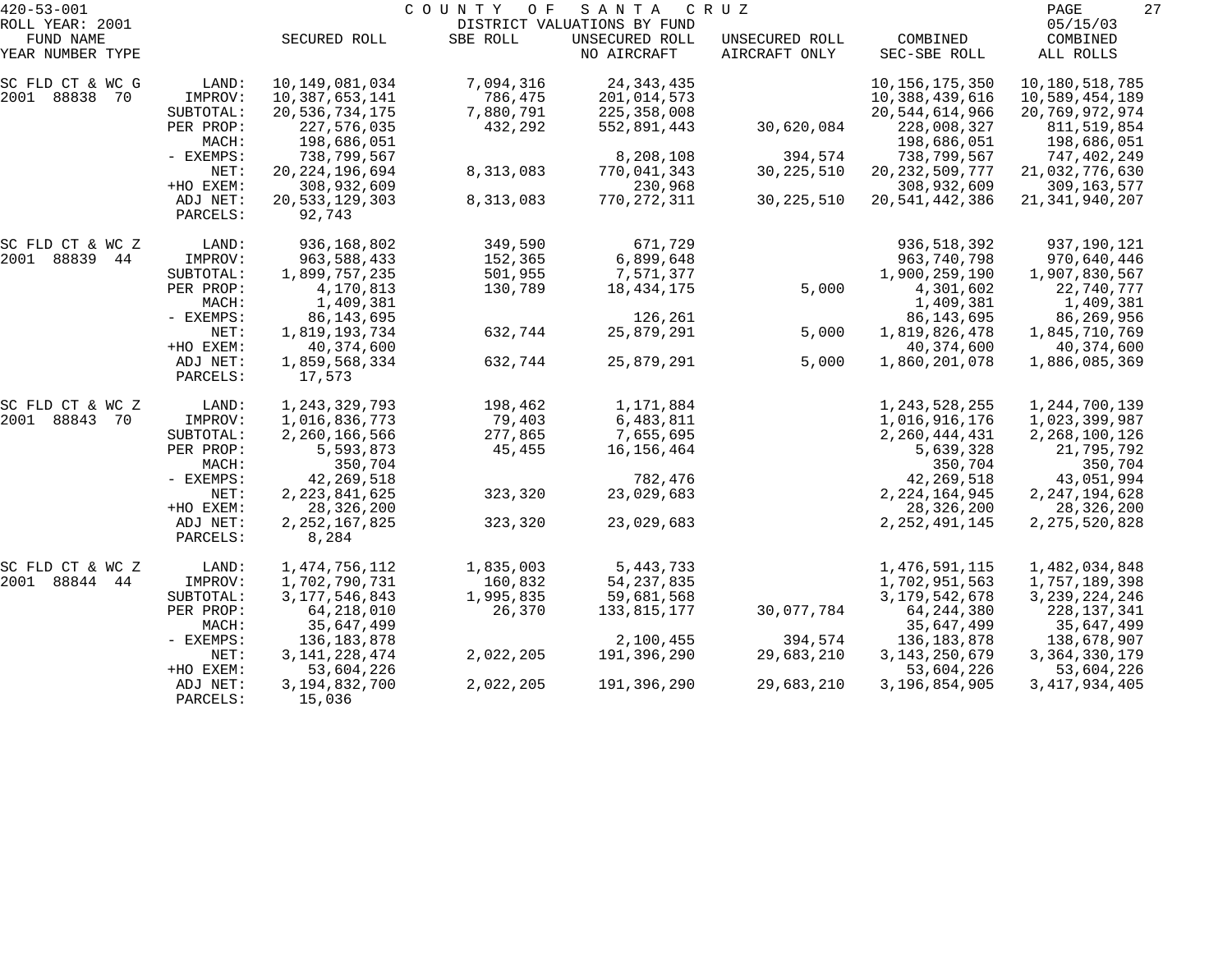420-53-001 COUNTY OF SANTA CRUZ

ROLL YEAR: 2001 DISTRICT VALUATIONS BY FUND 05/15/03

| FUND NAME YEAR NUMBER TYPE | | SECURED ROLL | SBE ROLL | UNSECURED ROLL NO AIRCRAFT | UNSECURED ROLL AIRCRAFT ONLY | COMBINED SEC-SBE ROLL | COMBINED ALL ROLLS |
|---|---|---|---|---|---|---|---|
| SC FLD CT & WC G | LAND: | 10,149,081,034 | 7,094,316 | 24,343,435 | | 10,156,175,350 | 10,180,518,785 |
| 2001 88838 70 | IMPROV: | 10,387,653,141 | 786,475 | 201,014,573 | | 10,388,439,616 | 10,589,454,189 |
| | SUBTOTAL: | 20,536,734,175 | 7,880,791 | 225,358,008 | | 20,544,614,966 | 20,769,972,974 |
| | PER PROP: | 227,576,035 | 432,292 | 552,891,443 | 30,620,084 | 228,008,327 | 811,519,854 |
| | MACH: | 198,686,051 | | | | 198,686,051 | 198,686,051 |
| | - EXEMPS: | 738,799,567 | | 8,208,108 | 394,574 | 738,799,567 | 747,402,249 |
| | NET: | 20,224,196,694 | 8,313,083 | 770,041,343 | 30,225,510 | 20,232,509,777 | 21,032,776,630 |
| | +HO EXEM: | 308,932,609 | | 230,968 | | 308,932,609 | 309,163,577 |
| | ADJ NET: | 20,533,129,303 | 8,313,083 | 770,272,311 | 30,225,510 | 20,541,442,386 | 21,341,940,207 |
| | PARCELS: | 92,743 | | | | | |
| SC FLD CT & WC Z | LAND: | 936,168,802 | 349,590 | 671,729 | | 936,518,392 | 937,190,121 |
| 2001 88839 44 | IMPROV: | 963,588,433 | 152,365 | 6,899,648 | | 963,740,798 | 970,640,446 |
| | SUBTOTAL: | 1,899,757,235 | 501,955 | 7,571,377 | | 1,900,259,190 | 1,907,830,567 |
| | PER PROP: | 4,170,813 | 130,789 | 18,434,175 | 5,000 | 4,301,602 | 22,740,777 |
| | MACH: | 1,409,381 | | | | 1,409,381 | 1,409,381 |
| | - EXEMPS: | 86,143,695 | | 126,261 | | 86,143,695 | 86,269,956 |
| | NET: | 1,819,193,734 | 632,744 | 25,879,291 | 5,000 | 1,819,826,478 | 1,845,710,769 |
| | +HO EXEM: | 40,374,600 | | | | 40,374,600 | 40,374,600 |
| | ADJ NET: | 1,859,568,334 | 632,744 | 25,879,291 | 5,000 | 1,860,201,078 | 1,886,085,369 |
| | PARCELS: | 17,573 | | | | | |
| SC FLD CT & WC Z | LAND: | 1,243,329,793 | 198,462 | 1,171,884 | | 1,243,528,255 | 1,244,700,139 |
| 2001 88843 70 | IMPROV: | 1,016,836,773 | 79,403 | 6,483,811 | | 1,016,916,176 | 1,023,399,987 |
| | SUBTOTAL: | 2,260,166,566 | 277,865 | 7,655,695 | | 2,260,444,431 | 2,268,100,126 |
| | PER PROP: | 5,593,873 | 45,455 | 16,156,464 | | 5,639,328 | 21,795,792 |
| | MACH: | 350,704 | | | | 350,704 | 350,704 |
| | - EXEMPS: | 42,269,518 | | 782,476 | | 42,269,518 | 43,051,994 |
| | NET: | 2,223,841,625 | 323,320 | 23,029,683 | | 2,224,164,945 | 2,247,194,628 |
| | +HO EXEM: | 28,326,200 | | | | 28,326,200 | 28,326,200 |
| | ADJ NET: | 2,252,167,825 | 323,320 | 23,029,683 | | 2,252,491,145 | 2,275,520,828 |
| | PARCELS: | 8,284 | | | | | |
| SC FLD CT & WC Z | LAND: | 1,474,756,112 | 1,835,003 | 5,443,733 | | 1,476,591,115 | 1,482,034,848 |
| 2001 88844 44 | IMPROV: | 1,702,790,731 | 160,832 | 54,237,835 | | 1,702,951,563 | 1,757,189,398 |
| | SUBTOTAL: | 3,177,546,843 | 1,995,835 | 59,681,568 | | 3,179,542,678 | 3,239,224,246 |
| | PER PROP: | 64,218,010 | 26,370 | 133,815,177 | 30,077,784 | 64,244,380 | 228,137,341 |
| | MACH: | 35,647,499 | | | | 35,647,499 | 35,647,499 |
| | - EXEMPS: | 136,183,878 | | 2,100,455 | 394,574 | 136,183,878 | 138,678,907 |
| | NET: | 3,141,228,474 | 2,022,205 | 191,396,290 | 29,683,210 | 3,143,250,679 | 3,364,330,179 |
| | +HO EXEM: | 53,604,226 | | | | 53,604,226 | 53,604,226 |
| | ADJ NET: | 3,194,832,700 | 2,022,205 | 191,396,290 | 29,683,210 | 3,196,854,905 | 3,417,934,405 |
| | PARCELS: | 15,036 | | | | | |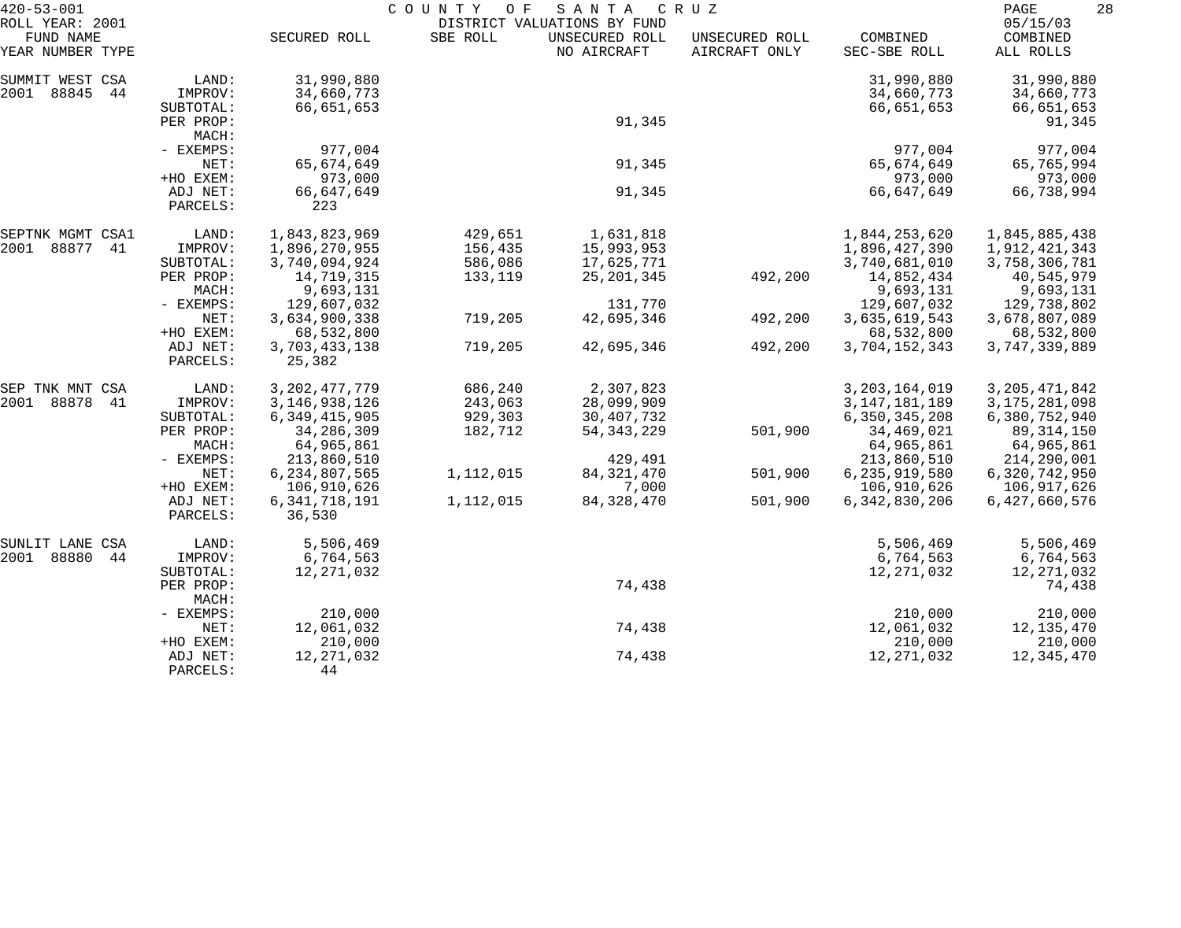420-53-001 COUNTY OF SANTA CRUZ
ROLL YEAR: 2001 DISTRICT VALUATIONS BY FUND 05/15/03

| FUND NAME YEAR NUMBER TYPE | | SECURED ROLL | SBE ROLL | UNSECURED ROLL NO AIRCRAFT | UNSECURED ROLL AIRCRAFT ONLY | COMBINED SEC-SBE ROLL | COMBINED ALL ROLLS |
|---|---|---|---|---|---|---|---|
| SUMMIT WEST CSA | LAND: | 31,990,880 | | | | 31,990,880 | 31,990,880 |
| 2001 88845 44 | IMPROV: | 34,660,773 | | | | 34,660,773 | 34,660,773 |
| | SUBTOTAL: | 66,651,653 | | | | 66,651,653 | 66,651,653 |
| | PER PROP: | | | 91,345 | | | 91,345 |
| | MACH: | | | | | | |
| | - EXEMPS: | 977,004 | | | | 977,004 | 977,004 |
| | NET: | 65,674,649 | | 91,345 | | 65,674,649 | 65,765,994 |
| | +HO EXEM: | 973,000 | | | | 973,000 | 973,000 |
| | ADJ NET: | 66,647,649 | | 91,345 | | 66,647,649 | 66,738,994 |
| | PARCELS: | 223 | | | | | |
| SEPTNK MGMT CSA1 | LAND: | 1,843,823,969 | 429,651 | 1,631,818 | | 1,844,253,620 | 1,845,885,438 |
| 2001 88877 41 | IMPROV: | 1,896,270,955 | 156,435 | 15,993,953 | | 1,896,427,390 | 1,912,421,343 |
| | SUBTOTAL: | 3,740,094,924 | 586,086 | 17,625,771 | | 3,740,681,010 | 3,758,306,781 |
| | PER PROP: | 14,719,315 | 133,119 | 25,201,345 | 492,200 | 14,852,434 | 40,545,979 |
| | MACH: | 9,693,131 | | | | 9,693,131 | 9,693,131 |
| | - EXEMPS: | 129,607,032 | | 131,770 | | 129,607,032 | 129,738,802 |
| | NET: | 3,634,900,338 | 719,205 | 42,695,346 | 492,200 | 3,635,619,543 | 3,678,807,089 |
| | +HO EXEM: | 68,532,800 | | | | 68,532,800 | 68,532,800 |
| | ADJ NET: | 3,703,433,138 | 719,205 | 42,695,346 | 492,200 | 3,704,152,343 | 3,747,339,889 |
| | PARCELS: | 25,382 | | | | | |
| SEP TNK MNT CSA | LAND: | 3,202,477,779 | 686,240 | 2,307,823 | | 3,203,164,019 | 3,205,471,842 |
| 2001 88878 41 | IMPROV: | 3,146,938,126 | 243,063 | 28,099,909 | | 3,147,181,189 | 3,175,281,098 |
| | SUBTOTAL: | 6,349,415,905 | 929,303 | 30,407,732 | | 6,350,345,208 | 6,380,752,940 |
| | PER PROP: | 34,286,309 | 182,712 | 54,343,229 | 501,900 | 34,469,021 | 89,314,150 |
| | MACH: | 64,965,861 | | | | 64,965,861 | 64,965,861 |
| | - EXEMPS: | 213,860,510 | | 429,491 | | 213,860,510 | 214,290,001 |
| | NET: | 6,234,807,565 | 1,112,015 | 84,321,470 | 501,900 | 6,235,919,580 | 6,320,742,950 |
| | +HO EXEM: | 106,910,626 | | 7,000 | | 106,910,626 | 106,917,626 |
| | ADJ NET: | 6,341,718,191 | 1,112,015 | 84,328,470 | 501,900 | 6,342,830,206 | 6,427,660,576 |
| | PARCELS: | 36,530 | | | | | |
| SUNLIT LANE CSA | LAND: | 5,506,469 | | | | 5,506,469 | 5,506,469 |
| 2001 88880 44 | IMPROV: | 6,764,563 | | | | 6,764,563 | 6,764,563 |
| | SUBTOTAL: | 12,271,032 | | | | 12,271,032 | 12,271,032 |
| | PER PROP: | | | 74,438 | | | 74,438 |
| | MACH: | | | | | | |
| | - EXEMPS: | 210,000 | | | | 210,000 | 210,000 |
| | NET: | 12,061,032 | | 74,438 | | 12,061,032 | 12,135,470 |
| | +HO EXEM: | 210,000 | | | | 210,000 | 210,000 |
| | ADJ NET: | 12,271,032 | | 74,438 | | 12,271,032 | 12,345,470 |
| | PARCELS: | 44 | | | | | |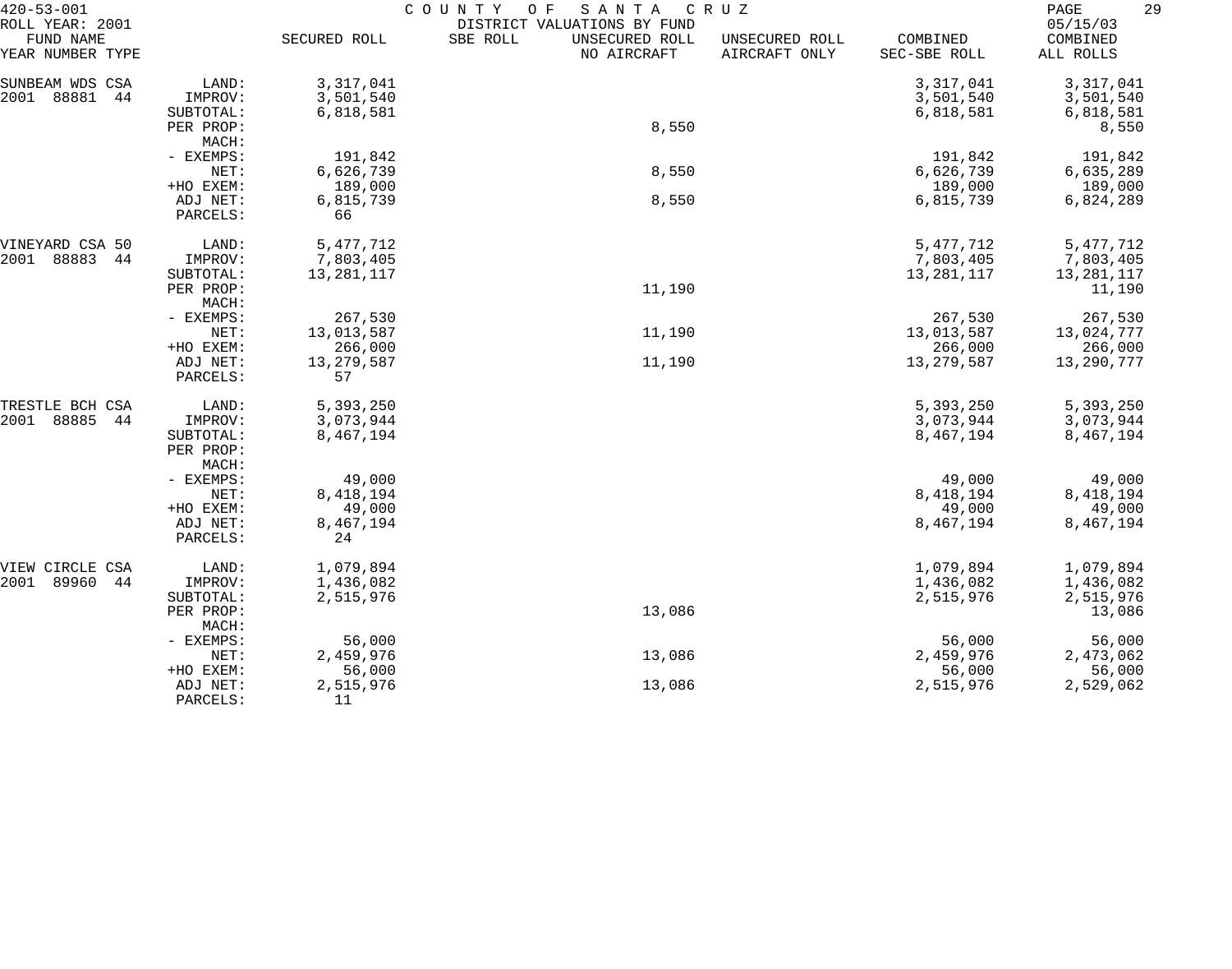420-53-001 COUNTY OF SANTA CRUZ
ROLL YEAR: 2001 DISTRICT VALUATIONS BY FUND 05/15/03

| FUND NAME YEAR NUMBER TYPE | | SECURED ROLL | SBE ROLL | UNSECURED ROLL NO AIRCRAFT | UNSECURED ROLL AIRCRAFT ONLY | COMBINED SEC-SBE ROLL | COMBINED ALL ROLLS |
|---|---|---|---|---|---|---|---|
| SUNBEAM WDS CSA | LAND: | 3,317,041 | | | | 3,317,041 | 3,317,041 |
| 2001 88881 44 | IMPROV: | 3,501,540 | | | | 3,501,540 | 3,501,540 |
| | SUBTOTAL: | 6,818,581 | | | | 6,818,581 | 6,818,581 |
| | PER PROP: | | | 8,550 | | | 8,550 |
| | MACH: | | | | | | |
| | - EXEMPS: | 191,842 | | | | 191,842 | 191,842 |
| | NET: | 6,626,739 | | 8,550 | | 6,626,739 | 6,635,289 |
| | +HO EXEM: | 189,000 | | | | 189,000 | 189,000 |
| | ADJ NET: | 6,815,739 | | 8,550 | | 6,815,739 | 6,824,289 |
| | PARCELS: | 66 | | | | | |
| VINEYARD CSA 50 | LAND: | 5,477,712 | | | | 5,477,712 | 5,477,712 |
| 2001 88883 44 | IMPROV: | 7,803,405 | | | | 7,803,405 | 7,803,405 |
| | SUBTOTAL: | 13,281,117 | | | | 13,281,117 | 13,281,117 |
| | PER PROP: | | | 11,190 | | | 11,190 |
| | MACH: | | | | | | |
| | - EXEMPS: | 267,530 | | | | 267,530 | 267,530 |
| | NET: | 13,013,587 | | 11,190 | | 13,013,587 | 13,024,777 |
| | +HO EXEM: | 266,000 | | | | 266,000 | 266,000 |
| | ADJ NET: | 13,279,587 | | 11,190 | | 13,279,587 | 13,290,777 |
| | PARCELS: | 57 | | | | | |
| TRESTLE BCH CSA | LAND: | 5,393,250 | | | | 5,393,250 | 5,393,250 |
| 2001 88885 44 | IMPROV: | 3,073,944 | | | | 3,073,944 | 3,073,944 |
| | SUBTOTAL: | 8,467,194 | | | | 8,467,194 | 8,467,194 |
| | PER PROP: | | | | | | |
| | MACH: | | | | | | |
| | - EXEMPS: | 49,000 | | | | 49,000 | 49,000 |
| | NET: | 8,418,194 | | | | 8,418,194 | 8,418,194 |
| | +HO EXEM: | 49,000 | | | | 49,000 | 49,000 |
| | ADJ NET: | 8,467,194 | | | | 8,467,194 | 8,467,194 |
| | PARCELS: | 24 | | | | | |
| VIEW CIRCLE CSA | LAND: | 1,079,894 | | | | 1,079,894 | 1,079,894 |
| 2001 89960 44 | IMPROV: | 1,436,082 | | | | 1,436,082 | 1,436,082 |
| | SUBTOTAL: | 2,515,976 | | | | 2,515,976 | 2,515,976 |
| | PER PROP: | | | 13,086 | | | 13,086 |
| | MACH: | | | | | | |
| | - EXEMPS: | 56,000 | | | | 56,000 | 56,000 |
| | NET: | 2,459,976 | | 13,086 | | 2,459,976 | 2,473,062 |
| | +HO EXEM: | 56,000 | | | | 56,000 | 56,000 |
| | ADJ NET: | 2,515,976 | | 13,086 | | 2,515,976 | 2,529,062 |
| | PARCELS: | 11 | | | | | |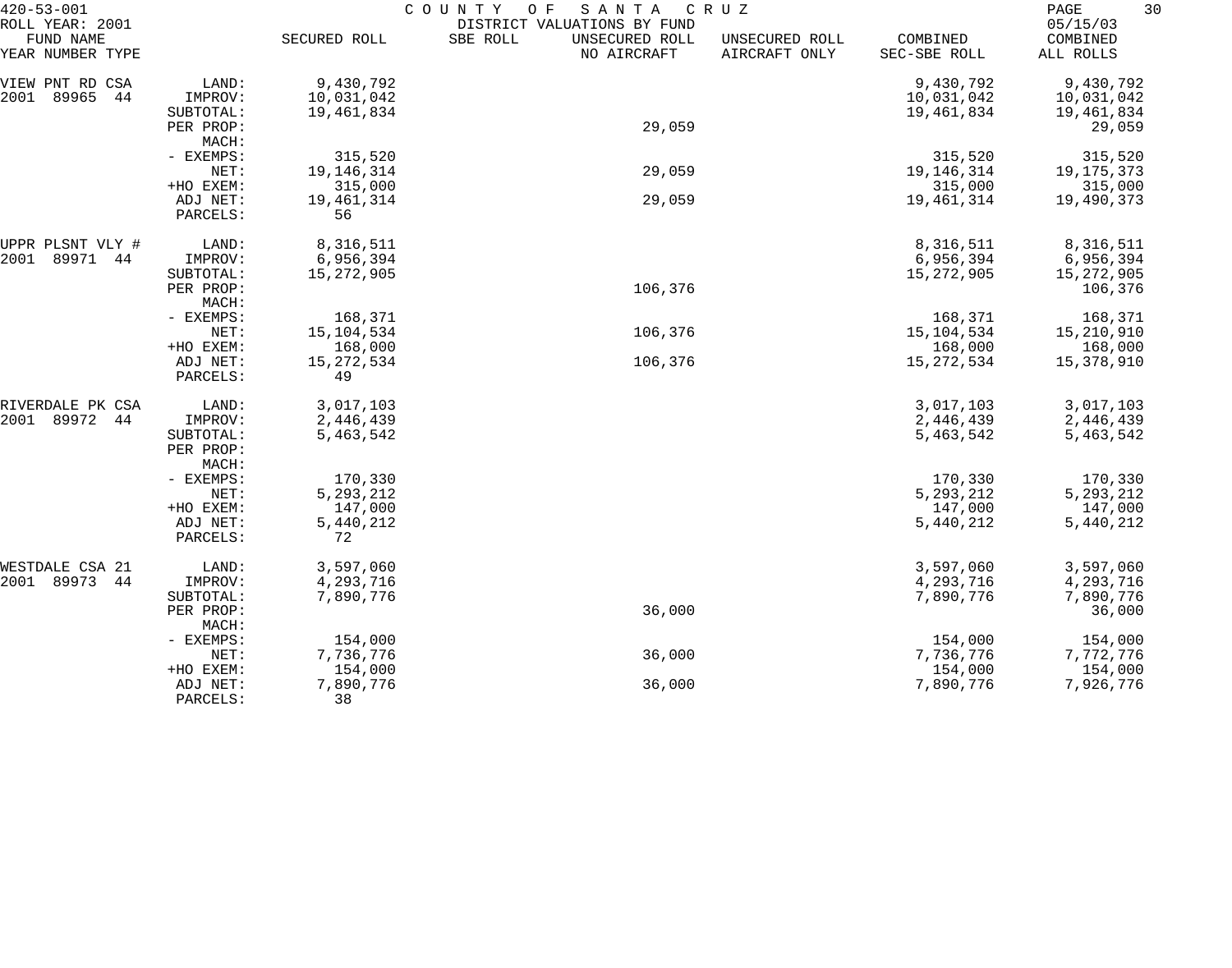420-53-001 COUNTY OF SANTA CRUZ

ROLL YEAR: 2001 DISTRICT VALUATIONS BY FUND 05/15/03

| FUND NAME YEAR NUMBER TYPE | | SECURED ROLL | SBE ROLL | UNSECURED ROLL NO AIRCRAFT | UNSECURED ROLL AIRCRAFT ONLY | COMBINED SEC-SBE ROLL | COMBINED ALL ROLLS |
|---|---|---|---|---|---|---|---|
| VIEW PNT RD CSA | LAND: | 9,430,792 | | | | 9,430,792 | 9,430,792 |
| 2001 89965 44 | IMPROV: | 10,031,042 | | | | 10,031,042 | 10,031,042 |
| | SUBTOTAL: | 19,461,834 | | | | 19,461,834 | 19,461,834 |
| | PER PROP: | | | 29,059 | | | 29,059 |
| | MACH: | | | | | | |
| | - EXEMPS: | 315,520 | | | | 315,520 | 315,520 |
| | NET: | 19,146,314 | | 29,059 | | 19,146,314 | 19,175,373 |
| | +HO EXEM: | 315,000 | | | | 315,000 | 315,000 |
| | ADJ NET: | 19,461,314 | | 29,059 | | 19,461,314 | 19,490,373 |
| | PARCELS: | 56 | | | | | |
| UPPR PLSNT VLY # | LAND: | 8,316,511 | | | | 8,316,511 | 8,316,511 |
| 2001 89971 44 | IMPROV: | 6,956,394 | | | | 6,956,394 | 6,956,394 |
| | SUBTOTAL: | 15,272,905 | | | | 15,272,905 | 15,272,905 |
| | PER PROP: | | | 106,376 | | | 106,376 |
| | MACH: | | | | | | |
| | - EXEMPS: | 168,371 | | | | 168,371 | 168,371 |
| | NET: | 15,104,534 | | 106,376 | | 15,104,534 | 15,210,910 |
| | +HO EXEM: | 168,000 | | | | 168,000 | 168,000 |
| | ADJ NET: | 15,272,534 | | 106,376 | | 15,272,534 | 15,378,910 |
| | PARCELS: | 49 | | | | | |
| RIVERDALE PK CSA | LAND: | 3,017,103 | | | | 3,017,103 | 3,017,103 |
| 2001 89972 44 | IMPROV: | 2,446,439 | | | | 2,446,439 | 2,446,439 |
| | SUBTOTAL: | 5,463,542 | | | | 5,463,542 | 5,463,542 |
| | PER PROP: | | | | | | |
| | MACH: | | | | | | |
| | - EXEMPS: | 170,330 | | | | 170,330 | 170,330 |
| | NET: | 5,293,212 | | | | 5,293,212 | 5,293,212 |
| | +HO EXEM: | 147,000 | | | | 147,000 | 147,000 |
| | ADJ NET: | 5,440,212 | | | | 5,440,212 | 5,440,212 |
| | PARCELS: | 72 | | | | | |
| WESTDALE CSA 21 | LAND: | 3,597,060 | | | | 3,597,060 | 3,597,060 |
| 2001 89973 44 | IMPROV: | 4,293,716 | | | | 4,293,716 | 4,293,716 |
| | SUBTOTAL: | 7,890,776 | | | | 7,890,776 | 7,890,776 |
| | PER PROP: | | | 36,000 | | | 36,000 |
| | MACH: | | | | | | |
| | - EXEMPS: | 154,000 | | | | 154,000 | 154,000 |
| | NET: | 7,736,776 | | 36,000 | | 7,736,776 | 7,772,776 |
| | +HO EXEM: | 154,000 | | | | 154,000 | 154,000 |
| | ADJ NET: | 7,890,776 | | 36,000 | | 7,890,776 | 7,926,776 |
| | PARCELS: | 38 | | | | | |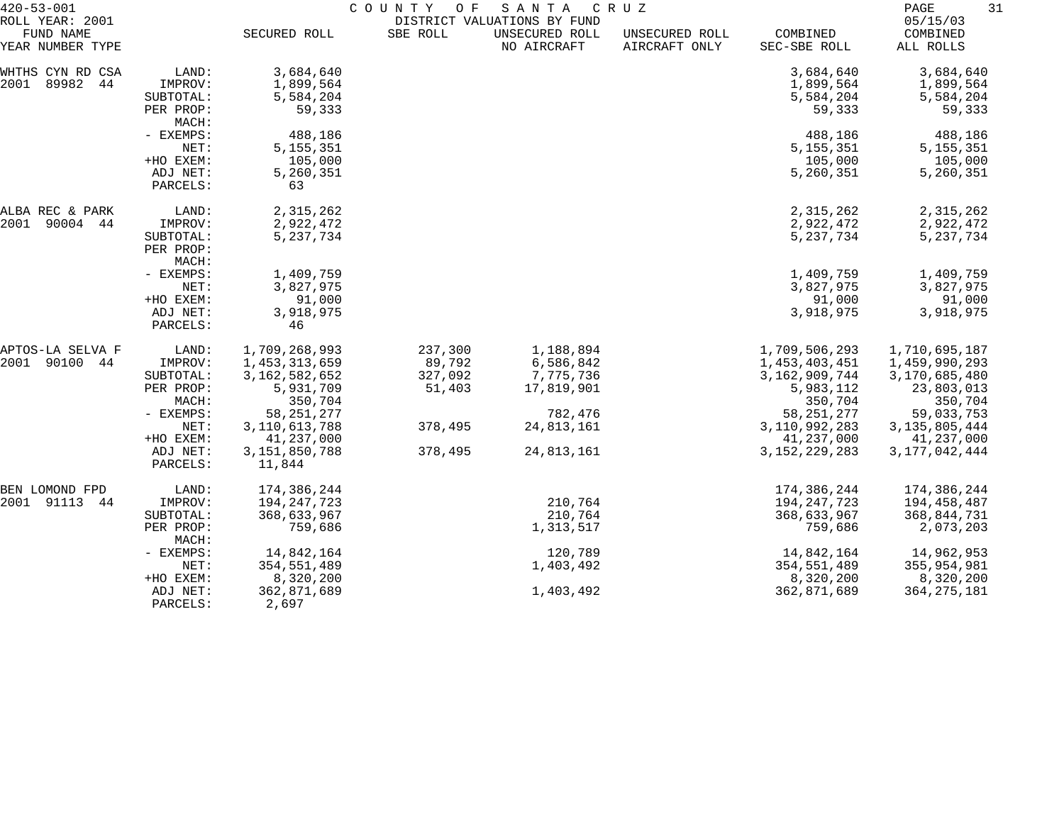420-53-001 COUNTY OF SANTA CRUZ
ROLL YEAR: 2001 DISTRICT VALUATIONS BY FUND 05/15/03

| FUND NAME YEAR NUMBER TYPE | | SECURED ROLL | SBE ROLL | UNSECURED ROLL NO AIRCRAFT | UNSECURED ROLL AIRCRAFT ONLY | COMBINED SEC-SBE ROLL | COMBINED ALL ROLLS |
|---|---|---|---|---|---|---|---|
| WHTHS CYN RD CSA | LAND: | 3,684,640 | | | | 3,684,640 | 3,684,640 |
| 2001 89982 44 | IMPROV: | 1,899,564 | | | | 1,899,564 | 1,899,564 |
| | SUBTOTAL: | 5,584,204 | | | | 5,584,204 | 5,584,204 |
| | PER PROP: | 59,333 | | | | 59,333 | 59,333 |
| | MACH: | | | | | | |
| | - EXEMPS: | 488,186 | | | | 488,186 | 488,186 |
| | NET: | 5,155,351 | | | | 5,155,351 | 5,155,351 |
| | +HO EXEM: | 105,000 | | | | 105,000 | 105,000 |
| | ADJ NET: | 5,260,351 | | | | 5,260,351 | 5,260,351 |
| | PARCELS: | 63 | | | | | |
| ALBA REC & PARK | LAND: | 2,315,262 | | | | 2,315,262 | 2,315,262 |
| 2001 90004 44 | IMPROV: | 2,922,472 | | | | 2,922,472 | 2,922,472 |
| | SUBTOTAL: | 5,237,734 | | | | 5,237,734 | 5,237,734 |
| | PER PROP: | | | | | | |
| | MACH: | | | | | | |
| | - EXEMPS: | 1,409,759 | | | | 1,409,759 | 1,409,759 |
| | NET: | 3,827,975 | | | | 3,827,975 | 3,827,975 |
| | +HO EXEM: | 91,000 | | | | 91,000 | 91,000 |
| | ADJ NET: | 3,918,975 | | | | 3,918,975 | 3,918,975 |
| | PARCELS: | 46 | | | | | |
| APTOS-LA SELVA F | LAND: | 1,709,268,993 | 237,300 | 1,188,894 | | 1,709,506,293 | 1,710,695,187 |
| 2001 90100 44 | IMPROV: | 1,453,313,659 | 89,792 | 6,586,842 | | 1,453,403,451 | 1,459,990,293 |
| | SUBTOTAL: | 3,162,582,652 | 327,092 | 7,775,736 | | 3,162,909,744 | 3,170,685,480 |
| | PER PROP: | 5,931,709 | 51,403 | 17,819,901 | | 5,983,112 | 23,803,013 |
| | MACH: | 350,704 | | | | 350,704 | 350,704 |
| | - EXEMPS: | 58,251,277 | | 782,476 | | 58,251,277 | 59,033,753 |
| | NET: | 3,110,613,788 | 378,495 | 24,813,161 | | 3,110,992,283 | 3,135,805,444 |
| | +HO EXEM: | 41,237,000 | | | | 41,237,000 | 41,237,000 |
| | ADJ NET: | 3,151,850,788 | 378,495 | 24,813,161 | | 3,152,229,283 | 3,177,042,444 |
| | PARCELS: | 11,844 | | | | | |
| BEN LOMOND FPD | LAND: | 174,386,244 | | | | 174,386,244 | 174,386,244 |
| 2001 91113 44 | IMPROV: | 194,247,723 | | 210,764 | | 194,247,723 | 194,458,487 |
| | SUBTOTAL: | 368,633,967 | | 210,764 | | 368,633,967 | 368,844,731 |
| | PER PROP: | 759,686 | | 1,313,517 | | 759,686 | 2,073,203 |
| | MACH: | | | | | | |
| | - EXEMPS: | 14,842,164 | | 120,789 | | 14,842,164 | 14,962,953 |
| | NET: | 354,551,489 | | 1,403,492 | | 354,551,489 | 355,954,981 |
| | +HO EXEM: | 8,320,200 | | | | 8,320,200 | 8,320,200 |
| | ADJ NET: | 362,871,689 | | 1,403,492 | | 362,871,689 | 364,275,181 |
| | PARCELS: | 2,697 | | | | | |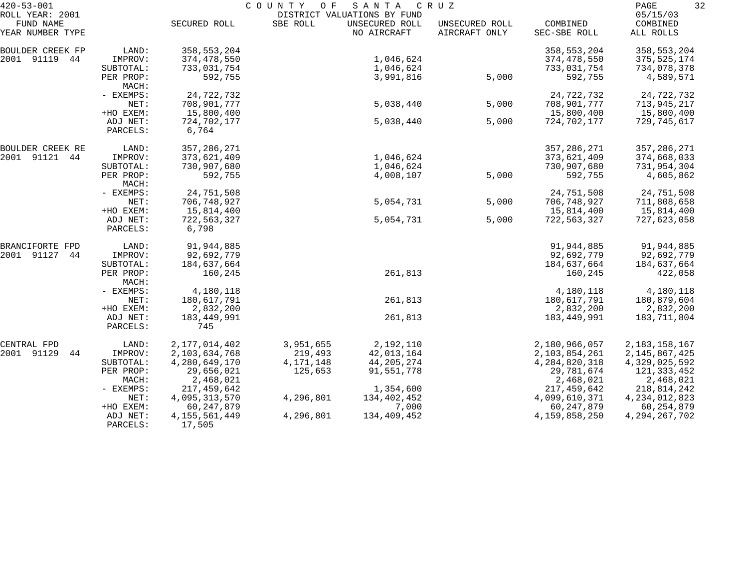420-53-001 COUNTY OF SANTA CRUZ

ROLL YEAR: 2001 DISTRICT VALUATIONS BY FUND 05/15/03

| FUND NAME YEAR NUMBER TYPE | | SECURED ROLL | SBE ROLL | UNSECURED ROLL NO AIRCRAFT | UNSECURED ROLL AIRCRAFT ONLY | COMBINED SEC-SBE ROLL | COMBINED ALL ROLLS |
|---|---|---|---|---|---|---|---|
| BOULDER CREEK FP | LAND: | 358,553,204 | | | | 358,553,204 | 358,553,204 |
| 2001 91119 44 | IMPROV: | 374,478,550 | | 1,046,624 | | 374,478,550 | 375,525,174 |
| | SUBTOTAL: | 733,031,754 | | 1,046,624 | | 733,031,754 | 734,078,378 |
| | PER PROP: | 592,755 | | 3,991,816 | 5,000 | 592,755 | 4,589,571 |
| | MACH: | | | | | | |
| | - EXEMPS: | 24,722,732 | | | | 24,722,732 | 24,722,732 |
| | NET: | 708,901,777 | | 5,038,440 | 5,000 | 708,901,777 | 713,945,217 |
| | +HO EXEM: | 15,800,400 | | | | 15,800,400 | 15,800,400 |
| | ADJ NET: | 724,702,177 | | 5,038,440 | 5,000 | 724,702,177 | 729,745,617 |
| | PARCELS: | 6,764 | | | | | |
| BOULDER CREEK RE | LAND: | 357,286,271 | | | | 357,286,271 | 357,286,271 |
| 2001 91121 44 | IMPROV: | 373,621,409 | | 1,046,624 | | 373,621,409 | 374,668,033 |
| | SUBTOTAL: | 730,907,680 | | 1,046,624 | | 730,907,680 | 731,954,304 |
| | PER PROP: | 592,755 | | 4,008,107 | 5,000 | 592,755 | 4,605,862 |
| | MACH: | | | | | | |
| | - EXEMPS: | 24,751,508 | | | | 24,751,508 | 24,751,508 |
| | NET: | 706,748,927 | | 5,054,731 | 5,000 | 706,748,927 | 711,808,658 |
| | +HO EXEM: | 15,814,400 | | | | 15,814,400 | 15,814,400 |
| | ADJ NET: | 722,563,327 | | 5,054,731 | 5,000 | 722,563,327 | 727,623,058 |
| | PARCELS: | 6,798 | | | | | |
| BRANCIFORTE FPD | LAND: | 91,944,885 | | | | 91,944,885 | 91,944,885 |
| 2001 91127 44 | IMPROV: | 92,692,779 | | | | 92,692,779 | 92,692,779 |
| | SUBTOTAL: | 184,637,664 | | | | 184,637,664 | 184,637,664 |
| | PER PROP: | 160,245 | | 261,813 | | 160,245 | 422,058 |
| | MACH: | | | | | | |
| | - EXEMPS: | 4,180,118 | | | | 4,180,118 | 4,180,118 |
| | NET: | 180,617,791 | | 261,813 | | 180,617,791 | 180,879,604 |
| | +HO EXEM: | 2,832,200 | | | | 2,832,200 | 2,832,200 |
| | ADJ NET: | 183,449,991 | | 261,813 | | 183,449,991 | 183,711,804 |
| | PARCELS: | 745 | | | | | |
| CENTRAL FPD | LAND: | 2,177,014,402 | 3,951,655 | 2,192,110 | | 2,180,966,057 | 2,183,158,167 |
| 2001 91129 44 | IMPROV: | 2,103,634,768 | 219,493 | 42,013,164 | | 2,103,854,261 | 2,145,867,425 |
| | SUBTOTAL: | 4,280,649,170 | 4,171,148 | 44,205,274 | | 4,284,820,318 | 4,329,025,592 |
| | PER PROP: | 29,656,021 | 125,653 | 91,551,778 | | 29,781,674 | 121,333,452 |
| | MACH: | 2,468,021 | | | | 2,468,021 | 2,468,021 |
| | - EXEMPS: | 217,459,642 | | 1,354,600 | | 217,459,642 | 218,814,242 |
| | NET: | 4,095,313,570 | 4,296,801 | 134,402,452 | | 4,099,610,371 | 4,234,012,823 |
| | +HO EXEM: | 60,247,879 | | 7,000 | | 60,247,879 | 60,254,879 |
| | ADJ NET: | 4,155,561,449 | 4,296,801 | 134,409,452 | | 4,159,858,250 | 4,294,267,702 |
| | PARCELS: | 17,505 | | | | | |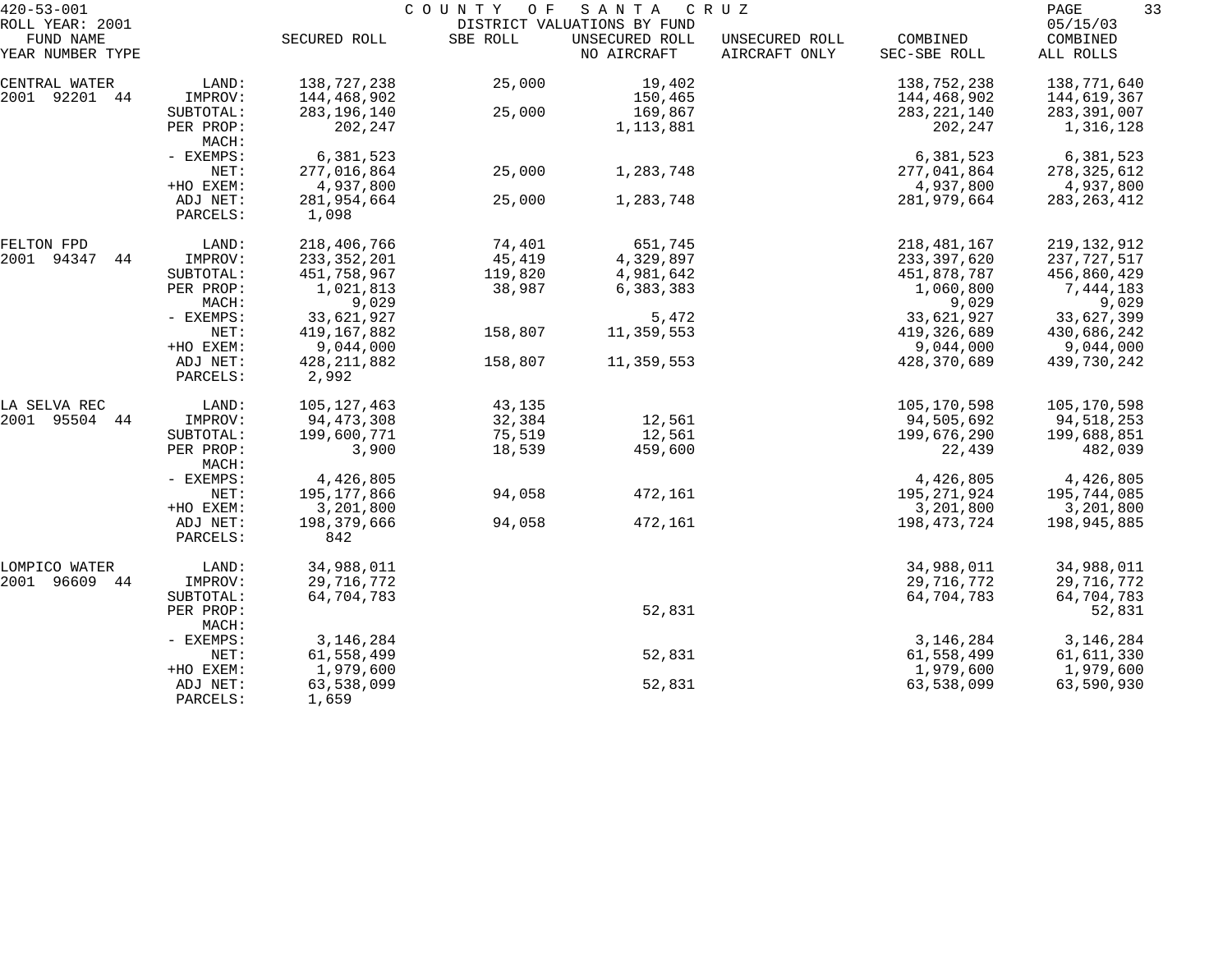420-53-001 — COUNTY OF SANTA CRUZ — DISTRICT VALUATIONS BY FUND

ROLL YEAR: 2001 — 05/15/03

| FUND NAME YEAR NUMBER TYPE | | SECURED ROLL | SBE ROLL | UNSECURED ROLL NO AIRCRAFT | UNSECURED ROLL AIRCRAFT ONLY | COMBINED SEC-SBE ROLL | COMBINED ALL ROLLS |
|---|---|---|---|---|---|---|---|
| CENTRAL WATER | LAND: | 138,727,238 | 25,000 | 19,402 | | 138,752,238 | 138,771,640 |
| 2001 92201 44 | IMPROV: | 144,468,902 | | 150,465 | | 144,468,902 | 144,619,367 |
| | SUBTOTAL: | 283,196,140 | 25,000 | 169,867 | | 283,221,140 | 283,391,007 |
| | PER PROP: | 202,247 | | 1,113,881 | | 202,247 | 1,316,128 |
| | MACH: | | | | | | |
| | - EXEMPS: | 6,381,523 | | | | 6,381,523 | 6,381,523 |
| | NET: | 277,016,864 | 25,000 | 1,283,748 | | 277,041,864 | 278,325,612 |
| | +HO EXEM: | 4,937,800 | | | | 4,937,800 | 4,937,800 |
| | ADJ NET: | 281,954,664 | 25,000 | 1,283,748 | | 281,979,664 | 283,263,412 |
| | PARCELS: | 1,098 | | | | | |
| FELTON FPD | LAND: | 218,406,766 | 74,401 | 651,745 | | 218,481,167 | 219,132,912 |
| 2001 94347 44 | IMPROV: | 233,352,201 | 45,419 | 4,329,897 | | 233,397,620 | 237,727,517 |
| | SUBTOTAL: | 451,758,967 | 119,820 | 4,981,642 | | 451,878,787 | 456,860,429 |
| | PER PROP: | 1,021,813 | 38,987 | 6,383,383 | | 1,060,800 | 7,444,183 |
| | MACH: | 9,029 | | | | 9,029 | 9,029 |
| | - EXEMPS: | 33,621,927 | | 5,472 | | 33,621,927 | 33,627,399 |
| | NET: | 419,167,882 | 158,807 | 11,359,553 | | 419,326,689 | 430,686,242 |
| | +HO EXEM: | 9,044,000 | | | | 9,044,000 | 9,044,000 |
| | ADJ NET: | 428,211,882 | 158,807 | 11,359,553 | | 428,370,689 | 439,730,242 |
| | PARCELS: | 2,992 | | | | | |
| LA SELVA REC | LAND: | 105,127,463 | 43,135 | | | 105,170,598 | 105,170,598 |
| 2001 95504 44 | IMPROV: | 94,473,308 | 32,384 | 12,561 | | 94,505,692 | 94,518,253 |
| | SUBTOTAL: | 199,600,771 | 75,519 | 12,561 | | 199,676,290 | 199,688,851 |
| | PER PROP: | 3,900 | 18,539 | 459,600 | | 22,439 | 482,039 |
| | MACH: | | | | | | |
| | - EXEMPS: | 4,426,805 | | | | 4,426,805 | 4,426,805 |
| | NET: | 195,177,866 | 94,058 | 472,161 | | 195,271,924 | 195,744,085 |
| | +HO EXEM: | 3,201,800 | | | | 3,201,800 | 3,201,800 |
| | ADJ NET: | 198,379,666 | 94,058 | 472,161 | | 198,473,724 | 198,945,885 |
| | PARCELS: | 842 | | | | | |
| LOMPICO WATER | LAND: | 34,988,011 | | | | 34,988,011 | 34,988,011 |
| 2001 96609 44 | IMPROV: | 29,716,772 | | | | 29,716,772 | 29,716,772 |
| | SUBTOTAL: | 64,704,783 | | | | 64,704,783 | 64,704,783 |
| | PER PROP: | | | 52,831 | | | 52,831 |
| | MACH: | | | | | | |
| | - EXEMPS: | 3,146,284 | | | | 3,146,284 | 3,146,284 |
| | NET: | 61,558,499 | | 52,831 | | 61,558,499 | 61,611,330 |
| | +HO EXEM: | 1,979,600 | | | | 1,979,600 | 1,979,600 |
| | ADJ NET: | 63,538,099 | | 52,831 | | 63,538,099 | 63,590,930 |
| | PARCELS: | 1,659 | | | | | |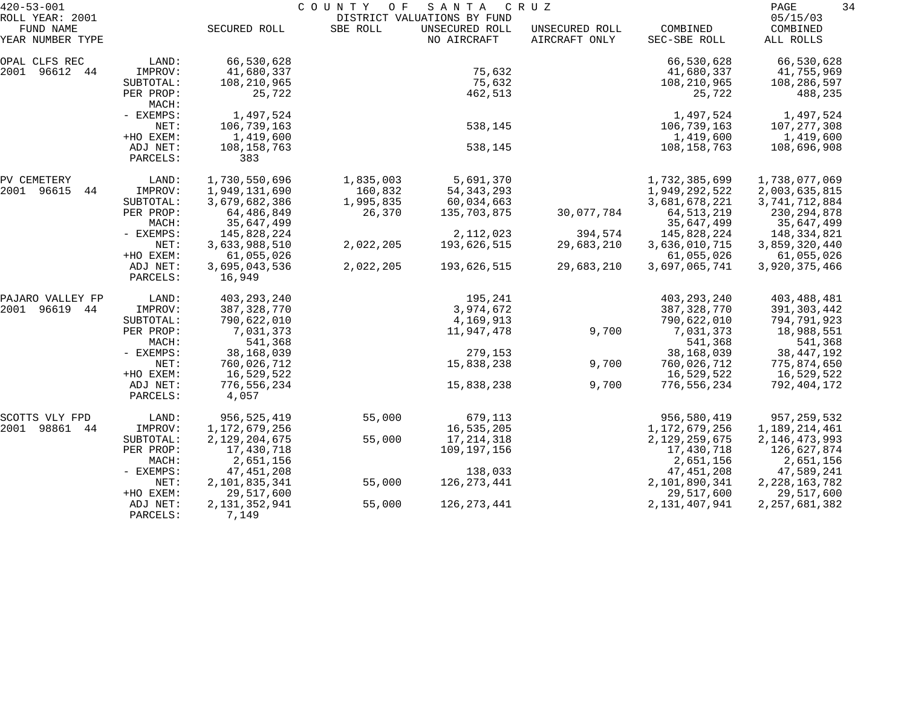420-53-001 COUNTY OF SANTA CRUZ

ROLL YEAR: 2001 DISTRICT VALUATIONS BY FUND 05/15/03

| FUND NAME YEAR NUMBER TYPE | | SECURED ROLL | SBE ROLL | UNSECURED ROLL NO AIRCRAFT | UNSECURED ROLL AIRCRAFT ONLY | COMBINED SEC-SBE ROLL | COMBINED ALL ROLLS |
|---|---|---|---|---|---|---|---|
| OPAL CLFS REC | LAND: | 66,530,628 | | | | 66,530,628 | 66,530,628 |
| 2001 96612 44 | IMPROV: | 41,680,337 | | 75,632 | | 41,680,337 | 41,755,969 |
| | SUBTOTAL: | 108,210,965 | | 75,632 | | 108,210,965 | 108,286,597 |
| | PER PROP: | 25,722 | | 462,513 | | 25,722 | 488,235 |
| | MACH: | | | | | | |
| | - EXEMPS: | 1,497,524 | | | | 1,497,524 | 1,497,524 |
| | NET: | 106,739,163 | | 538,145 | | 106,739,163 | 107,277,308 |
| | +HO EXEM: | 1,419,600 | | | | 1,419,600 | 1,419,600 |
| | ADJ NET: | 108,158,763 | | 538,145 | | 108,158,763 | 108,696,908 |
| | PARCELS: | 383 | | | | | |
| PV CEMETERY | LAND: | 1,730,550,696 | 1,835,003 | 5,691,370 | | 1,732,385,699 | 1,738,077,069 |
| 2001 96615 44 | IMPROV: | 1,949,131,690 | 160,832 | 54,343,293 | | 1,949,292,522 | 2,003,635,815 |
| | SUBTOTAL: | 3,679,682,386 | 1,995,835 | 60,034,663 | | 3,681,678,221 | 3,741,712,884 |
| | PER PROP: | 64,486,849 | 26,370 | 135,703,875 | 30,077,784 | 64,513,219 | 230,294,878 |
| | MACH: | 35,647,499 | | | | 35,647,499 | 35,647,499 |
| | - EXEMPS: | 145,828,224 | | 2,112,023 | 394,574 | 145,828,224 | 148,334,821 |
| | NET: | 3,633,988,510 | 2,022,205 | 193,626,515 | 29,683,210 | 3,636,010,715 | 3,859,320,440 |
| | +HO EXEM: | 61,055,026 | | | | 61,055,026 | 61,055,026 |
| | ADJ NET: | 3,695,043,536 | 2,022,205 | 193,626,515 | 29,683,210 | 3,697,065,741 | 3,920,375,466 |
| | PARCELS: | 16,949 | | | | | |
| PAJARO VALLEY FP | LAND: | 403,293,240 | | 195,241 | | 403,293,240 | 403,488,481 |
| 2001 96619 44 | IMPROV: | 387,328,770 | | 3,974,672 | | 387,328,770 | 391,303,442 |
| | SUBTOTAL: | 790,622,010 | | 4,169,913 | | 790,622,010 | 794,791,923 |
| | PER PROP: | 7,031,373 | | 11,947,478 | 9,700 | 7,031,373 | 18,988,551 |
| | MACH: | 541,368 | | | | 541,368 | 541,368 |
| | - EXEMPS: | 38,168,039 | | 279,153 | | 38,168,039 | 38,447,192 |
| | NET: | 760,026,712 | | 15,838,238 | 9,700 | 760,026,712 | 775,874,650 |
| | +HO EXEM: | 16,529,522 | | | | 16,529,522 | 16,529,522 |
| | ADJ NET: | 776,556,234 | | 15,838,238 | 9,700 | 776,556,234 | 792,404,172 |
| | PARCELS: | 4,057 | | | | | |
| SCOTTS VLY FPD | LAND: | 956,525,419 | 55,000 | 679,113 | | 956,580,419 | 957,259,532 |
| 2001 98861 44 | IMPROV: | 1,172,679,256 | | 16,535,205 | | 1,172,679,256 | 1,189,214,461 |
| | SUBTOTAL: | 2,129,204,675 | 55,000 | 17,214,318 | | 2,129,259,675 | 2,146,473,993 |
| | PER PROP: | 17,430,718 | | 109,197,156 | | 17,430,718 | 126,627,874 |
| | MACH: | 2,651,156 | | | | 2,651,156 | 2,651,156 |
| | - EXEMPS: | 47,451,208 | | 138,033 | | 47,451,208 | 47,589,241 |
| | NET: | 2,101,835,341 | 55,000 | 126,273,441 | | 2,101,890,341 | 2,228,163,782 |
| | +HO EXEM: | 29,517,600 | | | | 29,517,600 | 29,517,600 |
| | ADJ NET: | 2,131,352,941 | 55,000 | 126,273,441 | | 2,131,407,941 | 2,257,681,382 |
| | PARCELS: | 7,149 | | | | | |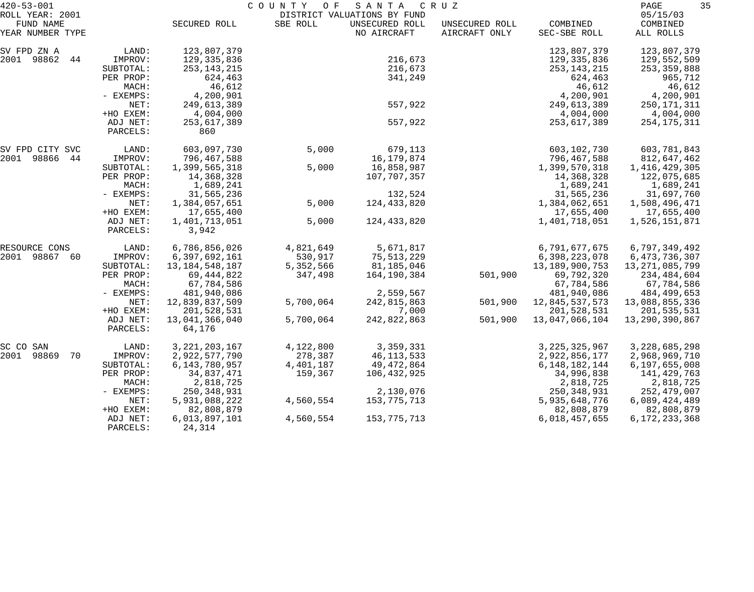420-53-001 COUNTY OF SANTA CRUZ
ROLL YEAR: 2001 DISTRICT VALUATIONS BY FUND 05/15/03

| FUND NAME YEAR NUMBER TYPE | | SECURED ROLL | SBE ROLL | UNSECURED ROLL NO AIRCRAFT | UNSECURED ROLL AIRCRAFT ONLY | COMBINED SEC-SBE ROLL | COMBINED ALL ROLLS |
|---|---|---|---|---|---|---|---|
| SV FPD ZN A | LAND: | 123,807,379 | | | | 123,807,379 | 123,807,379 |
| 2001 98862 44 | IMPROV: | 129,335,836 | | 216,673 | | 129,335,836 | 129,552,509 |
| | SUBTOTAL: | 253,143,215 | | 216,673 | | 253,143,215 | 253,359,888 |
| | PER PROP: | 624,463 | | 341,249 | | 624,463 | 965,712 |
| | MACH: | 46,612 | | | | 46,612 | 46,612 |
| | - EXEMPS: | 4,200,901 | | | | 4,200,901 | 4,200,901 |
| | NET: | 249,613,389 | | 557,922 | | 249,613,389 | 250,171,311 |
| | +HO EXEM: | 4,004,000 | | | | 4,004,000 | 4,004,000 |
| | ADJ NET: | 253,617,389 | | 557,922 | | 253,617,389 | 254,175,311 |
| | PARCELS: | 860 | | | | | |
| SV FPD CITY SVC | LAND: | 603,097,730 | 5,000 | 679,113 | | 603,102,730 | 603,781,843 |
| 2001 98866 44 | IMPROV: | 796,467,588 | | 16,179,874 | | 796,467,588 | 812,647,462 |
| | SUBTOTAL: | 1,399,565,318 | 5,000 | 16,858,987 | | 1,399,570,318 | 1,416,429,305 |
| | PER PROP: | 14,368,328 | | 107,707,357 | | 14,368,328 | 122,075,685 |
| | MACH: | 1,689,241 | | | | 1,689,241 | 1,689,241 |
| | - EXEMPS: | 31,565,236 | | 132,524 | | 31,565,236 | 31,697,760 |
| | NET: | 1,384,057,651 | 5,000 | 124,433,820 | | 1,384,062,651 | 1,508,496,471 |
| | +HO EXEM: | 17,655,400 | | | | 17,655,400 | 17,655,400 |
| | ADJ NET: | 1,401,713,051 | 5,000 | 124,433,820 | | 1,401,718,051 | 1,526,151,871 |
| | PARCELS: | 3,942 | | | | | |
| RESOURCE CONS | LAND: | 6,786,856,026 | 4,821,649 | 5,671,817 | | 6,791,677,675 | 6,797,349,492 |
| 2001 98867 60 | IMPROV: | 6,397,692,161 | 530,917 | 75,513,229 | | 6,398,223,078 | 6,473,736,307 |
| | SUBTOTAL: | 13,184,548,187 | 5,352,566 | 81,185,046 | | 13,189,900,753 | 13,271,085,799 |
| | PER PROP: | 69,444,822 | 347,498 | 164,190,384 | 501,900 | 69,792,320 | 234,484,604 |
| | MACH: | 67,784,586 | | | | 67,784,586 | 67,784,586 |
| | - EXEMPS: | 481,940,086 | | 2,559,567 | | 481,940,086 | 484,499,653 |
| | NET: | 12,839,837,509 | 5,700,064 | 242,815,863 | 501,900 | 12,845,537,573 | 13,088,855,336 |
| | +HO EXEM: | 201,528,531 | | 7,000 | | 201,528,531 | 201,535,531 |
| | ADJ NET: | 13,041,366,040 | 5,700,064 | 242,822,863 | 501,900 | 13,047,066,104 | 13,290,390,867 |
| | PARCELS: | 64,176 | | | | | |
| SC CO SAN | LAND: | 3,221,203,167 | 4,122,800 | 3,359,331 | | 3,225,325,967 | 3,228,685,298 |
| 2001 98869 70 | IMPROV: | 2,922,577,790 | 278,387 | 46,113,533 | | 2,922,856,177 | 2,968,969,710 |
| | SUBTOTAL: | 6,143,780,957 | 4,401,187 | 49,472,864 | | 6,148,182,144 | 6,197,655,008 |
| | PER PROP: | 34,837,471 | 159,367 | 106,432,925 | | 34,996,838 | 141,429,763 |
| | MACH: | 2,818,725 | | | | 2,818,725 | 2,818,725 |
| | - EXEMPS: | 250,348,931 | | 2,130,076 | | 250,348,931 | 252,479,007 |
| | NET: | 5,931,088,222 | 4,560,554 | 153,775,713 | | 5,935,648,776 | 6,089,424,489 |
| | +HO EXEM: | 82,808,879 | | | | 82,808,879 | 82,808,879 |
| | ADJ NET: | 6,013,897,101 | 4,560,554 | 153,775,713 | | 6,018,457,655 | 6,172,233,368 |
| | PARCELS: | 24,314 | | | | | |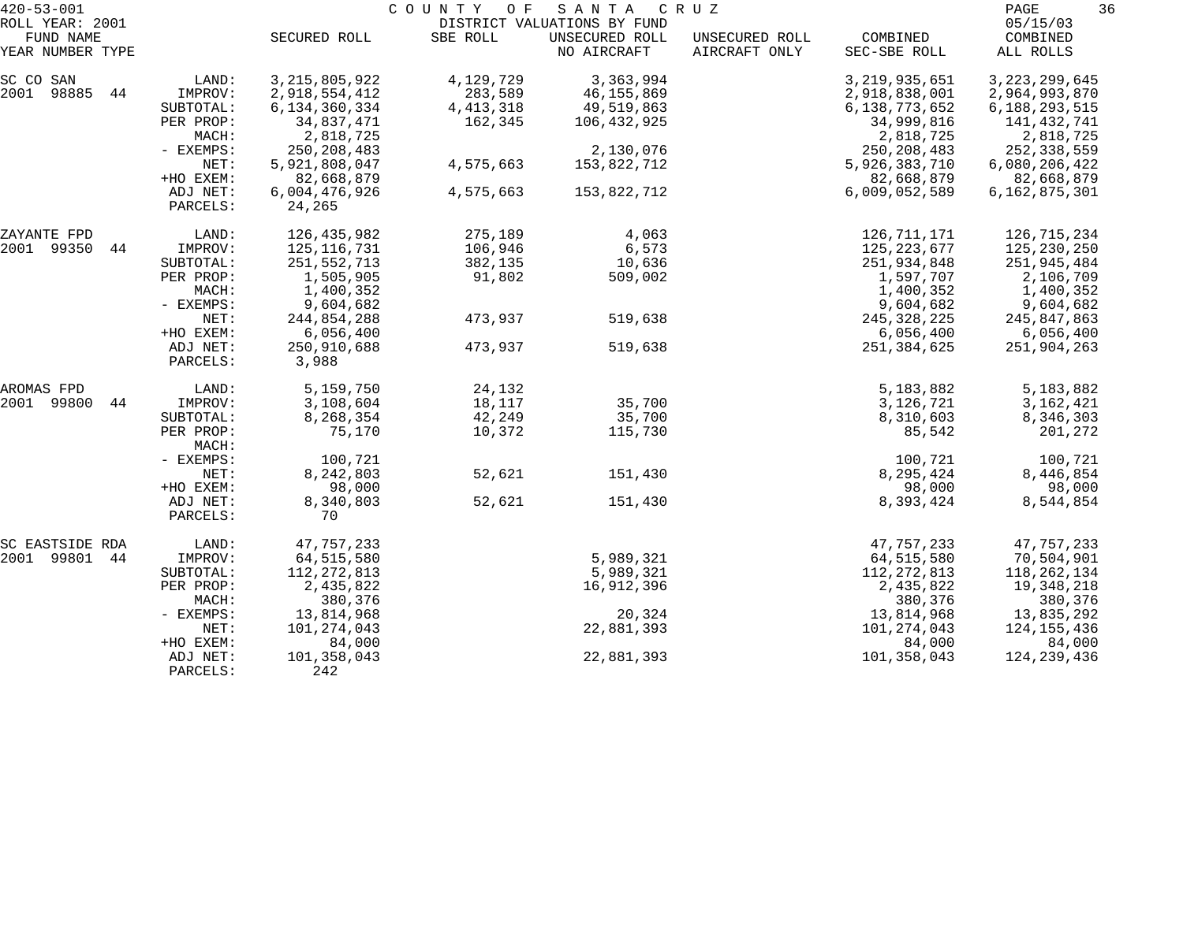420-53-001 COUNTY OF SANTA CRUZ

ROLL YEAR: 2001 DISTRICT VALUATIONS BY FUND 05/15/03

| FUND NAME YEAR NUMBER TYPE | | SECURED ROLL | SBE ROLL | UNSECURED ROLL NO AIRCRAFT | UNSECURED ROLL AIRCRAFT ONLY | COMBINED SEC-SBE ROLL | COMBINED ALL ROLLS |
|---|---|---|---|---|---|---|---|
| SC CO SAN | LAND: | 3,215,805,922 | 4,129,729 | 3,363,994 | | 3,219,935,651 | 3,223,299,645 |
| 2001 98885 44 | IMPROV: | 2,918,554,412 | 283,589 | 46,155,869 | | 2,918,838,001 | 2,964,993,870 |
| | SUBTOTAL: | 6,134,360,334 | 4,413,318 | 49,519,863 | | 6,138,773,652 | 6,188,293,515 |
| | PER PROP: | 34,837,471 | 162,345 | 106,432,925 | | 34,999,816 | 141,432,741 |
| | MACH: | 2,818,725 | | | | 2,818,725 | 2,818,725 |
| | - EXEMPS: | 250,208,483 | | 2,130,076 | | 250,208,483 | 252,338,559 |
| | NET: | 5,921,808,047 | 4,575,663 | 153,822,712 | | 5,926,383,710 | 6,080,206,422 |
| | +HO EXEM: | 82,668,879 | | | | 82,668,879 | 82,668,879 |
| | ADJ NET: | 6,004,476,926 | 4,575,663 | 153,822,712 | | 6,009,052,589 | 6,162,875,301 |
| | PARCELS: | 24,265 | | | | | |
| ZAYANTE FPD | LAND: | 126,435,982 | 275,189 | 4,063 | | 126,711,171 | 126,715,234 |
| 2001 99350 44 | IMPROV: | 125,116,731 | 106,946 | 6,573 | | 125,223,677 | 125,230,250 |
| | SUBTOTAL: | 251,552,713 | 382,135 | 10,636 | | 251,934,848 | 251,945,484 |
| | PER PROP: | 1,505,905 | 91,802 | 509,002 | | 1,597,707 | 2,106,709 |
| | MACH: | 1,400,352 | | | | 1,400,352 | 1,400,352 |
| | - EXEMPS: | 9,604,682 | | | | 9,604,682 | 9,604,682 |
| | NET: | 244,854,288 | 473,937 | 519,638 | | 245,328,225 | 245,847,863 |
| | +HO EXEM: | 6,056,400 | | | | 6,056,400 | 6,056,400 |
| | ADJ NET: | 250,910,688 | 473,937 | 519,638 | | 251,384,625 | 251,904,263 |
| | PARCELS: | 3,988 | | | | | |
| AROMAS FPD | LAND: | 5,159,750 | 24,132 | | | 5,183,882 | 5,183,882 |
| 2001 99800 44 | IMPROV: | 3,108,604 | 18,117 | 35,700 | | 3,126,721 | 3,162,421 |
| | SUBTOTAL: | 8,268,354 | 42,249 | 35,700 | | 8,310,603 | 8,346,303 |
| | PER PROP: | 75,170 | 10,372 | 115,730 | | 85,542 | 201,272 |
| | MACH: | | | | | | |
| | - EXEMPS: | 100,721 | | | | 100,721 | 100,721 |
| | NET: | 8,242,803 | 52,621 | 151,430 | | 8,295,424 | 8,446,854 |
| | +HO EXEM: | 98,000 | | | | 98,000 | 98,000 |
| | ADJ NET: | 8,340,803 | 52,621 | 151,430 | | 8,393,424 | 8,544,854 |
| | PARCELS: | 70 | | | | | |
| SC EASTSIDE RDA | LAND: | 47,757,233 | | | | 47,757,233 | 47,757,233 |
| 2001 99801 44 | IMPROV: | 64,515,580 | | 5,989,321 | | 64,515,580 | 70,504,901 |
| | SUBTOTAL: | 112,272,813 | | 5,989,321 | | 112,272,813 | 118,262,134 |
| | PER PROP: | 2,435,822 | | 16,912,396 | | 2,435,822 | 19,348,218 |
| | MACH: | 380,376 | | | | 380,376 | 380,376 |
| | - EXEMPS: | 13,814,968 | | 20,324 | | 13,814,968 | 13,835,292 |
| | NET: | 101,274,043 | | 22,881,393 | | 101,274,043 | 124,155,436 |
| | +HO EXEM: | 84,000 | | | | 84,000 | 84,000 |
| | ADJ NET: | 101,358,043 | | 22,881,393 | | 101,358,043 | 124,239,436 |
| | PARCELS: | 242 | | | | | |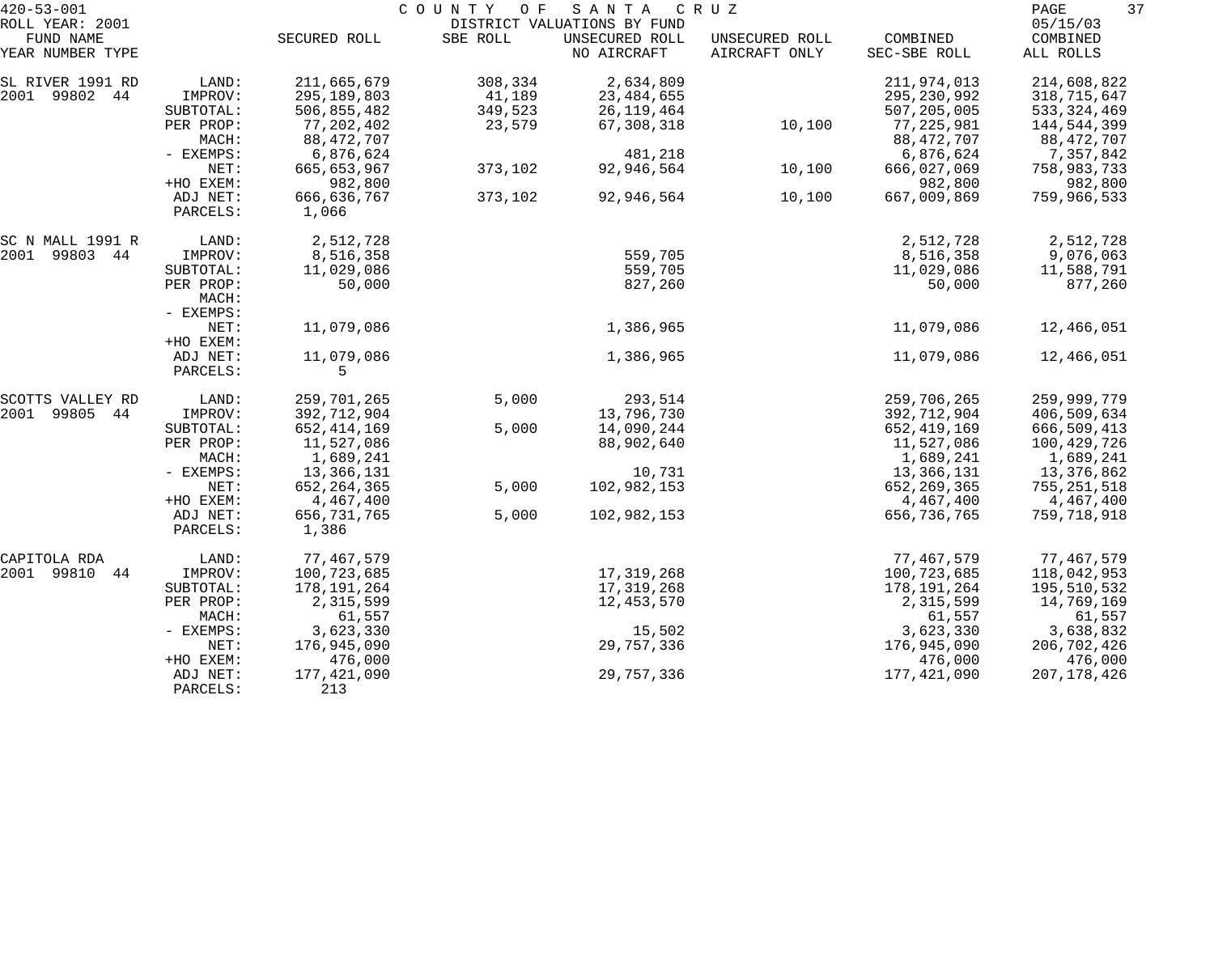420-53-001 COUNTY OF SANTA CRUZ
ROLL YEAR: 2001 DISTRICT VALUATIONS BY FUND 05/15/03

| FUND NAME YEAR NUMBER TYPE | | SECURED ROLL | SBE ROLL | UNSECURED ROLL NO AIRCRAFT | UNSECURED ROLL AIRCRAFT ONLY | COMBINED SEC-SBE ROLL | COMBINED ALL ROLLS |
|---|---|---|---|---|---|---|---|
| SL RIVER 1991 RD | LAND: | 211,665,679 | 308,334 | 2,634,809 | | 211,974,013 | 214,608,822 |
| 2001 99802 44 | IMPROV: | 295,189,803 | 41,189 | 23,484,655 | | 295,230,992 | 318,715,647 |
| | SUBTOTAL: | 506,855,482 | 349,523 | 26,119,464 | | 507,205,005 | 533,324,469 |
| | PER PROP: | 77,202,402 | 23,579 | 67,308,318 | 10,100 | 77,225,981 | 144,544,399 |
| | MACH: | 88,472,707 | | | | 88,472,707 | 88,472,707 |
| | - EXEMPS: | 6,876,624 | | 481,218 | | 6,876,624 | 7,357,842 |
| | NET: | 665,653,967 | 373,102 | 92,946,564 | 10,100 | 666,027,069 | 758,983,733 |
| | +HO EXEM: | 982,800 | | | | 982,800 | 982,800 |
| | ADJ NET: | 666,636,767 | 373,102 | 92,946,564 | 10,100 | 667,009,869 | 759,966,533 |
| | PARCELS: | 1,066 | | | | | |
| SC N MALL 1991 R | LAND: | 2,512,728 | | | | 2,512,728 | 2,512,728 |
| 2001 99803 44 | IMPROV: | 8,516,358 | | 559,705 | | 8,516,358 | 9,076,063 |
| | SUBTOTAL: | 11,029,086 | | 559,705 | | 11,029,086 | 11,588,791 |
| | PER PROP: | 50,000 | | 827,260 | | 50,000 | 877,260 |
| | MACH: | | | | | | |
| | - EXEMPS: | | | | | | |
| | NET: | 11,079,086 | | 1,386,965 | | 11,079,086 | 12,466,051 |
| | +HO EXEM: | | | | | | |
| | ADJ NET: | 11,079,086 | | 1,386,965 | | 11,079,086 | 12,466,051 |
| | PARCELS: | 5 | | | | | |
| SCOTTS VALLEY RD | LAND: | 259,701,265 | 5,000 | 293,514 | | 259,706,265 | 259,999,779 |
| 2001 99805 44 | IMPROV: | 392,712,904 | | 13,796,730 | | 392,712,904 | 406,509,634 |
| | SUBTOTAL: | 652,414,169 | 5,000 | 14,090,244 | | 652,419,169 | 666,509,413 |
| | PER PROP: | 11,527,086 | | 88,902,640 | | 11,527,086 | 100,429,726 |
| | MACH: | 1,689,241 | | | | 1,689,241 | 1,689,241 |
| | - EXEMPS: | 13,366,131 | | 10,731 | | 13,366,131 | 13,376,862 |
| | NET: | 652,264,365 | 5,000 | 102,982,153 | | 652,269,365 | 755,251,518 |
| | +HO EXEM: | 4,467,400 | | | | 4,467,400 | 4,467,400 |
| | ADJ NET: | 656,731,765 | 5,000 | 102,982,153 | | 656,736,765 | 759,718,918 |
| | PARCELS: | 1,386 | | | | | |
| CAPITOLA RDA | LAND: | 77,467,579 | | | | 77,467,579 | 77,467,579 |
| 2001 99810 44 | IMPROV: | 100,723,685 | | 17,319,268 | | 100,723,685 | 118,042,953 |
| | SUBTOTAL: | 178,191,264 | | 17,319,268 | | 178,191,264 | 195,510,532 |
| | PER PROP: | 2,315,599 | | 12,453,570 | | 2,315,599 | 14,769,169 |
| | MACH: | 61,557 | | | | 61,557 | 61,557 |
| | - EXEMPS: | 3,623,330 | | 15,502 | | 3,623,330 | 3,638,832 |
| | NET: | 176,945,090 | | 29,757,336 | | 176,945,090 | 206,702,426 |
| | +HO EXEM: | 476,000 | | | | 476,000 | 476,000 |
| | ADJ NET: | 177,421,090 | | 29,757,336 | | 177,421,090 | 207,178,426 |
| | PARCELS: | 213 | | | | | |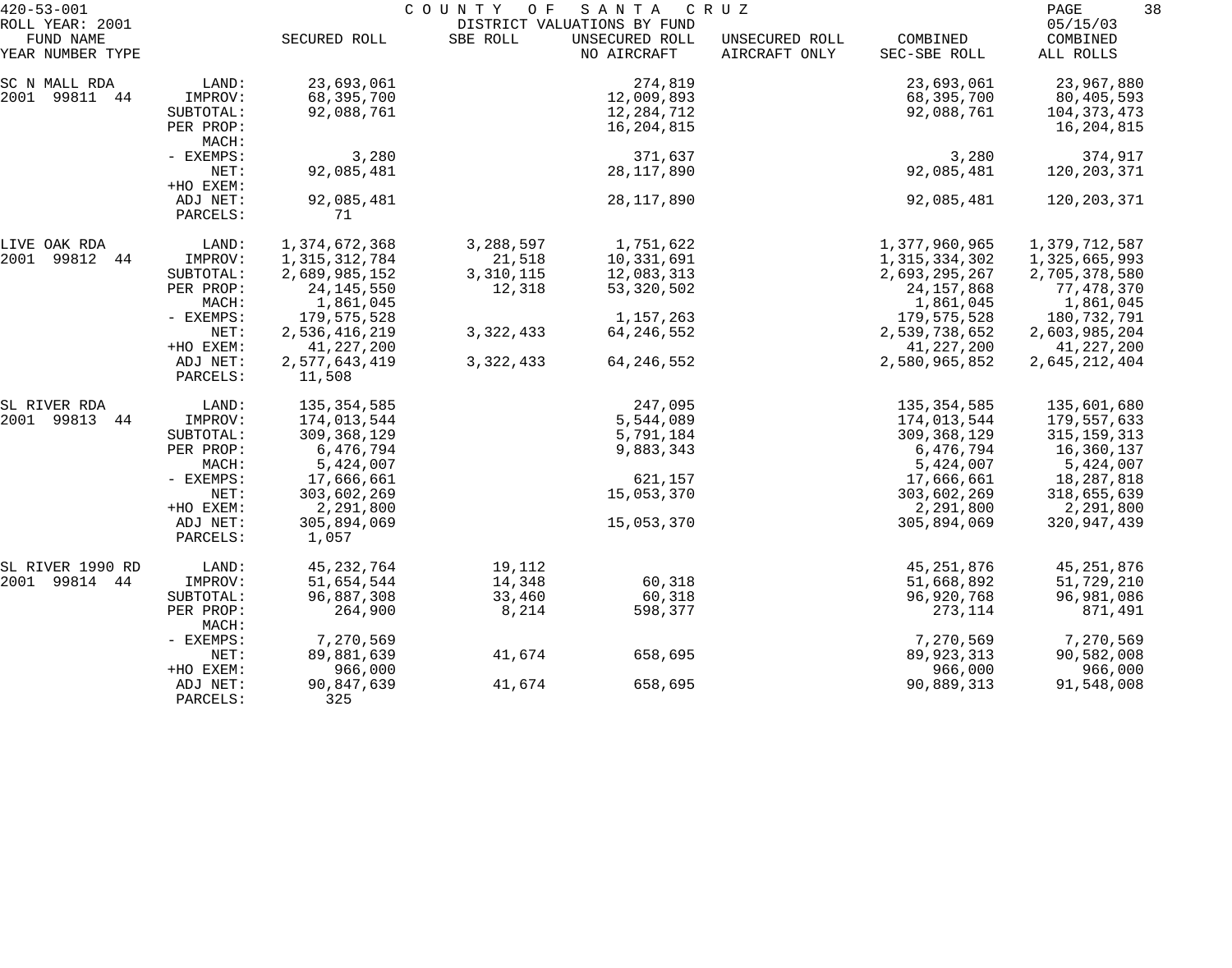420-53-001 COUNTY OF SANTA CRUZ

ROLL YEAR: 2001 DISTRICT VALUATIONS BY FUND 05/15/03

| FUND NAME YEAR NUMBER TYPE | | SECURED ROLL | SBE ROLL | UNSECURED ROLL NO AIRCRAFT | UNSECURED ROLL AIRCRAFT ONLY | COMBINED SEC-SBE ROLL | COMBINED ALL ROLLS |
|---|---|---|---|---|---|---|---|
| SC N MALL RDA | LAND: | 23,693,061 | | 274,819 | | 23,693,061 | 23,967,880 |
| 2001 99811 44 | IMPROV: | 68,395,700 | | 12,009,893 | | 68,395,700 | 80,405,593 |
| | SUBTOTAL: | 92,088,761 | | 12,284,712 | | 92,088,761 | 104,373,473 |
| | PER PROP: | | | 16,204,815 | | | 16,204,815 |
| | MACH: | | | | | | |
| | - EXEMPS: | 3,280 | | 371,637 | | 3,280 | 374,917 |
| | NET: | 92,085,481 | | 28,117,890 | | 92,085,481 | 120,203,371 |
| | +HO EXEM: | | | | | | |
| | ADJ NET: | 92,085,481 | | 28,117,890 | | 92,085,481 | 120,203,371 |
| | PARCELS: | 71 | | | | | |
| LIVE OAK RDA | LAND: | 1,374,672,368 | 3,288,597 | 1,751,622 | | 1,377,960,965 | 1,379,712,587 |
| 2001 99812 44 | IMPROV: | 1,315,312,784 | 21,518 | 10,331,691 | | 1,315,334,302 | 1,325,665,993 |
| | SUBTOTAL: | 2,689,985,152 | 3,310,115 | 12,083,313 | | 2,693,295,267 | 2,705,378,580 |
| | PER PROP: | 24,145,550 | 12,318 | 53,320,502 | | 24,157,868 | 77,478,370 |
| | MACH: | 1,861,045 | | | | 1,861,045 | 1,861,045 |
| | - EXEMPS: | 179,575,528 | | 1,157,263 | | 179,575,528 | 180,732,791 |
| | NET: | 2,536,416,219 | 3,322,433 | 64,246,552 | | 2,539,738,652 | 2,603,985,204 |
| | +HO EXEM: | 41,227,200 | | | | 41,227,200 | 41,227,200 |
| | ADJ NET: | 2,577,643,419 | 3,322,433 | 64,246,552 | | 2,580,965,852 | 2,645,212,404 |
| | PARCELS: | 11,508 | | | | | |
| SL RIVER RDA | LAND: | 135,354,585 | | 247,095 | | 135,354,585 | 135,601,680 |
| 2001 99813 44 | IMPROV: | 174,013,544 | | 5,544,089 | | 174,013,544 | 179,557,633 |
| | SUBTOTAL: | 309,368,129 | | 5,791,184 | | 309,368,129 | 315,159,313 |
| | PER PROP: | 6,476,794 | | 9,883,343 | | 6,476,794 | 16,360,137 |
| | MACH: | 5,424,007 | | | | 5,424,007 | 5,424,007 |
| | - EXEMPS: | 17,666,661 | | 621,157 | | 17,666,661 | 18,287,818 |
| | NET: | 303,602,269 | | 15,053,370 | | 303,602,269 | 318,655,639 |
| | +HO EXEM: | 2,291,800 | | | | 2,291,800 | 2,291,800 |
| | ADJ NET: | 305,894,069 | | 15,053,370 | | 305,894,069 | 320,947,439 |
| | PARCELS: | 1,057 | | | | | |
| SL RIVER 1990 RD | LAND: | 45,232,764 | 19,112 | | | 45,251,876 | 45,251,876 |
| 2001 99814 44 | IMPROV: | 51,654,544 | 14,348 | 60,318 | | 51,668,892 | 51,729,210 |
| | SUBTOTAL: | 96,887,308 | 33,460 | 60,318 | | 96,920,768 | 96,981,086 |
| | PER PROP: | 264,900 | 8,214 | 598,377 | | 273,114 | 871,491 |
| | MACH: | | | | | | |
| | - EXEMPS: | 7,270,569 | | | | 7,270,569 | 7,270,569 |
| | NET: | 89,881,639 | 41,674 | 658,695 | | 89,923,313 | 90,582,008 |
| | +HO EXEM: | 966,000 | | | | 966,000 | 966,000 |
| | ADJ NET: | 90,847,639 | 41,674 | 658,695 | | 90,889,313 | 91,548,008 |
| | PARCELS: | 325 | | | | | |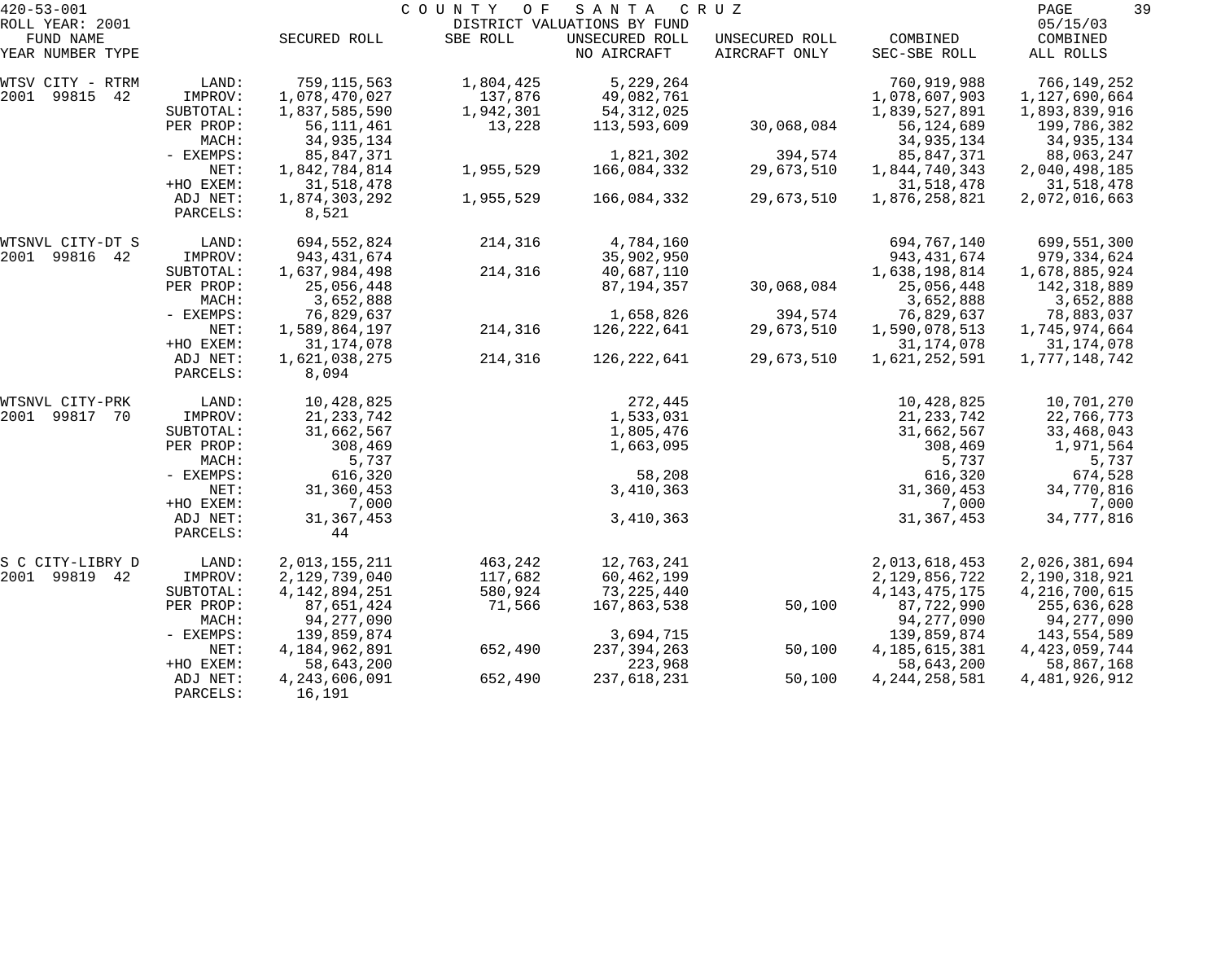420-53-001 COUNTY OF SANTA CRUZ

ROLL YEAR: 2001 DISTRICT VALUATIONS BY FUND 05/15/03

| FUND NAME YEAR NUMBER TYPE | | SECURED ROLL | SBE ROLL | UNSECURED ROLL NO AIRCRAFT | UNSECURED ROLL AIRCRAFT ONLY | COMBINED SEC-SBE ROLL | COMBINED ALL ROLLS |
|---|---|---|---|---|---|---|---|
| WTSV CITY - RTRM | LAND: | 759,115,563 | 1,804,425 | 5,229,264 | | 760,919,988 | 766,149,252 |
| 2001 99815 42 | IMPROV: | 1,078,470,027 | 137,876 | 49,082,761 | | 1,078,607,903 | 1,127,690,664 |
| | SUBTOTAL: | 1,837,585,590 | 1,942,301 | 54,312,025 | | 1,839,527,891 | 1,893,839,916 |
| | PER PROP: | 56,111,461 | 13,228 | 113,593,609 | 30,068,084 | 56,124,689 | 199,786,382 |
| | MACH: | 34,935,134 | | | | 34,935,134 | 34,935,134 |
| | - EXEMPS: | 85,847,371 | | 1,821,302 | 394,574 | 85,847,371 | 88,063,247 |
| | NET: | 1,842,784,814 | 1,955,529 | 166,084,332 | 29,673,510 | 1,844,740,343 | 2,040,498,185 |
| | +HO EXEM: | 31,518,478 | | | | 31,518,478 | 31,518,478 |
| | ADJ NET: | 1,874,303,292 | 1,955,529 | 166,084,332 | 29,673,510 | 1,876,258,821 | 2,072,016,663 |
| | PARCELS: | 8,521 | | | | | |
| WTSNVL CITY-DT S | LAND: | 694,552,824 | 214,316 | 4,784,160 | | 694,767,140 | 699,551,300 |
| 2001 99816 42 | IMPROV: | 943,431,674 | | 35,902,950 | | 943,431,674 | 979,334,624 |
| | SUBTOTAL: | 1,637,984,498 | 214,316 | 40,687,110 | | 1,638,198,814 | 1,678,885,924 |
| | PER PROP: | 25,056,448 | | 87,194,357 | 30,068,084 | 25,056,448 | 142,318,889 |
| | MACH: | 3,652,888 | | | | 3,652,888 | 3,652,888 |
| | - EXEMPS: | 76,829,637 | | 1,658,826 | 394,574 | 76,829,637 | 78,883,037 |
| | NET: | 1,589,864,197 | 214,316 | 126,222,641 | 29,673,510 | 1,590,078,513 | 1,745,974,664 |
| | +HO EXEM: | 31,174,078 | | | | 31,174,078 | 31,174,078 |
| | ADJ NET: | 1,621,038,275 | 214,316 | 126,222,641 | 29,673,510 | 1,621,252,591 | 1,777,148,742 |
| | PARCELS: | 8,094 | | | | | |
| WTSNVL CITY-PRK | LAND: | 10,428,825 | | 272,445 | | 10,428,825 | 10,701,270 |
| 2001 99817 70 | IMPROV: | 21,233,742 | | 1,533,031 | | 21,233,742 | 22,766,773 |
| | SUBTOTAL: | 31,662,567 | | 1,805,476 | | 31,662,567 | 33,468,043 |
| | PER PROP: | 308,469 | | 1,663,095 | | 308,469 | 1,971,564 |
| | MACH: | 5,737 | | | | 5,737 | 5,737 |
| | - EXEMPS: | 616,320 | | 58,208 | | 616,320 | 674,528 |
| | NET: | 31,360,453 | | 3,410,363 | | 31,360,453 | 34,770,816 |
| | +HO EXEM: | 7,000 | | | | 7,000 | 7,000 |
| | ADJ NET: | 31,367,453 | | 3,410,363 | | 31,367,453 | 34,777,816 |
| | PARCELS: | 44 | | | | | |
| S C CITY-LIBRY D | LAND: | 2,013,155,211 | 463,242 | 12,763,241 | | 2,013,618,453 | 2,026,381,694 |
| 2001 99819 42 | IMPROV: | 2,129,739,040 | 117,682 | 60,462,199 | | 2,129,856,722 | 2,190,318,921 |
| | SUBTOTAL: | 4,142,894,251 | 580,924 | 73,225,440 | | 4,143,475,175 | 4,216,700,615 |
| | PER PROP: | 87,651,424 | 71,566 | 167,863,538 | 50,100 | 87,722,990 | 255,636,628 |
| | MACH: | 94,277,090 | | | | 94,277,090 | 94,277,090 |
| | - EXEMPS: | 139,859,874 | | 3,694,715 | | 139,859,874 | 143,554,589 |
| | NET: | 4,184,962,891 | 652,490 | 237,394,263 | 50,100 | 4,185,615,381 | 4,423,059,744 |
| | +HO EXEM: | 58,643,200 | | 223,968 | | 58,643,200 | 58,867,168 |
| | ADJ NET: | 4,243,606,091 | 652,490 | 237,618,231 | 50,100 | 4,244,258,581 | 4,481,926,912 |
| | PARCELS: | 16,191 | | | | | |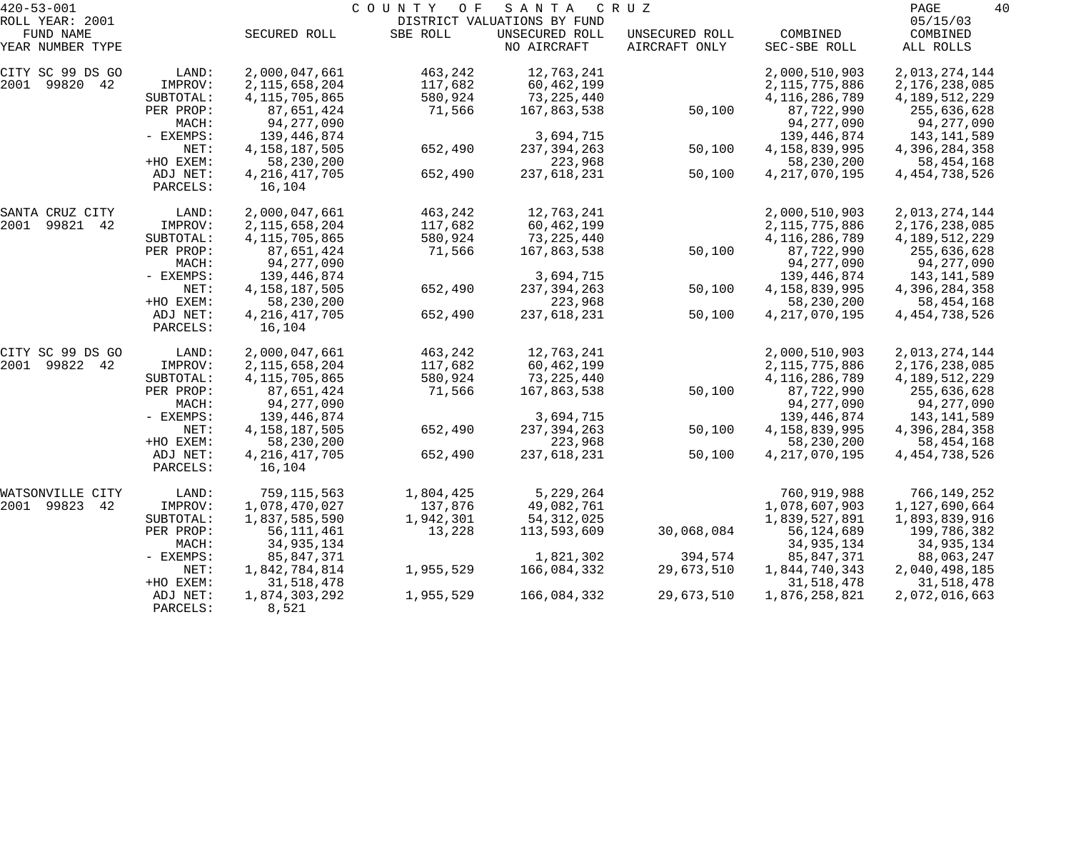420-53-001 COUNTY OF SANTA CRUZ
ROLL YEAR: 2001 DISTRICT VALUATIONS BY FUND 05/15/03

| FUND NAME YEAR NUMBER TYPE | | SECURED ROLL | SBE ROLL | UNSECURED ROLL NO AIRCRAFT | UNSECURED ROLL AIRCRAFT ONLY | COMBINED SEC-SBE ROLL | COMBINED ALL ROLLS |
|---|---|---|---|---|---|---|---|
| CITY SC 99 DS GO | LAND: | 2,000,047,661 | 463,242 | 12,763,241 | | 2,000,510,903 | 2,013,274,144 |
| 2001 99820 42 | IMPROV: | 2,115,658,204 | 117,682 | 60,462,199 | | 2,115,775,886 | 2,176,238,085 |
| | SUBTOTAL: | 4,115,705,865 | 580,924 | 73,225,440 | | 4,116,286,789 | 4,189,512,229 |
| | PER PROP: | 87,651,424 | 71,566 | 167,863,538 | 50,100 | 87,722,990 | 255,636,628 |
| | MACH: | 94,277,090 | | | | 94,277,090 | 94,277,090 |
| | - EXEMPS: | 139,446,874 | | 3,694,715 | | 139,446,874 | 143,141,589 |
| | NET: | 4,158,187,505 | 652,490 | 237,394,263 | 50,100 | 4,158,839,995 | 4,396,284,358 |
| | +HO EXEM: | 58,230,200 | | 223,968 | | 58,230,200 | 58,454,168 |
| | ADJ NET: | 4,216,417,705 | 652,490 | 237,618,231 | 50,100 | 4,217,070,195 | 4,454,738,526 |
| | PARCELS: | 16,104 | | | | | |
| SANTA CRUZ CITY | LAND: | 2,000,047,661 | 463,242 | 12,763,241 | | 2,000,510,903 | 2,013,274,144 |
| 2001 99821 42 | IMPROV: | 2,115,658,204 | 117,682 | 60,462,199 | | 2,115,775,886 | 2,176,238,085 |
| | SUBTOTAL: | 4,115,705,865 | 580,924 | 73,225,440 | | 4,116,286,789 | 4,189,512,229 |
| | PER PROP: | 87,651,424 | 71,566 | 167,863,538 | 50,100 | 87,722,990 | 255,636,628 |
| | MACH: | 94,277,090 | | | | 94,277,090 | 94,277,090 |
| | - EXEMPS: | 139,446,874 | | 3,694,715 | | 139,446,874 | 143,141,589 |
| | NET: | 4,158,187,505 | 652,490 | 237,394,263 | 50,100 | 4,158,839,995 | 4,396,284,358 |
| | +HO EXEM: | 58,230,200 | | 223,968 | | 58,230,200 | 58,454,168 |
| | ADJ NET: | 4,216,417,705 | 652,490 | 237,618,231 | 50,100 | 4,217,070,195 | 4,454,738,526 |
| | PARCELS: | 16,104 | | | | | |
| CITY SC 99 DS GO | LAND: | 2,000,047,661 | 463,242 | 12,763,241 | | 2,000,510,903 | 2,013,274,144 |
| 2001 99822 42 | IMPROV: | 2,115,658,204 | 117,682 | 60,462,199 | | 2,115,775,886 | 2,176,238,085 |
| | SUBTOTAL: | 4,115,705,865 | 580,924 | 73,225,440 | | 4,116,286,789 | 4,189,512,229 |
| | PER PROP: | 87,651,424 | 71,566 | 167,863,538 | 50,100 | 87,722,990 | 255,636,628 |
| | MACH: | 94,277,090 | | | | 94,277,090 | 94,277,090 |
| | - EXEMPS: | 139,446,874 | | 3,694,715 | | 139,446,874 | 143,141,589 |
| | NET: | 4,158,187,505 | 652,490 | 237,394,263 | 50,100 | 4,158,839,995 | 4,396,284,358 |
| | +HO EXEM: | 58,230,200 | | 223,968 | | 58,230,200 | 58,454,168 |
| | ADJ NET: | 4,216,417,705 | 652,490 | 237,618,231 | 50,100 | 4,217,070,195 | 4,454,738,526 |
| | PARCELS: | 16,104 | | | | | |
| WATSONVILLE CITY | LAND: | 759,115,563 | 1,804,425 | 5,229,264 | | 760,919,988 | 766,149,252 |
| 2001 99823 42 | IMPROV: | 1,078,470,027 | 137,876 | 49,082,761 | | 1,078,607,903 | 1,127,690,664 |
| | SUBTOTAL: | 1,837,585,590 | 1,942,301 | 54,312,025 | | 1,839,527,891 | 1,893,839,916 |
| | PER PROP: | 56,111,461 | 13,228 | 113,593,609 | 30,068,084 | 56,124,689 | 199,786,382 |
| | MACH: | 34,935,134 | | | | 34,935,134 | 34,935,134 |
| | - EXEMPS: | 85,847,371 | | 1,821,302 | 394,574 | 85,847,371 | 88,063,247 |
| | NET: | 1,842,784,814 | 1,955,529 | 166,084,332 | 29,673,510 | 1,844,740,343 | 2,040,498,185 |
| | +HO EXEM: | 31,518,478 | | | | 31,518,478 | 31,518,478 |
| | ADJ NET: | 1,874,303,292 | 1,955,529 | 166,084,332 | 29,673,510 | 1,876,258,821 | 2,072,016,663 |
| | PARCELS: | 8,521 | | | | | |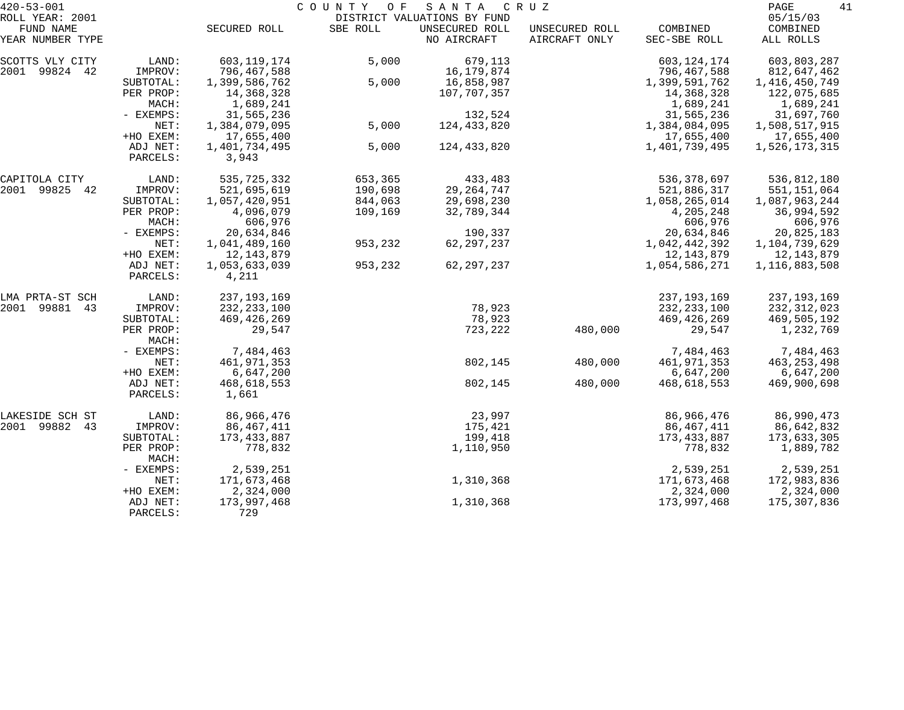420-53-001 COUNTY OF SANTA CRUZ

ROLL YEAR: 2001 DISTRICT VALUATIONS BY FUND 05/15/03

| FUND NAME YEAR NUMBER TYPE | | SECURED ROLL | SBE ROLL | UNSECURED ROLL NO AIRCRAFT | UNSECURED ROLL AIRCRAFT ONLY | COMBINED SEC-SBE ROLL | COMBINED ALL ROLLS |
|---|---|---|---|---|---|---|---|
| SCOTTS VLY CITY | LAND: | 603,119,174 | 5,000 | 679,113 | | 603,124,174 | 603,803,287 |
| 2001 99824 42 | IMPROV: | 796,467,588 | | 16,179,874 | | 796,467,588 | 812,647,462 |
| | SUBTOTAL: | 1,399,586,762 | 5,000 | 16,858,987 | | 1,399,591,762 | 1,416,450,749 |
| | PER PROP: | 14,368,328 | | 107,707,357 | | 14,368,328 | 122,075,685 |
| | MACH: | 1,689,241 | | | | 1,689,241 | 1,689,241 |
| | - EXEMPS: | 31,565,236 | | 132,524 | | 31,565,236 | 31,697,760 |
| | NET: | 1,384,079,095 | 5,000 | 124,433,820 | | 1,384,084,095 | 1,508,517,915 |
| | +HO EXEM: | 17,655,400 | | | | 17,655,400 | 17,655,400 |
| | ADJ NET: | 1,401,734,495 | 5,000 | 124,433,820 | | 1,401,739,495 | 1,526,173,315 |
| | PARCELS: | 3,943 | | | | | |
| CAPITOLA CITY | LAND: | 535,725,332 | 653,365 | 433,483 | | 536,378,697 | 536,812,180 |
| 2001 99825 42 | IMPROV: | 521,695,619 | 190,698 | 29,264,747 | | 521,886,317 | 551,151,064 |
| | SUBTOTAL: | 1,057,420,951 | 844,063 | 29,698,230 | | 1,058,265,014 | 1,087,963,244 |
| | PER PROP: | 4,096,079 | 109,169 | 32,789,344 | | 4,205,248 | 36,994,592 |
| | MACH: | 606,976 | | | | 606,976 | 606,976 |
| | - EXEMPS: | 20,634,846 | | 190,337 | | 20,634,846 | 20,825,183 |
| | NET: | 1,041,489,160 | 953,232 | 62,297,237 | | 1,042,442,392 | 1,104,739,629 |
| | +HO EXEM: | 12,143,879 | | | | 12,143,879 | 12,143,879 |
| | ADJ NET: | 1,053,633,039 | 953,232 | 62,297,237 | | 1,054,586,271 | 1,116,883,508 |
| | PARCELS: | 4,211 | | | | | |
| LMA PRTA-ST SCH | LAND: | 237,193,169 | | | | 237,193,169 | 237,193,169 |
| 2001 99881 43 | IMPROV: | 232,233,100 | | 78,923 | | 232,233,100 | 232,312,023 |
| | SUBTOTAL: | 469,426,269 | | 78,923 | | 469,426,269 | 469,505,192 |
| | PER PROP: | 29,547 | | 723,222 | 480,000 | 29,547 | 1,232,769 |
| | MACH: | | | | | | |
| | - EXEMPS: | 7,484,463 | | | | 7,484,463 | 7,484,463 |
| | NET: | 461,971,353 | | 802,145 | 480,000 | 461,971,353 | 463,253,498 |
| | +HO EXEM: | 6,647,200 | | | | 6,647,200 | 6,647,200 |
| | ADJ NET: | 468,618,553 | | 802,145 | 480,000 | 468,618,553 | 469,900,698 |
| | PARCELS: | 1,661 | | | | | |
| LAKESIDE SCH ST | LAND: | 86,966,476 | | 23,997 | | 86,966,476 | 86,990,473 |
| 2001 99882 43 | IMPROV: | 86,467,411 | | 175,421 | | 86,467,411 | 86,642,832 |
| | SUBTOTAL: | 173,433,887 | | 199,418 | | 173,433,887 | 173,633,305 |
| | PER PROP: | 778,832 | | 1,110,950 | | 778,832 | 1,889,782 |
| | MACH: | | | | | | |
| | - EXEMPS: | 2,539,251 | | | | 2,539,251 | 2,539,251 |
| | NET: | 171,673,468 | | 1,310,368 | | 171,673,468 | 172,983,836 |
| | +HO EXEM: | 2,324,000 | | | | 2,324,000 | 2,324,000 |
| | ADJ NET: | 173,997,468 | | 1,310,368 | | 173,997,468 | 175,307,836 |
| | PARCELS: | 729 | | | | | |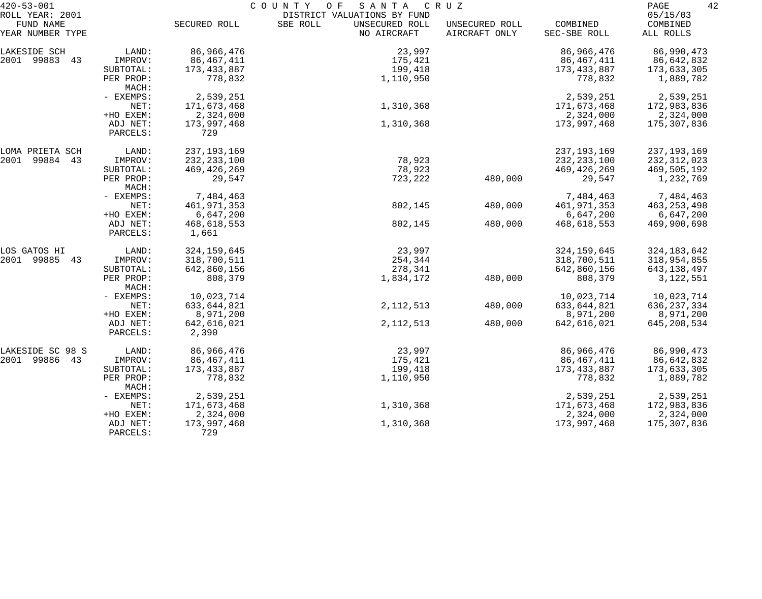420-53-001 COUNTY OF SANTA CRUZ

ROLL YEAR: 2001 DISTRICT VALUATIONS BY FUND 05/15/03

| FUND NAME YEAR NUMBER TYPE | | SECURED ROLL | SBE ROLL | UNSECURED ROLL NO AIRCRAFT | UNSECURED ROLL AIRCRAFT ONLY | COMBINED SEC-SBE ROLL | COMBINED ALL ROLLS |
|---|---|---|---|---|---|---|---|
| LAKESIDE SCH | LAND: | 86,966,476 | | 23,997 | | 86,966,476 | 86,990,473 |
| 2001 99883 43 | IMPROV: | 86,467,411 | | 175,421 | | 86,467,411 | 86,642,832 |
| | SUBTOTAL: | 173,433,887 | | 199,418 | | 173,433,887 | 173,633,305 |
| | PER PROP: | 778,832 | | 1,110,950 | | 778,832 | 1,889,782 |
| | MACH: | | | | | | |
| | - EXEMPS: | 2,539,251 | | | | 2,539,251 | 2,539,251 |
| | NET: | 171,673,468 | | 1,310,368 | | 171,673,468 | 172,983,836 |
| | +HO EXEM: | 2,324,000 | | | | 2,324,000 | 2,324,000 |
| | ADJ NET: | 173,997,468 | | 1,310,368 | | 173,997,468 | 175,307,836 |
| | PARCELS: | 729 | | | | | |
| LOMA PRIETA SCH | LAND: | 237,193,169 | | | | 237,193,169 | 237,193,169 |
| 2001 99884 43 | IMPROV: | 232,233,100 | | 78,923 | | 232,233,100 | 232,312,023 |
| | SUBTOTAL: | 469,426,269 | | 78,923 | | 469,426,269 | 469,505,192 |
| | PER PROP: | 29,547 | | 723,222 | 480,000 | 29,547 | 1,232,769 |
| | MACH: | | | | | | |
| | - EXEMPS: | 7,484,463 | | | | 7,484,463 | 7,484,463 |
| | NET: | 461,971,353 | | 802,145 | 480,000 | 461,971,353 | 463,253,498 |
| | +HO EXEM: | 6,647,200 | | | | 6,647,200 | 6,647,200 |
| | ADJ NET: | 468,618,553 | | 802,145 | 480,000 | 468,618,553 | 469,900,698 |
| | PARCELS: | 1,661 | | | | | |
| LOS GATOS HI | LAND: | 324,159,645 | | 23,997 | | 324,159,645 | 324,183,642 |
| 2001 99885 43 | IMPROV: | 318,700,511 | | 254,344 | | 318,700,511 | 318,954,855 |
| | SUBTOTAL: | 642,860,156 | | 278,341 | | 642,860,156 | 643,138,497 |
| | PER PROP: | 808,379 | | 1,834,172 | 480,000 | 808,379 | 3,122,551 |
| | MACH: | | | | | | |
| | - EXEMPS: | 10,023,714 | | | | 10,023,714 | 10,023,714 |
| | NET: | 633,644,821 | | 2,112,513 | 480,000 | 633,644,821 | 636,237,334 |
| | +HO EXEM: | 8,971,200 | | | | 8,971,200 | 8,971,200 |
| | ADJ NET: | 642,616,021 | | 2,112,513 | 480,000 | 642,616,021 | 645,208,534 |
| | PARCELS: | 2,390 | | | | | |
| LAKESIDE SC 98 S | LAND: | 86,966,476 | | 23,997 | | 86,966,476 | 86,990,473 |
| 2001 99886 43 | IMPROV: | 86,467,411 | | 175,421 | | 86,467,411 | 86,642,832 |
| | SUBTOTAL: | 173,433,887 | | 199,418 | | 173,433,887 | 173,633,305 |
| | PER PROP: | 778,832 | | 1,110,950 | | 778,832 | 1,889,782 |
| | MACH: | | | | | | |
| | - EXEMPS: | 2,539,251 | | | | 2,539,251 | 2,539,251 |
| | NET: | 171,673,468 | | 1,310,368 | | 171,673,468 | 172,983,836 |
| | +HO EXEM: | 2,324,000 | | | | 2,324,000 | 2,324,000 |
| | ADJ NET: | 173,997,468 | | 1,310,368 | | 173,997,468 | 175,307,836 |
| | PARCELS: | 729 | | | | | |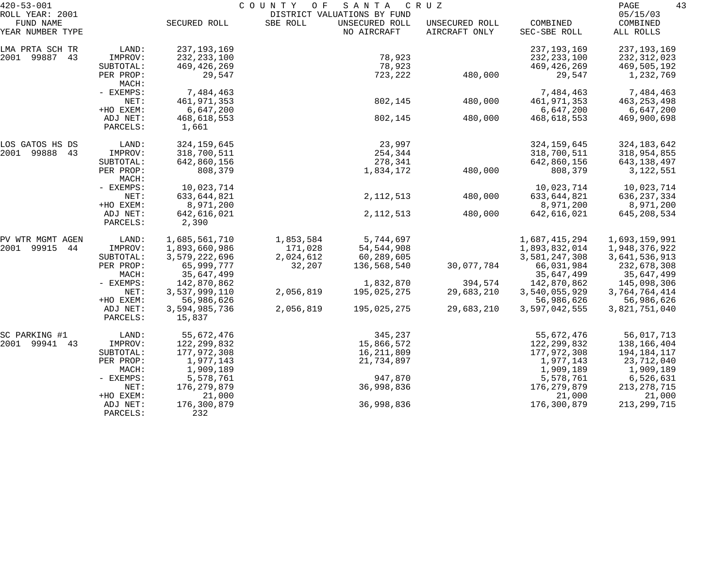420-53-001 COUNTY OF SANTA CRUZ

ROLL YEAR: 2001 — DISTRICT VALUATIONS BY FUND — 05/15/03

| FUND NAME YEAR NUMBER TYPE | | SECURED ROLL | SBE ROLL | UNSECURED ROLL NO AIRCRAFT | UNSECURED ROLL AIRCRAFT ONLY | COMBINED SEC-SBE ROLL | COMBINED ALL ROLLS |
|---|---|---|---|---|---|---|---|
| LMA PRTA SCH TR | LAND: | 237,193,169 | | | | 237,193,169 | 237,193,169 |
| 2001 99887 43 | IMPROV: | 232,233,100 | | 78,923 | | 232,233,100 | 232,312,023 |
| | SUBTOTAL: | 469,426,269 | | 78,923 | | 469,426,269 | 469,505,192 |
| | PER PROP: | 29,547 | | 723,222 | 480,000 | 29,547 | 1,232,769 |
| | MACH: | | | | | | |
| | - EXEMPS: | 7,484,463 | | | | 7,484,463 | 7,484,463 |
| | NET: | 461,971,353 | | 802,145 | 480,000 | 461,971,353 | 463,253,498 |
| | +HO EXEM: | 6,647,200 | | | | 6,647,200 | 6,647,200 |
| | ADJ NET: | 468,618,553 | | 802,145 | 480,000 | 468,618,553 | 469,900,698 |
| | PARCELS: | 1,661 | | | | | |
| LOS GATOS HS DS | LAND: | 324,159,645 | | 23,997 | | 324,159,645 | 324,183,642 |
| 2001 99888 43 | IMPROV: | 318,700,511 | | 254,344 | | 318,700,511 | 318,954,855 |
| | SUBTOTAL: | 642,860,156 | | 278,341 | | 642,860,156 | 643,138,497 |
| | PER PROP: | 808,379 | | 1,834,172 | 480,000 | 808,379 | 3,122,551 |
| | MACH: | | | | | | |
| | - EXEMPS: | 10,023,714 | | | | 10,023,714 | 10,023,714 |
| | NET: | 633,644,821 | | 2,112,513 | 480,000 | 633,644,821 | 636,237,334 |
| | +HO EXEM: | 8,971,200 | | | | 8,971,200 | 8,971,200 |
| | ADJ NET: | 642,616,021 | | 2,112,513 | 480,000 | 642,616,021 | 645,208,534 |
| | PARCELS: | 2,390 | | | | | |
| PV WTR MGMT AGEN | LAND: | 1,685,561,710 | 1,853,584 | 5,744,697 | | 1,687,415,294 | 1,693,159,991 |
| 2001 99915 44 | IMPROV: | 1,893,660,986 | 171,028 | 54,544,908 | | 1,893,832,014 | 1,948,376,922 |
| | SUBTOTAL: | 3,579,222,696 | 2,024,612 | 60,289,605 | | 3,581,247,308 | 3,641,536,913 |
| | PER PROP: | 65,999,777 | 32,207 | 136,568,540 | 30,077,784 | 66,031,984 | 232,678,308 |
| | MACH: | 35,647,499 | | | | 35,647,499 | 35,647,499 |
| | - EXEMPS: | 142,870,862 | | 1,832,870 | 394,574 | 142,870,862 | 145,098,306 |
| | NET: | 3,537,999,110 | 2,056,819 | 195,025,275 | 29,683,210 | 3,540,055,929 | 3,764,764,414 |
| | +HO EXEM: | 56,986,626 | | | | 56,986,626 | 56,986,626 |
| | ADJ NET: | 3,594,985,736 | 2,056,819 | 195,025,275 | 29,683,210 | 3,597,042,555 | 3,821,751,040 |
| | PARCELS: | 15,837 | | | | | |
| SC PARKING #1 | LAND: | 55,672,476 | | 345,237 | | 55,672,476 | 56,017,713 |
| 2001 99941 43 | IMPROV: | 122,299,832 | | 15,866,572 | | 122,299,832 | 138,166,404 |
| | SUBTOTAL: | 177,972,308 | | 16,211,809 | | 177,972,308 | 194,184,117 |
| | PER PROP: | 1,977,143 | | 21,734,897 | | 1,977,143 | 23,712,040 |
| | MACH: | 1,909,189 | | | | 1,909,189 | 1,909,189 |
| | - EXEMPS: | 5,578,761 | | 947,870 | | 5,578,761 | 6,526,631 |
| | NET: | 176,279,879 | | 36,998,836 | | 176,279,879 | 213,278,715 |
| | +HO EXEM: | 21,000 | | | | 21,000 | 21,000 |
| | ADJ NET: | 176,300,879 | | 36,998,836 | | 176,300,879 | 213,299,715 |
| | PARCELS: | 232 | | | | | |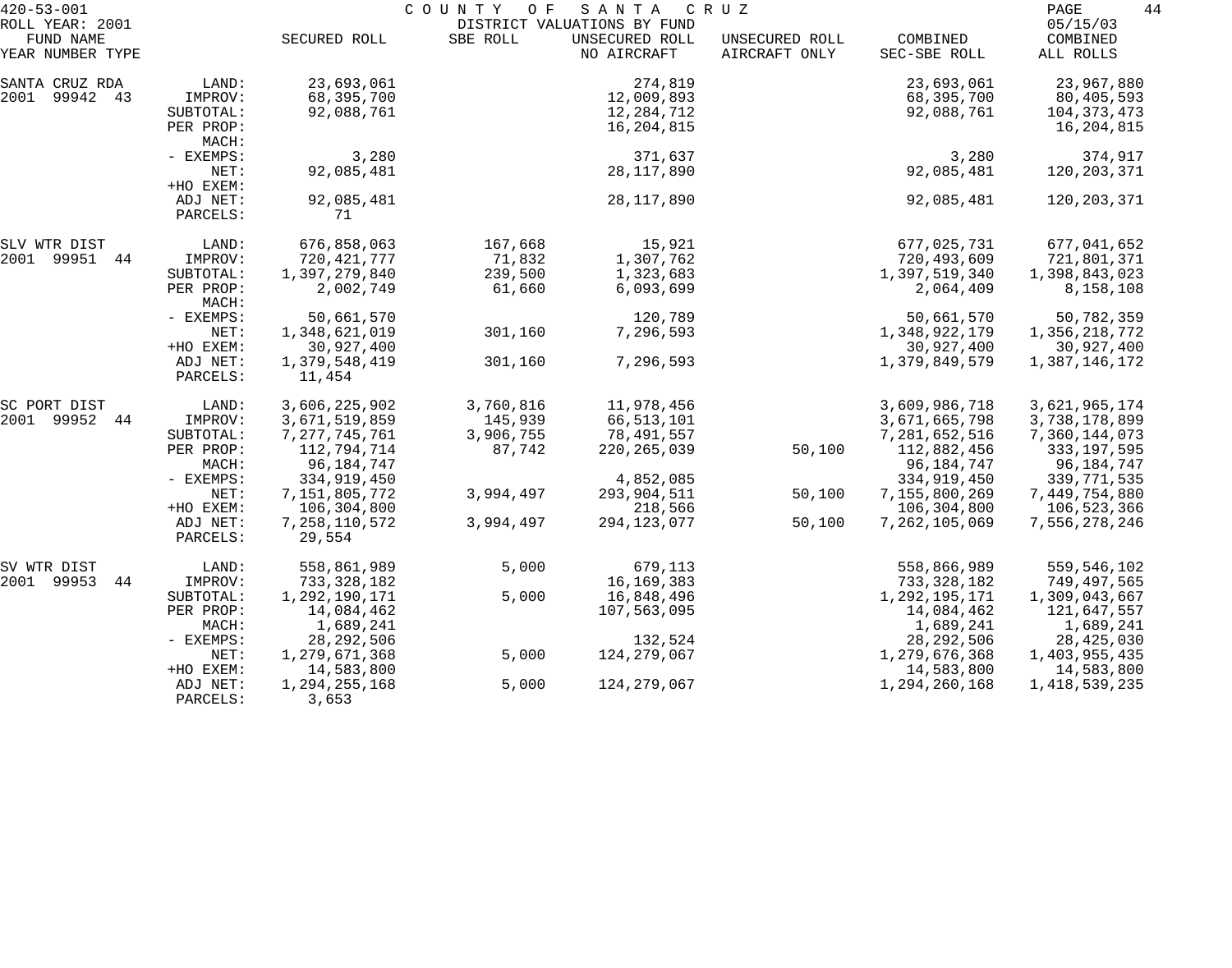420-53-001 COUNTY OF SANTA CRUZ
ROLL YEAR: 2001 DISTRICT VALUATIONS BY FUND 05/15/03

| FUND NAME YEAR NUMBER TYPE | | SECURED ROLL | SBE ROLL | UNSECURED ROLL NO AIRCRAFT | UNSECURED ROLL AIRCRAFT ONLY | COMBINED SEC-SBE ROLL | COMBINED ALL ROLLS |
|---|---|---|---|---|---|---|---|
| SANTA CRUZ RDA | LAND: | 23,693,061 | | 274,819 | | 23,693,061 | 23,967,880 |
| 2001 99942 43 | IMPROV: | 68,395,700 | | 12,009,893 | | 68,395,700 | 80,405,593 |
| | SUBTOTAL: | 92,088,761 | | 12,284,712 | | 92,088,761 | 104,373,473 |
| | PER PROP: | | | 16,204,815 | | | 16,204,815 |
| | MACH: | | | | | | |
| | - EXEMPS: | 3,280 | | 371,637 | | 3,280 | 374,917 |
| | NET: | 92,085,481 | | 28,117,890 | | 92,085,481 | 120,203,371 |
| | +HO EXEM: | | | | | | |
| | ADJ NET: | 92,085,481 | | 28,117,890 | | 92,085,481 | 120,203,371 |
| | PARCELS: | 71 | | | | | |
| SLV WTR DIST | LAND: | 676,858,063 | 167,668 | 15,921 | | 677,025,731 | 677,041,652 |
| 2001 99951 44 | IMPROV: | 720,421,777 | 71,832 | 1,307,762 | | 720,493,609 | 721,801,371 |
| | SUBTOTAL: | 1,397,279,840 | 239,500 | 1,323,683 | | 1,397,519,340 | 1,398,843,023 |
| | PER PROP: | 2,002,749 | 61,660 | 6,093,699 | | 2,064,409 | 8,158,108 |
| | MACH: | | | | | | |
| | - EXEMPS: | 50,661,570 | | 120,789 | | 50,661,570 | 50,782,359 |
| | NET: | 1,348,621,019 | 301,160 | 7,296,593 | | 1,348,922,179 | 1,356,218,772 |
| | +HO EXEM: | 30,927,400 | | | | 30,927,400 | 30,927,400 |
| | ADJ NET: | 1,379,548,419 | 301,160 | 7,296,593 | | 1,379,849,579 | 1,387,146,172 |
| | PARCELS: | 11,454 | | | | | |
| SC PORT DIST | LAND: | 3,606,225,902 | 3,760,816 | 11,978,456 | | 3,609,986,718 | 3,621,965,174 |
| 2001 99952 44 | IMPROV: | 3,671,519,859 | 145,939 | 66,513,101 | | 3,671,665,798 | 3,738,178,899 |
| | SUBTOTAL: | 7,277,745,761 | 3,906,755 | 78,491,557 | | 7,281,652,516 | 7,360,144,073 |
| | PER PROP: | 112,794,714 | 87,742 | 220,265,039 | 50,100 | 112,882,456 | 333,197,595 |
| | MACH: | 96,184,747 | | | | 96,184,747 | 96,184,747 |
| | - EXEMPS: | 334,919,450 | | 4,852,085 | | 334,919,450 | 339,771,535 |
| | NET: | 7,151,805,772 | 3,994,497 | 293,904,511 | 50,100 | 7,155,800,269 | 7,449,754,880 |
| | +HO EXEM: | 106,304,800 | | 218,566 | | 106,304,800 | 106,523,366 |
| | ADJ NET: | 7,258,110,572 | 3,994,497 | 294,123,077 | 50,100 | 7,262,105,069 | 7,556,278,246 |
| | PARCELS: | 29,554 | | | | | |
| SV WTR DIST | LAND: | 558,861,989 | 5,000 | 679,113 | | 558,866,989 | 559,546,102 |
| 2001 99953 44 | IMPROV: | 733,328,182 | | 16,169,383 | | 733,328,182 | 749,497,565 |
| | SUBTOTAL: | 1,292,190,171 | 5,000 | 16,848,496 | | 1,292,195,171 | 1,309,043,667 |
| | PER PROP: | 14,084,462 | | 107,563,095 | | 14,084,462 | 121,647,557 |
| | MACH: | 1,689,241 | | | | 1,689,241 | 1,689,241 |
| | - EXEMPS: | 28,292,506 | | 132,524 | | 28,292,506 | 28,425,030 |
| | NET: | 1,279,671,368 | 5,000 | 124,279,067 | | 1,279,676,368 | 1,403,955,435 |
| | +HO EXEM: | 14,583,800 | | | | 14,583,800 | 14,583,800 |
| | ADJ NET: | 1,294,255,168 | 5,000 | 124,279,067 | | 1,294,260,168 | 1,418,539,235 |
| | PARCELS: | 3,653 | | | | | |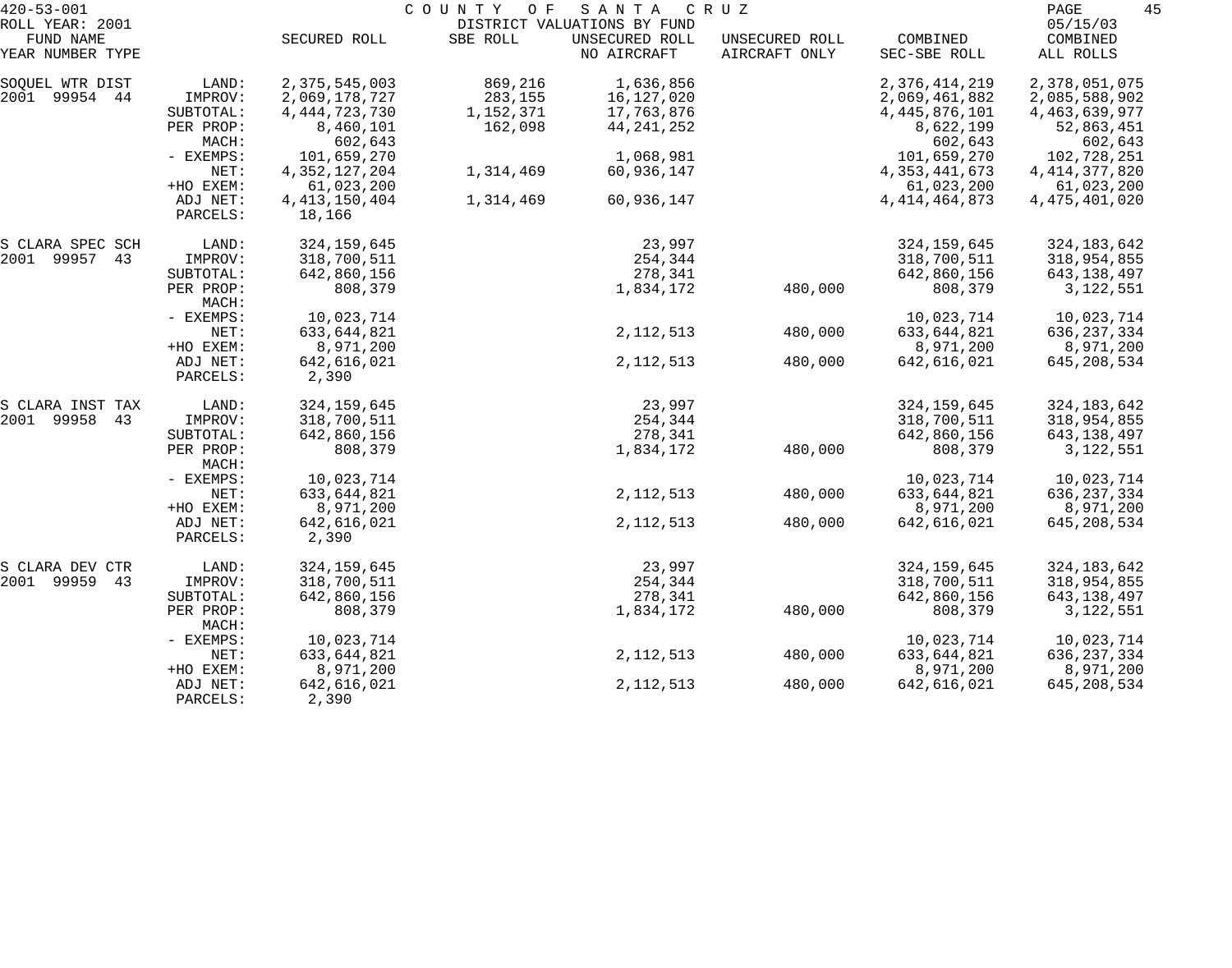420-53-001 COUNTY OF SANTA CRUZ
ROLL YEAR: 2001 DISTRICT VALUATIONS BY FUND 05/15/03

| FUND NAME YEAR NUMBER TYPE | | SECURED ROLL | SBE ROLL | UNSECURED ROLL NO AIRCRAFT | UNSECURED ROLL AIRCRAFT ONLY | COMBINED SEC-SBE ROLL | COMBINED ALL ROLLS |
|---|---|---|---|---|---|---|---|
| SOQUEL WTR DIST | LAND: | 2,375,545,003 | 869,216 | 1,636,856 | | 2,376,414,219 | 2,378,051,075 |
| 2001 99954 44 | IMPROV: | 2,069,178,727 | 283,155 | 16,127,020 | | 2,069,461,882 | 2,085,588,902 |
| | SUBTOTAL: | 4,444,723,730 | 1,152,371 | 17,763,876 | | 4,445,876,101 | 4,463,639,977 |
| | PER PROP: | 8,460,101 | 162,098 | 44,241,252 | | 8,622,199 | 52,863,451 |
| | MACH: | 602,643 | | | | 602,643 | 602,643 |
| | - EXEMPS: | 101,659,270 | | 1,068,981 | | 101,659,270 | 102,728,251 |
| | NET: | 4,352,127,204 | 1,314,469 | 60,936,147 | | 4,353,441,673 | 4,414,377,820 |
| | +HO EXEM: | 61,023,200 | | | | 61,023,200 | 61,023,200 |
| | ADJ NET: | 4,413,150,404 | 1,314,469 | 60,936,147 | | 4,414,464,873 | 4,475,401,020 |
| | PARCELS: | 18,166 | | | | | |
| S CLARA SPEC SCH | LAND: | 324,159,645 | | 23,997 | | 324,159,645 | 324,183,642 |
| 2001 99957 43 | IMPROV: | 318,700,511 | | 254,344 | | 318,700,511 | 318,954,855 |
| | SUBTOTAL: | 642,860,156 | | 278,341 | | 642,860,156 | 643,138,497 |
| | PER PROP: | 808,379 | | 1,834,172 | 480,000 | 808,379 | 3,122,551 |
| | MACH: | | | | | | |
| | - EXEMPS: | 10,023,714 | | | | 10,023,714 | 10,023,714 |
| | NET: | 633,644,821 | | 2,112,513 | 480,000 | 633,644,821 | 636,237,334 |
| | +HO EXEM: | 8,971,200 | | | | 8,971,200 | 8,971,200 |
| | ADJ NET: | 642,616,021 | | 2,112,513 | 480,000 | 642,616,021 | 645,208,534 |
| | PARCELS: | 2,390 | | | | | |
| S CLARA INST TAX | LAND: | 324,159,645 | | 23,997 | | 324,159,645 | 324,183,642 |
| 2001 99958 43 | IMPROV: | 318,700,511 | | 254,344 | | 318,700,511 | 318,954,855 |
| | SUBTOTAL: | 642,860,156 | | 278,341 | | 642,860,156 | 643,138,497 |
| | PER PROP: | 808,379 | | 1,834,172 | 480,000 | 808,379 | 3,122,551 |
| | MACH: | | | | | | |
| | - EXEMPS: | 10,023,714 | | | | 10,023,714 | 10,023,714 |
| | NET: | 633,644,821 | | 2,112,513 | 480,000 | 633,644,821 | 636,237,334 |
| | +HO EXEM: | 8,971,200 | | | | 8,971,200 | 8,971,200 |
| | ADJ NET: | 642,616,021 | | 2,112,513 | 480,000 | 642,616,021 | 645,208,534 |
| | PARCELS: | 2,390 | | | | | |
| S CLARA DEV CTR | LAND: | 324,159,645 | | 23,997 | | 324,159,645 | 324,183,642 |
| 2001 99959 43 | IMPROV: | 318,700,511 | | 254,344 | | 318,700,511 | 318,954,855 |
| | SUBTOTAL: | 642,860,156 | | 278,341 | | 642,860,156 | 643,138,497 |
| | PER PROP: | 808,379 | | 1,834,172 | 480,000 | 808,379 | 3,122,551 |
| | MACH: | | | | | | |
| | - EXEMPS: | 10,023,714 | | | | 10,023,714 | 10,023,714 |
| | NET: | 633,644,821 | | 2,112,513 | 480,000 | 633,644,821 | 636,237,334 |
| | +HO EXEM: | 8,971,200 | | | | 8,971,200 | 8,971,200 |
| | ADJ NET: | 642,616,021 | | 2,112,513 | 480,000 | 642,616,021 | 645,208,534 |
| | PARCELS: | 2,390 | | | | | |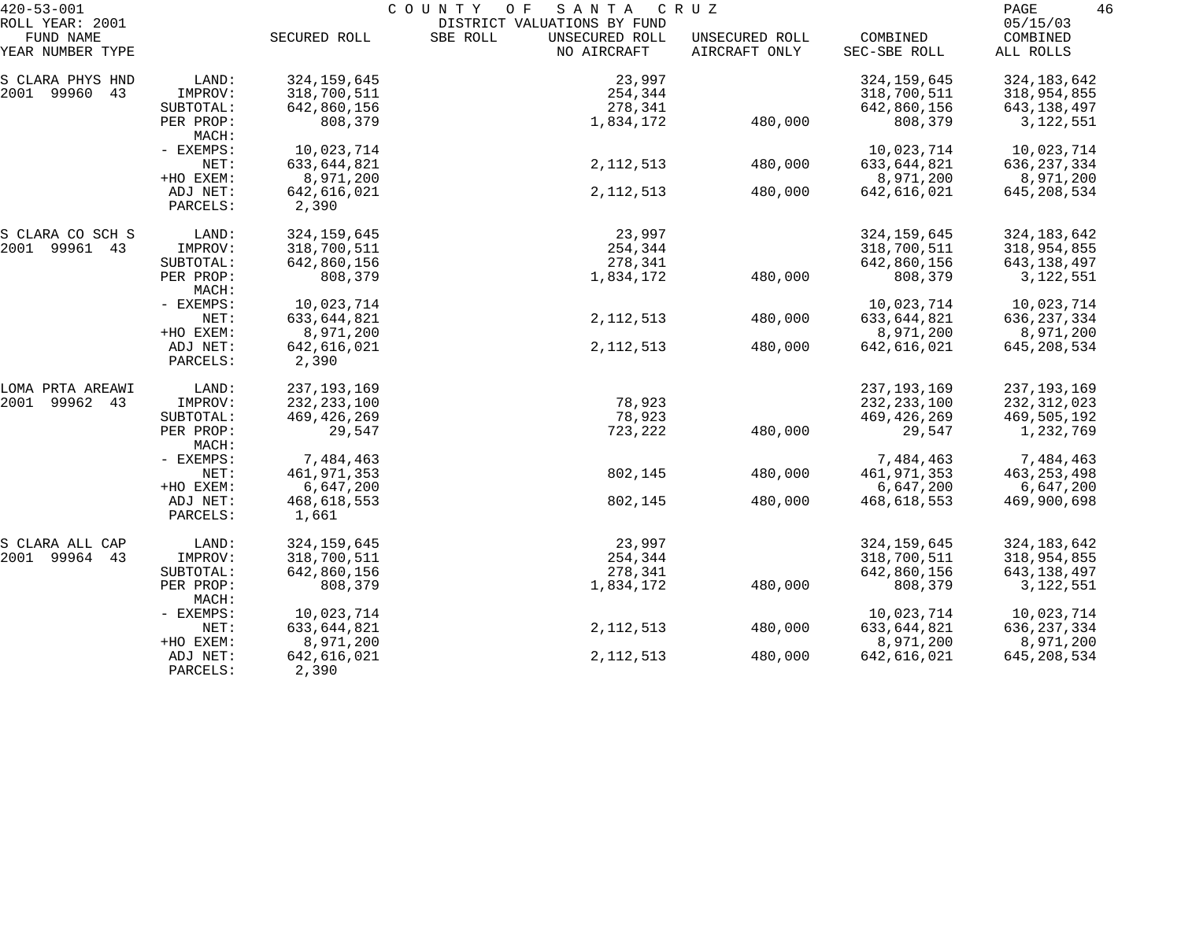420-53-001 COUNTY OF SANTA CRUZ
ROLL YEAR: 2001 DISTRICT VALUATIONS BY FUND 05/15/03

| FUND NAME YEAR NUMBER TYPE | | SECURED ROLL | SBE ROLL | UNSECURED ROLL NO AIRCRAFT | UNSECURED ROLL AIRCRAFT ONLY | COMBINED SEC-SBE ROLL | COMBINED ALL ROLLS |
|---|---|---|---|---|---|---|---|
| S CLARA PHYS HND | LAND: | 324,159,645 | | 23,997 | | 324,159,645 | 324,183,642 |
| 2001 99960 43 | IMPROV: | 318,700,511 | | 254,344 | | 318,700,511 | 318,954,855 |
| | SUBTOTAL: | 642,860,156 | | 278,341 | | 642,860,156 | 643,138,497 |
| | PER PROP: | 808,379 | | 1,834,172 | 480,000 | 808,379 | 3,122,551 |
| | MACH: | | | | | | |
| | - EXEMPS: | 10,023,714 | | | | 10,023,714 | 10,023,714 |
| | NET: | 633,644,821 | | 2,112,513 | 480,000 | 633,644,821 | 636,237,334 |
| | +HO EXEM: | 8,971,200 | | | | 8,971,200 | 8,971,200 |
| | ADJ NET: | 642,616,021 | | 2,112,513 | 480,000 | 642,616,021 | 645,208,534 |
| | PARCELS: | 2,390 | | | | | |
| S CLARA CO SCH S | LAND: | 324,159,645 | | 23,997 | | 324,159,645 | 324,183,642 |
| 2001 99961 43 | IMPROV: | 318,700,511 | | 254,344 | | 318,700,511 | 318,954,855 |
| | SUBTOTAL: | 642,860,156 | | 278,341 | | 642,860,156 | 643,138,497 |
| | PER PROP: | 808,379 | | 1,834,172 | 480,000 | 808,379 | 3,122,551 |
| | MACH: | | | | | | |
| | - EXEMPS: | 10,023,714 | | | | 10,023,714 | 10,023,714 |
| | NET: | 633,644,821 | | 2,112,513 | 480,000 | 633,644,821 | 636,237,334 |
| | +HO EXEM: | 8,971,200 | | | | 8,971,200 | 8,971,200 |
| | ADJ NET: | 642,616,021 | | 2,112,513 | 480,000 | 642,616,021 | 645,208,534 |
| | PARCELS: | 2,390 | | | | | |
| LOMA PRTA AREAWI | LAND: | 237,193,169 | | | | 237,193,169 | 237,193,169 |
| 2001 99962 43 | IMPROV: | 232,233,100 | | 78,923 | | 232,233,100 | 232,312,023 |
| | SUBTOTAL: | 469,426,269 | | 78,923 | | 469,426,269 | 469,505,192 |
| | PER PROP: | 29,547 | | 723,222 | 480,000 | 29,547 | 1,232,769 |
| | MACH: | | | | | | |
| | - EXEMPS: | 7,484,463 | | | | 7,484,463 | 7,484,463 |
| | NET: | 461,971,353 | | 802,145 | 480,000 | 461,971,353 | 463,253,498 |
| | +HO EXEM: | 6,647,200 | | | | 6,647,200 | 6,647,200 |
| | ADJ NET: | 468,618,553 | | 802,145 | 480,000 | 468,618,553 | 469,900,698 |
| | PARCELS: | 1,661 | | | | | |
| S CLARA ALL CAP | LAND: | 324,159,645 | | 23,997 | | 324,159,645 | 324,183,642 |
| 2001 99964 43 | IMPROV: | 318,700,511 | | 254,344 | | 318,700,511 | 318,954,855 |
| | SUBTOTAL: | 642,860,156 | | 278,341 | | 642,860,156 | 643,138,497 |
| | PER PROP: | 808,379 | | 1,834,172 | 480,000 | 808,379 | 3,122,551 |
| | MACH: | | | | | | |
| | - EXEMPS: | 10,023,714 | | | | 10,023,714 | 10,023,714 |
| | NET: | 633,644,821 | | 2,112,513 | 480,000 | 633,644,821 | 636,237,334 |
| | +HO EXEM: | 8,971,200 | | | | 8,971,200 | 8,971,200 |
| | ADJ NET: | 642,616,021 | | 2,112,513 | 480,000 | 642,616,021 | 645,208,534 |
| | PARCELS: | 2,390 | | | | | |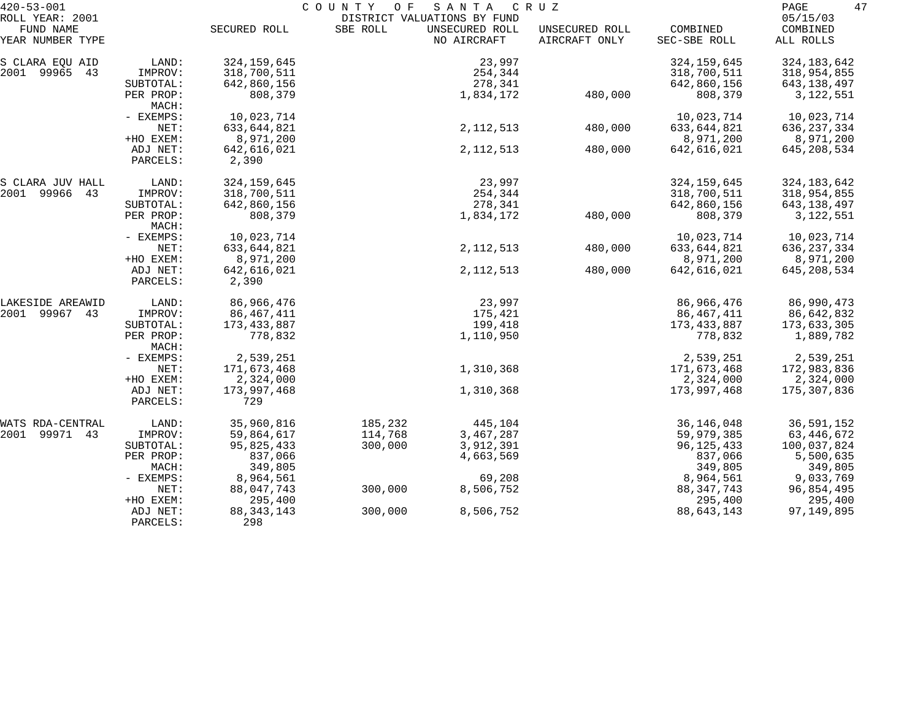420-53-001 COUNTY OF SANTA CRUZ

ROLL YEAR: 2001 DISTRICT VALUATIONS BY FUND 05/15/03

| FUND NAME YEAR NUMBER TYPE | | SECURED ROLL | SBE ROLL | UNSECURED ROLL NO AIRCRAFT | UNSECURED ROLL AIRCRAFT ONLY | COMBINED SEC-SBE ROLL | COMBINED ALL ROLLS |
|---|---|---|---|---|---|---|---|
| S CLARA EQU AID | LAND: | 324,159,645 | | 23,997 | | 324,159,645 | 324,183,642 |
| 2001 99965 43 | IMPROV: | 318,700,511 | | 254,344 | | 318,700,511 | 318,954,855 |
| | SUBTOTAL: | 642,860,156 | | 278,341 | | 642,860,156 | 643,138,497 |
| | PER PROP: | 808,379 | | 1,834,172 | 480,000 | 808,379 | 3,122,551 |
| | MACH: | | | | | | |
| | - EXEMPS: | 10,023,714 | | | | 10,023,714 | 10,023,714 |
| | NET: | 633,644,821 | | 2,112,513 | 480,000 | 633,644,821 | 636,237,334 |
| | +HO EXEM: | 8,971,200 | | | | 8,971,200 | 8,971,200 |
| | ADJ NET: | 642,616,021 | | 2,112,513 | 480,000 | 642,616,021 | 645,208,534 |
| | PARCELS: | 2,390 | | | | | |
| S CLARA JUV HALL | LAND: | 324,159,645 | | 23,997 | | 324,159,645 | 324,183,642 |
| 2001 99966 43 | IMPROV: | 318,700,511 | | 254,344 | | 318,700,511 | 318,954,855 |
| | SUBTOTAL: | 642,860,156 | | 278,341 | | 642,860,156 | 643,138,497 |
| | PER PROP: | 808,379 | | 1,834,172 | 480,000 | 808,379 | 3,122,551 |
| | MACH: | | | | | | |
| | - EXEMPS: | 10,023,714 | | | | 10,023,714 | 10,023,714 |
| | NET: | 633,644,821 | | 2,112,513 | 480,000 | 633,644,821 | 636,237,334 |
| | +HO EXEM: | 8,971,200 | | | | 8,971,200 | 8,971,200 |
| | ADJ NET: | 642,616,021 | | 2,112,513 | 480,000 | 642,616,021 | 645,208,534 |
| | PARCELS: | 2,390 | | | | | |
| LAKESIDE AREAWID | LAND: | 86,966,476 | | 23,997 | | 86,966,476 | 86,990,473 |
| 2001 99967 43 | IMPROV: | 86,467,411 | | 175,421 | | 86,467,411 | 86,642,832 |
| | SUBTOTAL: | 173,433,887 | | 199,418 | | 173,433,887 | 173,633,305 |
| | PER PROP: | 778,832 | | 1,110,950 | | 778,832 | 1,889,782 |
| | MACH: | | | | | | |
| | - EXEMPS: | 2,539,251 | | | | 2,539,251 | 2,539,251 |
| | NET: | 171,673,468 | | 1,310,368 | | 171,673,468 | 172,983,836 |
| | +HO EXEM: | 2,324,000 | | | | 2,324,000 | 2,324,000 |
| | ADJ NET: | 173,997,468 | | 1,310,368 | | 173,997,468 | 175,307,836 |
| | PARCELS: | 729 | | | | | |
| WATS RDA-CENTRAL | LAND: | 35,960,816 | 185,232 | 445,104 | | 36,146,048 | 36,591,152 |
| 2001 99971 43 | IMPROV: | 59,864,617 | 114,768 | 3,467,287 | | 59,979,385 | 63,446,672 |
| | SUBTOTAL: | 95,825,433 | 300,000 | 3,912,391 | | 96,125,433 | 100,037,824 |
| | PER PROP: | 837,066 | | 4,663,569 | | 837,066 | 5,500,635 |
| | MACH: | 349,805 | | | | 349,805 | 349,805 |
| | - EXEMPS: | 8,964,561 | | 69,208 | | 8,964,561 | 9,033,769 |
| | NET: | 88,047,743 | 300,000 | 8,506,752 | | 88,347,743 | 96,854,495 |
| | +HO EXEM: | 295,400 | | | | 295,400 | 295,400 |
| | ADJ NET: | 88,343,143 | 300,000 | 8,506,752 | | 88,643,143 | 97,149,895 |
| | PARCELS: | 298 | | | | | |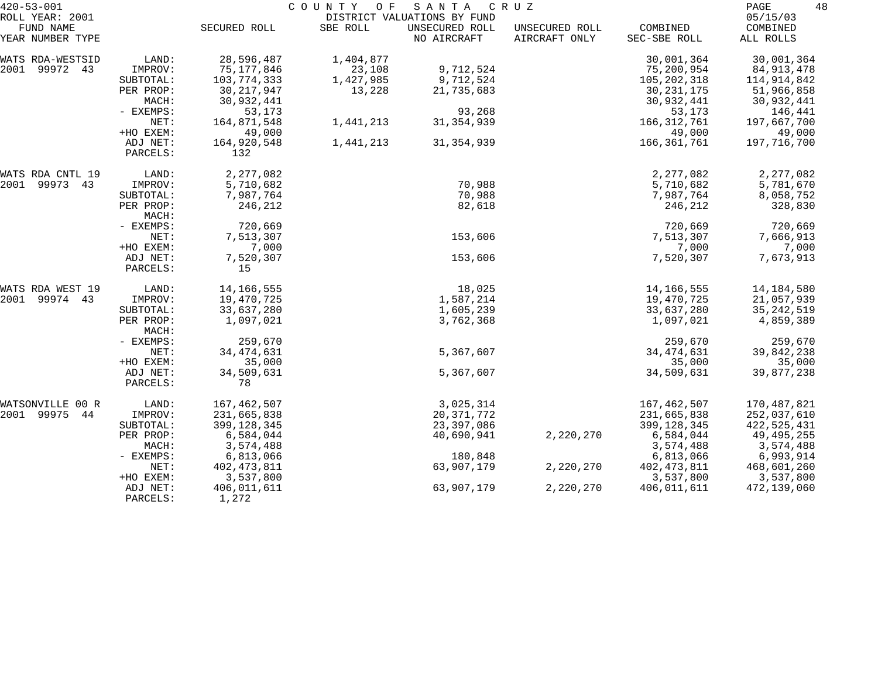420-53-001 COUNTY OF SANTA CRUZ
ROLL YEAR: 2001 DISTRICT VALUATIONS BY FUND 05/15/03

| FUND NAME YEAR NUMBER TYPE | | SECURED ROLL | SBE ROLL | UNSECURED ROLL NO AIRCRAFT | UNSECURED ROLL AIRCRAFT ONLY | COMBINED SEC-SBE ROLL | COMBINED ALL ROLLS |
|---|---|---|---|---|---|---|---|
| WATS RDA-WESTSID | LAND: | 28,596,487 | 1,404,877 | | | 30,001,364 | 30,001,364 |
| 2001 99972 43 | IMPROV: | 75,177,846 | 23,108 | 9,712,524 | | 75,200,954 | 84,913,478 |
| | SUBTOTAL: | 103,774,333 | 1,427,985 | 9,712,524 | | 105,202,318 | 114,914,842 |
| | PER PROP: | 30,217,947 | 13,228 | 21,735,683 | | 30,231,175 | 51,966,858 |
| | MACH: | 30,932,441 | | | | 30,932,441 | 30,932,441 |
| | - EXEMPS: | 53,173 | | 93,268 | | 53,173 | 146,441 |
| | NET: | 164,871,548 | 1,441,213 | 31,354,939 | | 166,312,761 | 197,667,700 |
| | +HO EXEM: | 49,000 | | | | 49,000 | 49,000 |
| | ADJ NET: | 164,920,548 | 1,441,213 | 31,354,939 | | 166,361,761 | 197,716,700 |
| | PARCELS: | 132 | | | | | |
| WATS RDA CNTL 19 | LAND: | 2,277,082 | | | | 2,277,082 | 2,277,082 |
| 2001 99973 43 | IMPROV: | 5,710,682 | | 70,988 | | 5,710,682 | 5,781,670 |
| | SUBTOTAL: | 7,987,764 | | 70,988 | | 7,987,764 | 8,058,752 |
| | PER PROP: | 246,212 | | 82,618 | | 246,212 | 328,830 |
| | MACH: | | | | | | |
| | - EXEMPS: | 720,669 | | | | 720,669 | 720,669 |
| | NET: | 7,513,307 | | 153,606 | | 7,513,307 | 7,666,913 |
| | +HO EXEM: | 7,000 | | | | 7,000 | 7,000 |
| | ADJ NET: | 7,520,307 | | 153,606 | | 7,520,307 | 7,673,913 |
| | PARCELS: | 15 | | | | | |
| WATS RDA WEST 19 | LAND: | 14,166,555 | | 18,025 | | 14,166,555 | 14,184,580 |
| 2001 99974 43 | IMPROV: | 19,470,725 | | 1,587,214 | | 19,470,725 | 21,057,939 |
| | SUBTOTAL: | 33,637,280 | | 1,605,239 | | 33,637,280 | 35,242,519 |
| | PER PROP: | 1,097,021 | | 3,762,368 | | 1,097,021 | 4,859,389 |
| | MACH: | | | | | | |
| | - EXEMPS: | 259,670 | | | | 259,670 | 259,670 |
| | NET: | 34,474,631 | | 5,367,607 | | 34,474,631 | 39,842,238 |
| | +HO EXEM: | 35,000 | | | | 35,000 | 35,000 |
| | ADJ NET: | 34,509,631 | | 5,367,607 | | 34,509,631 | 39,877,238 |
| | PARCELS: | 78 | | | | | |
| WATSONVILLE 00 R | LAND: | 167,462,507 | | 3,025,314 | | 167,462,507 | 170,487,821 |
| 2001 99975 44 | IMPROV: | 231,665,838 | | 20,371,772 | | 231,665,838 | 252,037,610 |
| | SUBTOTAL: | 399,128,345 | | 23,397,086 | | 399,128,345 | 422,525,431 |
| | PER PROP: | 6,584,044 | | 40,690,941 | 2,220,270 | 6,584,044 | 49,495,255 |
| | MACH: | 3,574,488 | | | | 3,574,488 | 3,574,488 |
| | - EXEMPS: | 6,813,066 | | 180,848 | | 6,813,066 | 6,993,914 |
| | NET: | 402,473,811 | | 63,907,179 | 2,220,270 | 402,473,811 | 468,601,260 |
| | +HO EXEM: | 3,537,800 | | | | 3,537,800 | 3,537,800 |
| | ADJ NET: | 406,011,611 | | 63,907,179 | 2,220,270 | 406,011,611 | 472,139,060 |
| | PARCELS: | 1,272 | | | | | |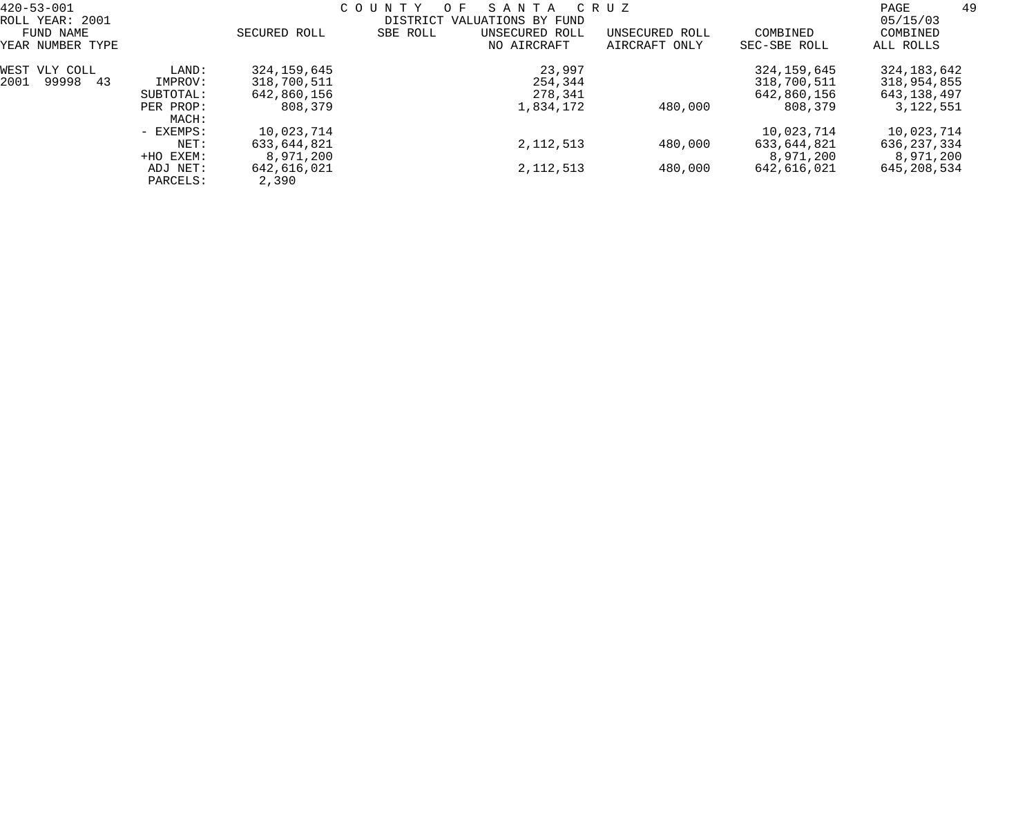420-53-001 COUNTY OF SANTA CRUZ

ROLL YEAR: 2001 DISTRICT VALUATIONS BY FUND 05/15/03

| FUND NAME YEAR NUMBER TYPE | | SECURED ROLL | SBE ROLL | UNSECURED ROLL NO AIRCRAFT | UNSECURED ROLL AIRCRAFT ONLY | COMBINED SEC-SBE ROLL | COMBINED ALL ROLLS |
|---|---|---|---|---|---|---|---|
| WEST VLY COLL | LAND: | 324,159,645 | | 23,997 | | 324,159,645 | 324,183,642 |
| 2001 99998 43 | IMPROV: | 318,700,511 | | 254,344 | | 318,700,511 | 318,954,855 |
| | SUBTOTAL: | 642,860,156 | | 278,341 | | 642,860,156 | 643,138,497 |
| | PER PROP: | 808,379 | | 1,834,172 | 480,000 | 808,379 | 3,122,551 |
| | MACH: | | | | | | |
| | - EXEMPS: | 10,023,714 | | | | 10,023,714 | 10,023,714 |
| | NET: | 633,644,821 | | 2,112,513 | 480,000 | 633,644,821 | 636,237,334 |
| | +HO EXEM: | 8,971,200 | | | | 8,971,200 | 8,971,200 |
| | ADJ NET: | 642,616,021 | | 2,112,513 | 480,000 | 642,616,021 | 645,208,534 |
| | PARCELS: | 2,390 | | | | | |